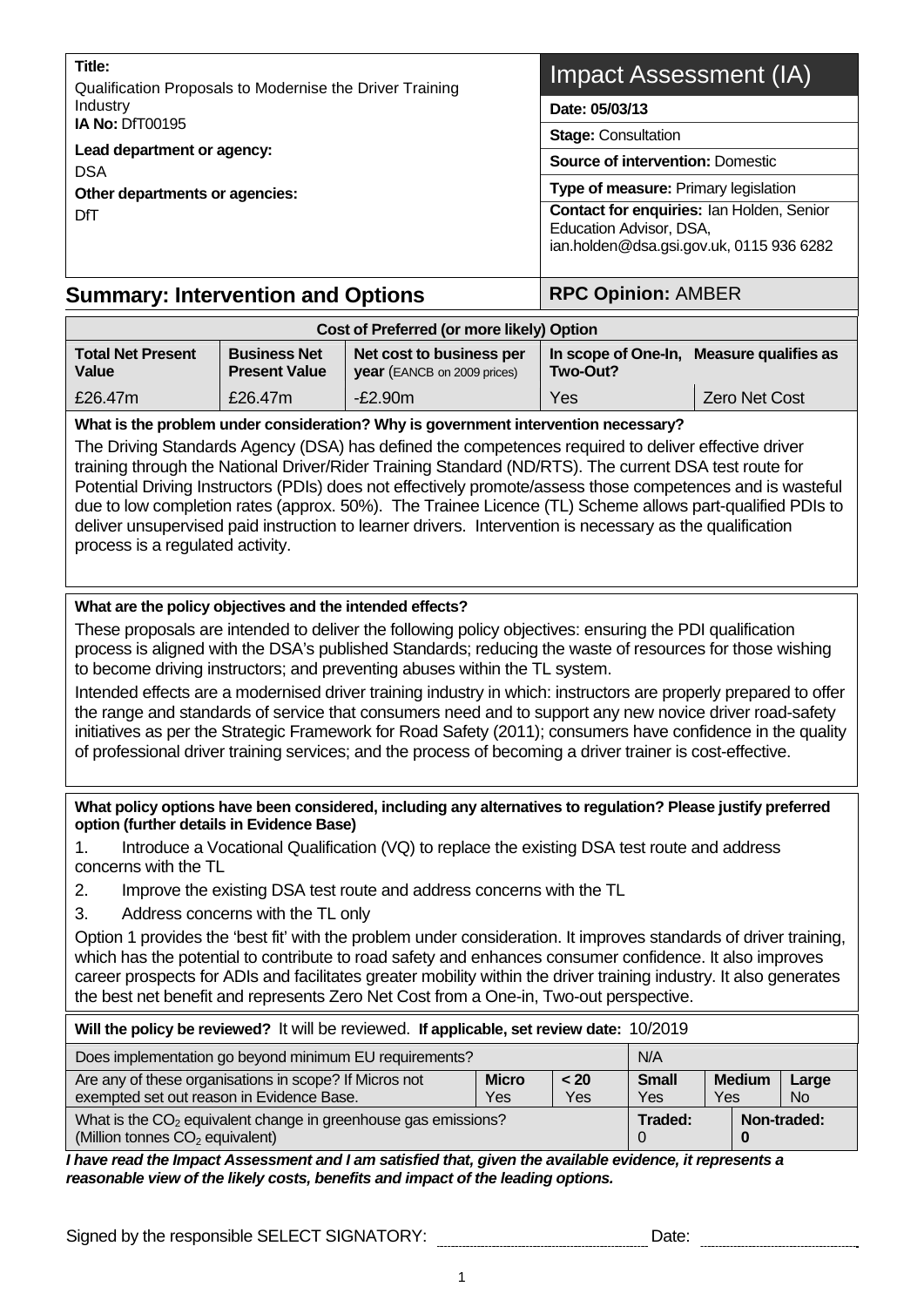**Title:**
Qualification Proposals to Modernise the Driver Training Industry

**IA No:** DfT00195

**Lead department or agency:**
DSA

**Other departments or agencies:**
DfT

# Impact Assessment (IA)

**Date: 05/03/13**

**Stage:** Consultation

**Source of intervention:** Domestic

**Type of measure:** Primary legislation

**Contact for enquiries:** Ian Holden, Senior Education Advisor, DSA, ian.holden@dsa.gsi.gov.uk, 0115 936 6282

## Summary: Intervention and Options

**RPC Opinion:** AMBER

| Cost of Preferred (or more likely) Option | | | | |
|---|---|---|---|---|
| **Total Net Present Value** | **Business Net Present Value** | **Net cost to business per year** (EANCB on 2009 prices) | **In scope of One-In, Two-Out?** | **Measure qualifies as** |
| £26.47m | £26.47m | -£2.90m | Yes | Zero Net Cost |

**What is the problem under consideration? Why is government intervention necessary?**

The Driving Standards Agency (DSA) has defined the competences required to deliver effective driver training through the National Driver/Rider Training Standard (ND/RTS). The current DSA test route for Potential Driving Instructors (PDIs) does not effectively promote/assess those competences and is wasteful due to low completion rates (approx. 50%). The Trainee Licence (TL) Scheme allows part-qualified PDIs to deliver unsupervised paid instruction to learner drivers. Intervention is necessary as the qualification process is a regulated activity.

**What are the policy objectives and the intended effects?**

These proposals are intended to deliver the following policy objectives: ensuring the PDI qualification process is aligned with the DSA's published Standards; reducing the waste of resources for those wishing to become driving instructors; and preventing abuses within the TL system.

Intended effects are a modernised driver training industry in which: instructors are properly prepared to offer the range and standards of service that consumers need and to support any new novice driver road-safety initiatives as per the Strategic Framework for Road Safety (2011); consumers have confidence in the quality of professional driver training services; and the process of becoming a driver trainer is cost-effective.

**What policy options have been considered, including any alternatives to regulation? Please justify preferred option (further details in Evidence Base)**

1. Introduce a Vocational Qualification (VQ) to replace the existing DSA test route and address concerns with the TL
2. Improve the existing DSA test route and address concerns with the TL
3. Address concerns with the TL only

Option 1 provides the 'best fit' with the problem under consideration. It improves standards of driver training, which has the potential to contribute to road safety and enhances consumer confidence. It also improves career prospects for ADIs and facilitates greater mobility within the driver training industry. It also generates the best net benefit and represents Zero Net Cost from a One-in, Two-out perspective.

**Will the policy be reviewed?** It will be reviewed. **If applicable, set review date:** 10/2019

| Does implementation go beyond minimum EU requirements? | | | N/A | | |
|---|---|---|---|---|---|
| Are any of these organisations in scope? If Micros not exempted set out reason in Evidence Base. | **Micro** Yes | **< 20** Yes | **Small** Yes | **Medium** Yes | **Large** No |
| What is the $CO_2$ equivalent change in greenhouse gas emissions? (Million tonnes $CO_2$ equivalent) | | | **Traded:** 0 | | **Non-traded:** 0 |

***I have read the Impact Assessment and I am satisfied that, given the available evidence, it represents a reasonable view of the likely costs, benefits and impact of the leading options.***

Signed by the responsible SELECT SIGNATORY: ______________ Date: ______________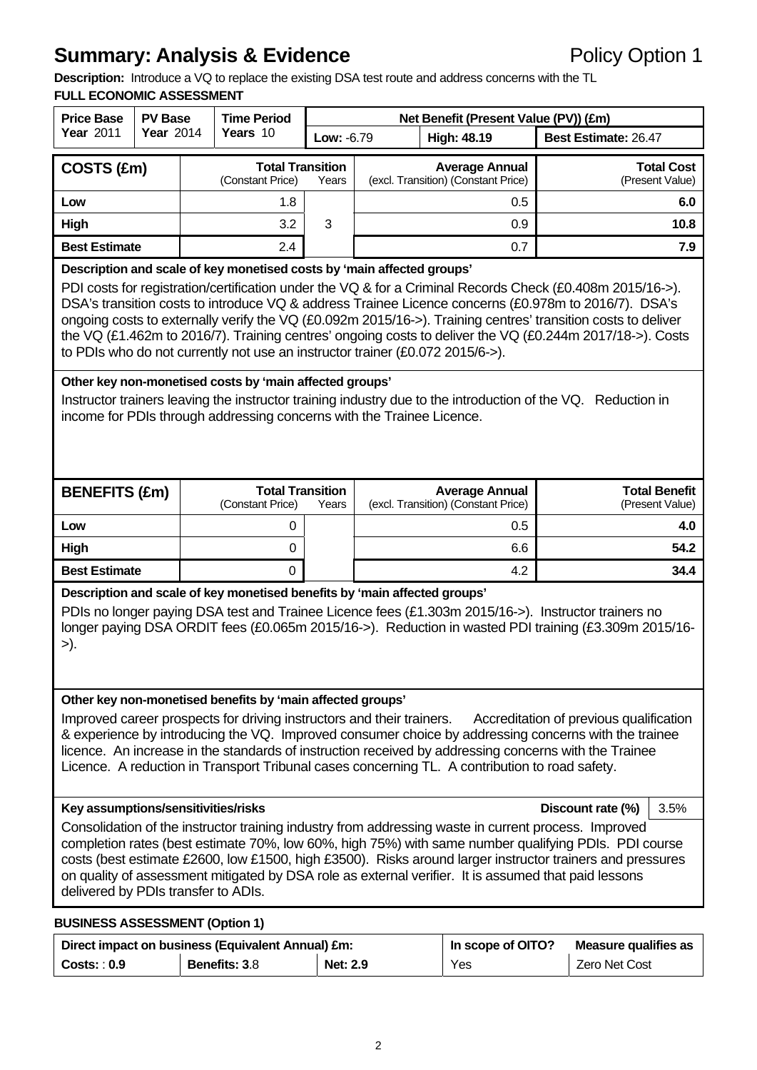# Summary: Analysis & Evidence

Policy Option 1

**Description:** Introduce a VQ to replace the existing DSA test route and address concerns with the TL

**FULL ECONOMIC ASSESSMENT**

| Price Base Year 2011 | PV Base Year 2014 | Time Period Years 10 | Net Benefit (Present Value (PV)) (£m) | | |
|---|---|---|---|---|---|
| | | | Low: -6.79 | High: 48.19 | Best Estimate: 26.47 |

| COSTS (£m) | Total Transition (Constant Price) | Years | Average Annual (excl. Transition) (Constant Price) | Total Cost (Present Value) |
|---|---|---|---|---|
| Low | 1.8 | | 0.5 | 6.0 |
| High | 3.2 | 3 | 0.9 | 10.8 |
| Best Estimate | 2.4 | | 0.7 | 7.9 |

**Description and scale of key monetised costs by 'main affected groups'**

PDI costs for registration/certification under the VQ & for a Criminal Records Check (£0.408m 2015/16->). DSA's transition costs to introduce VQ & address Trainee Licence concerns (£0.978m to 2016/7). DSA's ongoing costs to externally verify the VQ (£0.092m 2015/16->). Training centres' transition costs to deliver the VQ (£1.462m to 2016/7). Training centres' ongoing costs to deliver the VQ (£0.244m 2017/18->). Costs to PDIs who do not currently not use an instructor trainer (£0.072 2015/6->).

**Other key non-monetised costs by 'main affected groups'**

Instructor trainers leaving the instructor training industry due to the introduction of the VQ. Reduction in income for PDIs through addressing concerns with the Trainee Licence.

| BENEFITS (£m) | Total Transition (Constant Price) | Years | Average Annual (excl. Transition) (Constant Price) | Total Benefit (Present Value) |
|---|---|---|---|---|
| Low | 0 | | 0.5 | 4.0 |
| High | 0 | | 6.6 | 54.2 |
| Best Estimate | 0 | | 4.2 | 34.4 |

**Description and scale of key monetised benefits by 'main affected groups'**

PDIs no longer paying DSA test and Trainee Licence fees (£1.303m 2015/16->). Instructor trainers no longer paying DSA ORDIT fees (£0.065m 2015/16->). Reduction in wasted PDI training (£3.309m 2015/16->).

**Other key non-monetised benefits by 'main affected groups'**

Improved career prospects for driving instructors and their trainers. Accreditation of previous qualification & experience by introducing the VQ. Improved consumer choice by addressing concerns with the trainee licence. An increase in the standards of instruction received by addressing concerns with the Trainee Licence. A reduction in Transport Tribunal cases concerning TL. A contribution to road safety.

**Key assumptions/sensitivities/risks** — **Discount rate (%)** 3.5%

Consolidation of the instructor training industry from addressing waste in current process. Improved completion rates (best estimate 70%, low 60%, high 75%) with same number qualifying PDIs. PDI course costs (best estimate £2600, low £1500, high £3500). Risks around larger instructor trainers and pressures on quality of assessment mitigated by DSA role as external verifier. It is assumed that paid lessons delivered by PDIs transfer to ADIs.

**BUSINESS ASSESSMENT (Option 1)**

| Direct impact on business (Equivalent Annual) £m: | | | In scope of OITO? | Measure qualifies as |
|---|---|---|---|---|
| Costs: : 0.9 | Benefits: 3.8 | Net: 2.9 | Yes | Zero Net Cost |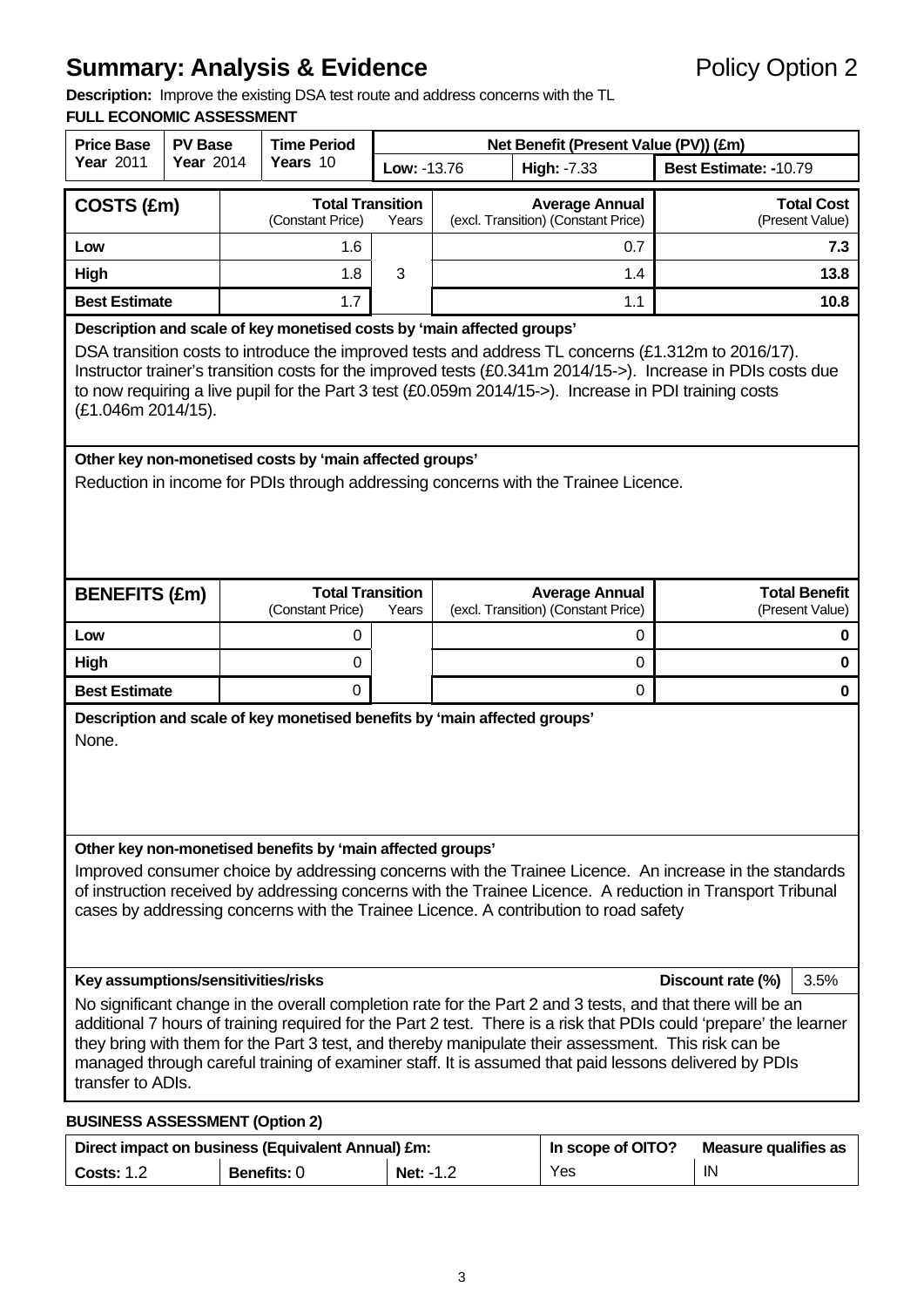# Summary: Analysis & Evidence

Policy Option 2

**Description:** Improve the existing DSA test route and address concerns with the TL

**FULL ECONOMIC ASSESSMENT**

| Price Base Year 2011 | PV Base Year 2014 | Time Period Years 10 | Net Benefit (Present Value (PV)) (£m) | | |
|---|---|---|---|---|---|
| | | | Low: -13.76 | High: -7.33 | Best Estimate: -10.79 |

| COSTS (£m) | Total Transition (Constant Price) | Years | Average Annual (excl. Transition) (Constant Price) | Total Cost (Present Value) |
|---|---|---|---|---|
| Low | 1.6 | 3 | 0.7 | 7.3 |
| High | 1.8 | | 1.4 | 13.8 |
| Best Estimate | 1.7 | | 1.1 | 10.8 |

**Description and scale of key monetised costs by 'main affected groups'**

DSA transition costs to introduce the improved tests and address TL concerns (£1.312m to 2016/17). Instructor trainer's transition costs for the improved tests (£0.341m 2014/15->). Increase in PDIs costs due to now requiring a live pupil for the Part 3 test (£0.059m 2014/15->). Increase in PDI training costs (£1.046m 2014/15).

**Other key non-monetised costs by 'main affected groups'**

Reduction in income for PDIs through addressing concerns with the Trainee Licence.

| BENEFITS (£m) | Total Transition (Constant Price) | Years | Average Annual (excl. Transition) (Constant Price) | Total Benefit (Present Value) |
|---|---|---|---|---|
| Low | 0 | | 0 | 0 |
| High | 0 | | 0 | 0 |
| Best Estimate | 0 | | 0 | 0 |

**Description and scale of key monetised benefits by 'main affected groups'**

None.

**Other key non-monetised benefits by 'main affected groups'**

Improved consumer choice by addressing concerns with the Trainee Licence. An increase in the standards of instruction received by addressing concerns with the Trainee Licence. A reduction in Transport Tribunal cases by addressing concerns with the Trainee Licence. A contribution to road safety

**Key assumptions/sensitivities/risks** — **Discount rate (%)** 3.5%

No significant change in the overall completion rate for the Part 2 and 3 tests, and that there will be an additional 7 hours of training required for the Part 2 test. There is a risk that PDIs could 'prepare' the learner they bring with them for the Part 3 test, and thereby manipulate their assessment. This risk can be managed through careful training of examiner staff. It is assumed that paid lessons delivered by PDIs transfer to ADIs.

**BUSINESS ASSESSMENT (Option 2)**

| Direct impact on business (Equivalent Annual) £m: | | | In scope of OITO? | Measure qualifies as |
|---|---|---|---|---|
| Costs: 1.2 | Benefits: 0 | Net: -1.2 | Yes | IN |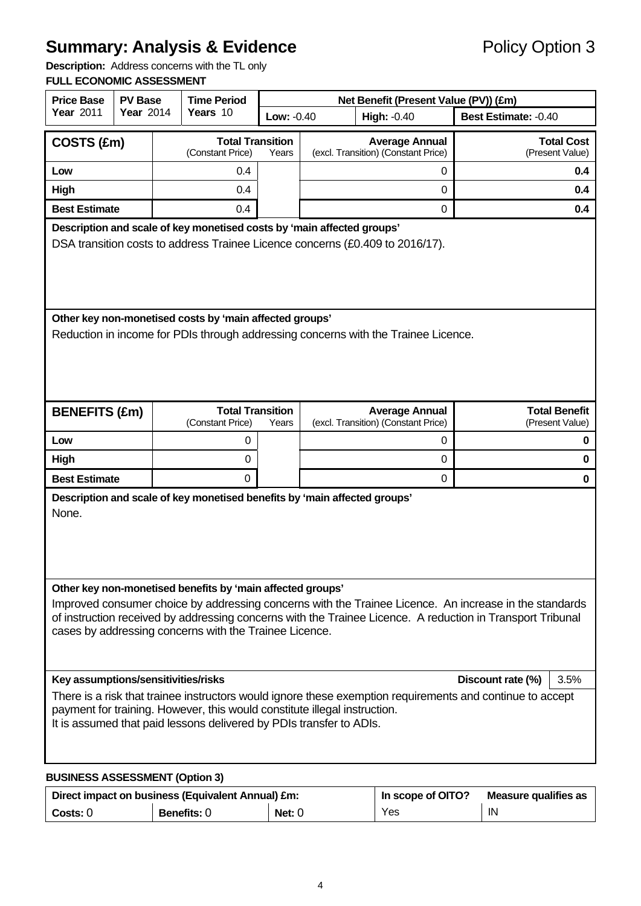# Summary: Analysis & Evidence

Policy Option 3

**Description:** Address concerns with the TL only

**FULL ECONOMIC ASSESSMENT**

| Price Base Year 2011 | PV Base Year 2014 | Time Period Years 10 | Net Benefit (Present Value (PV)) (£m) | | |
|---|---|---|---|---|---|
| | | | Low: -0.40 | High: -0.40 | Best Estimate: -0.40 |

| COSTS (£m) | Total Transition (Constant Price) | Years | Average Annual (excl. Transition) (Constant Price) | Total Cost (Present Value) |
|---|---|---|---|---|
| Low | 0.4 | | 0 | **0.4** |
| High | 0.4 | | 0 | **0.4** |
| Best Estimate | 0.4 | | 0 | **0.4** |

**Description and scale of key monetised costs by 'main affected groups'**

DSA transition costs to address Trainee Licence concerns (£0.409 to 2016/17).

**Other key non-monetised costs by 'main affected groups'**

Reduction in income for PDIs through addressing concerns with the Trainee Licence.

| BENEFITS (£m) | Total Transition (Constant Price) | Years | Average Annual (excl. Transition) (Constant Price) | Total Benefit (Present Value) |
|---|---|---|---|---|
| Low | 0 | | 0 | **0** |
| High | 0 | | 0 | **0** |
| Best Estimate | 0 | | 0 | **0** |

**Description and scale of key monetised benefits by 'main affected groups'**

None.

**Other key non-monetised benefits by 'main affected groups'**

Improved consumer choice by addressing concerns with the Trainee Licence. An increase in the standards of instruction received by addressing concerns with the Trainee Licence. A reduction in Transport Tribunal cases by addressing concerns with the Trainee Licence.

**Key assumptions/sensitivities/risks** — **Discount rate (%)** 3.5%

There is a risk that trainee instructors would ignore these exemption requirements and continue to accept payment for training. However, this would constitute illegal instruction.
It is assumed that paid lessons delivered by PDIs transfer to ADIs.

**BUSINESS ASSESSMENT (Option 3)**

| Direct impact on business (Equivalent Annual) £m: | | | In scope of OITO? | Measure qualifies as |
|---|---|---|---|---|
| Costs: 0 | Benefits: 0 | Net: 0 | Yes | IN |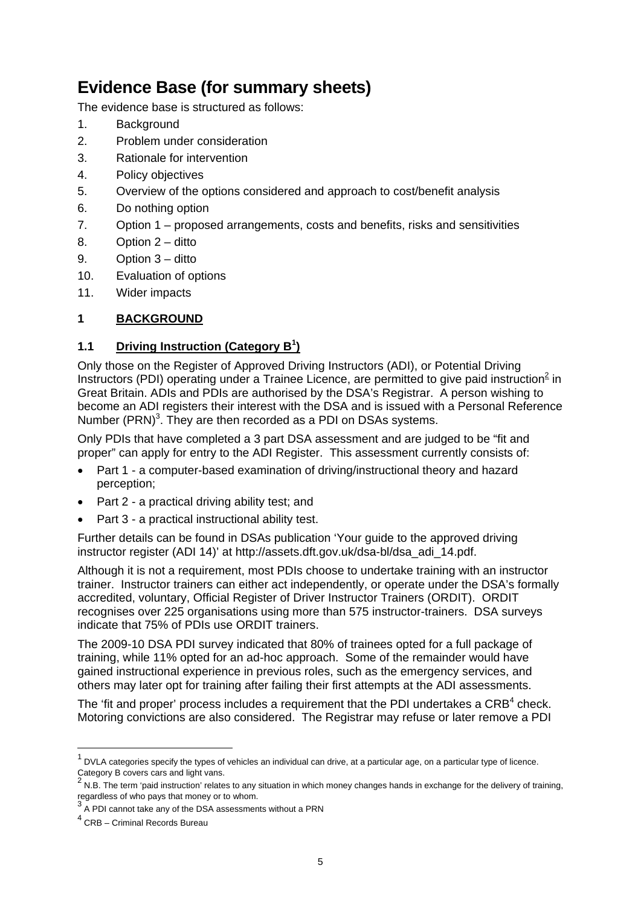# Evidence Base (for summary sheets)

The evidence base is structured as follows:

1. Background
2. Problem under consideration
3. Rationale for intervention
4. Policy objectives
5. Overview of the options considered and approach to cost/benefit analysis
6. Do nothing option
7. Option 1 – proposed arrangements, costs and benefits, risks and sensitivities
8. Option 2 – ditto
9. Option 3 – ditto
10. Evaluation of options
11. Wider impacts

## 1 BACKGROUND

### 1.1 Driving Instruction (Category B[1])

Only those on the Register of Approved Driving Instructors (ADI), or Potential Driving Instructors (PDI) operating under a Trainee Licence, are permitted to give paid instruction[2] in Great Britain. ADIs and PDIs are authorised by the DSA's Registrar. A person wishing to become an ADI registers their interest with the DSA and is issued with a Personal Reference Number (PRN)[3]. They are then recorded as a PDI on DSAs systems.

Only PDIs that have completed a 3 part DSA assessment and are judged to be "fit and proper" can apply for entry to the ADI Register. This assessment currently consists of:

- Part 1 - a computer-based examination of driving/instructional theory and hazard perception;
- Part 2 - a practical driving ability test; and
- Part 3 - a practical instructional ability test.

Further details can be found in DSAs publication 'Your guide to the approved driving instructor register (ADI 14)' at http://assets.dft.gov.uk/dsa-bl/dsa_adi_14.pdf.

Although it is not a requirement, most PDIs choose to undertake training with an instructor trainer. Instructor trainers can either act independently, or operate under the DSA's formally accredited, voluntary, Official Register of Driver Instructor Trainers (ORDIT). ORDIT recognises over 225 organisations using more than 575 instructor-trainers. DSA surveys indicate that 75% of PDIs use ORDIT trainers.

The 2009-10 DSA PDI survey indicated that 80% of trainees opted for a full package of training, while 11% opted for an ad-hoc approach. Some of the remainder would have gained instructional experience in previous roles, such as the emergency services, and others may later opt for training after failing their first attempts at the ADI assessments.

The 'fit and proper' process includes a requirement that the PDI undertakes a CRB[4] check. Motoring convictions are also considered. The Registrar may refuse or later remove a PDI

---

[1] DVLA categories specify the types of vehicles an individual can drive, at a particular age, on a particular type of licence. Category B covers cars and light vans.

[2] N.B. The term 'paid instruction' relates to any situation in which money changes hands in exchange for the delivery of training, regardless of who pays that money or to whom.

[3] A PDI cannot take any of the DSA assessments without a PRN

[4] CRB – Criminal Records Bureau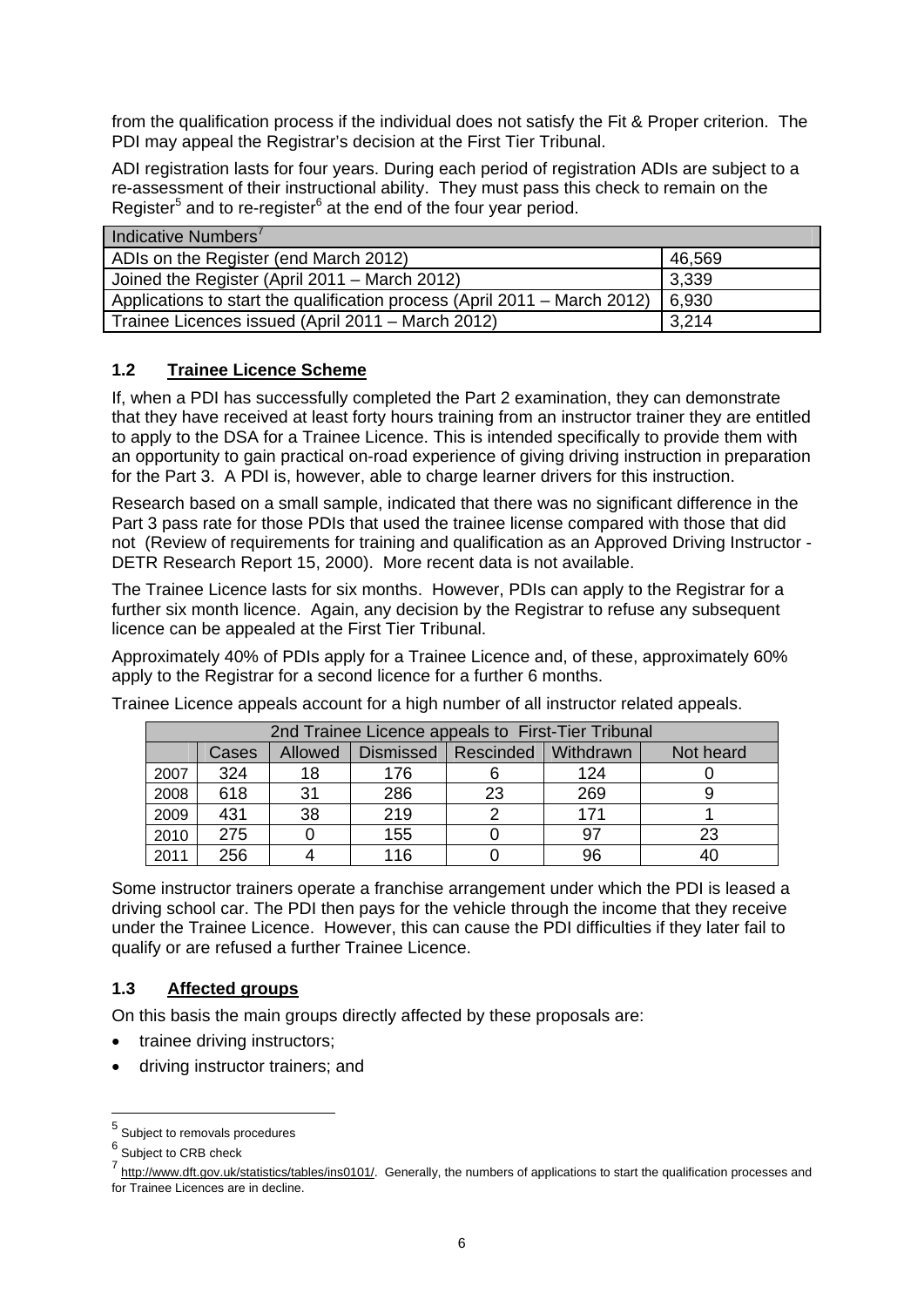from the qualification process if the individual does not satisfy the Fit & Proper criterion. The PDI may appeal the Registrar's decision at the First Tier Tribunal.

ADI registration lasts for four years. During each period of registration ADIs are subject to a re-assessment of their instructional ability. They must pass this check to remain on the Register[5] and to re-register[6] at the end of the four year period.

| Indicative Numbers[7] | |
|---|---|
| ADIs on the Register (end March 2012) | 46,569 |
| Joined the Register (April 2011 – March 2012) | 3,339 |
| Applications to start the qualification process (April 2011 – March 2012) | 6,930 |
| Trainee Licences issued (April 2011 – March 2012) | 3,214 |

### 1.2 Trainee Licence Scheme

If, when a PDI has successfully completed the Part 2 examination, they can demonstrate that they have received at least forty hours training from an instructor trainer they are entitled to apply to the DSA for a Trainee Licence. This is intended specifically to provide them with an opportunity to gain practical on-road experience of giving driving instruction in preparation for the Part 3. A PDI is, however, able to charge learner drivers for this instruction.

Research based on a small sample, indicated that there was no significant difference in the Part 3 pass rate for those PDIs that used the trainee license compared with those that did not (Review of requirements for training and qualification as an Approved Driving Instructor - DETR Research Report 15, 2000). More recent data is not available.

The Trainee Licence lasts for six months. However, PDIs can apply to the Registrar for a further six month licence. Again, any decision by the Registrar to refuse any subsequent licence can be appealed at the First Tier Tribunal.

Approximately 40% of PDIs apply for a Trainee Licence and, of these, approximately 60% apply to the Registrar for a second licence for a further 6 months.

Trainee Licence appeals account for a high number of all instructor related appeals.

| 2nd Trainee Licence appeals to First-Tier Tribunal | | | | | | |
|---|---|---|---|---|---|---|
| | Cases | Allowed | Dismissed | Rescinded | Withdrawn | Not heard |
| 2007 | 324 | 18 | 176 | 6 | 124 | 0 |
| 2008 | 618 | 31 | 286 | 23 | 269 | 9 |
| 2009 | 431 | 38 | 219 | 2 | 171 | 1 |
| 2010 | 275 | 0 | 155 | 0 | 97 | 23 |
| 2011 | 256 | 4 | 116 | 0 | 96 | 40 |

Some instructor trainers operate a franchise arrangement under which the PDI is leased a driving school car. The PDI then pays for the vehicle through the income that they receive under the Trainee Licence. However, this can cause the PDI difficulties if they later fail to qualify or are refused a further Trainee Licence.

### 1.3 Affected groups

On this basis the main groups directly affected by these proposals are:

- trainee driving instructors;
- driving instructor trainers; and

---

[5] Subject to removals procedures

[6] Subject to CRB check

[7] http://www.dft.gov.uk/statistics/tables/ins0101/. Generally, the numbers of applications to start the qualification processes and for Trainee Licences are in decline.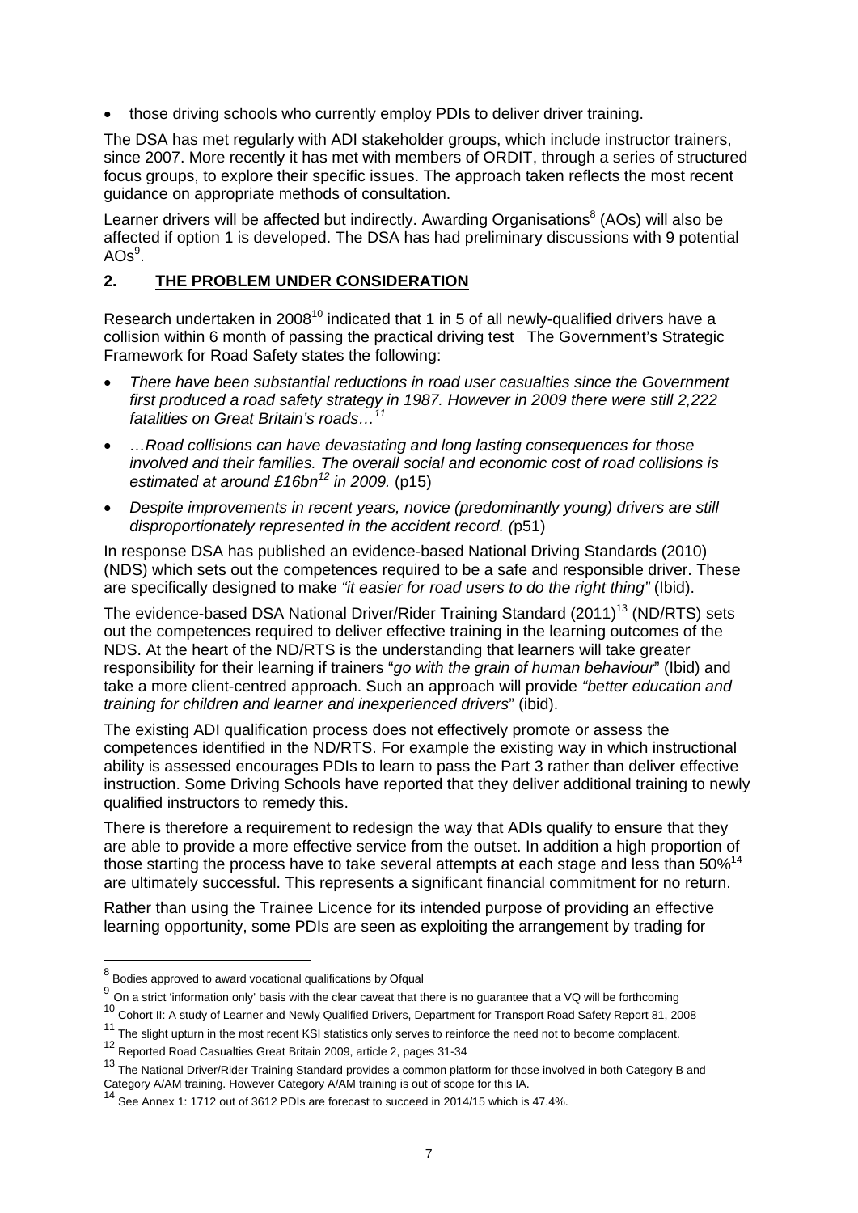- those driving schools who currently employ PDIs to deliver driver training.

The DSA has met regularly with ADI stakeholder groups, which include instructor trainers, since 2007. More recently it has met with members of ORDIT, through a series of structured focus groups, to explore their specific issues. The approach taken reflects the most recent guidance on appropriate methods of consultation.

Learner drivers will be affected but indirectly. Awarding Organisations[8] (AOs) will also be affected if option 1 is developed. The DSA has had preliminary discussions with 9 potential AOs[9].

## 2. THE PROBLEM UNDER CONSIDERATION

Research undertaken in 2008[10] indicated that 1 in 5 of all newly-qualified drivers have a collision within 6 month of passing the practical driving test The Government's Strategic Framework for Road Safety states the following:

- *There have been substantial reductions in road user casualties since the Government first produced a road safety strategy in 1987. However in 2009 there were still 2,222 fatalities on Great Britain's roads…*[11]
- *…Road collisions can have devastating and long lasting consequences for those involved and their families. The overall social and economic cost of road collisions is estimated at around £16bn*[12] *in 2009.* (p15)
- *Despite improvements in recent years, novice (predominantly young) drivers are still disproportionately represented in the accident record. (*p51)

In response DSA has published an evidence-based National Driving Standards (2010) (NDS) which sets out the competences required to be a safe and responsible driver. These are specifically designed to make *"it easier for road users to do the right thing"* (Ibid).

The evidence-based DSA National Driver/Rider Training Standard (2011)[13] (ND/RTS) sets out the competences required to deliver effective training in the learning outcomes of the NDS. At the heart of the ND/RTS is the understanding that learners will take greater responsibility for their learning if trainers "*go with the grain of human behaviour*" (Ibid) and take a more client-centred approach. Such an approach will provide *"better education and training for children and learner and inexperienced drivers*" (ibid).

The existing ADI qualification process does not effectively promote or assess the competences identified in the ND/RTS. For example the existing way in which instructional ability is assessed encourages PDIs to learn to pass the Part 3 rather than deliver effective instruction. Some Driving Schools have reported that they deliver additional training to newly qualified instructors to remedy this.

There is therefore a requirement to redesign the way that ADIs qualify to ensure that they are able to provide a more effective service from the outset. In addition a high proportion of those starting the process have to take several attempts at each stage and less than 50%[14] are ultimately successful. This represents a significant financial commitment for no return.

Rather than using the Trainee Licence for its intended purpose of providing an effective learning opportunity, some PDIs are seen as exploiting the arrangement by trading for

---

[8] Bodies approved to award vocational qualifications by Ofqual

[9] On a strict 'information only' basis with the clear caveat that there is no guarantee that a VQ will be forthcoming

[10] Cohort II: A study of Learner and Newly Qualified Drivers, Department for Transport Road Safety Report 81, 2008

[11] The slight upturn in the most recent KSI statistics only serves to reinforce the need not to become complacent.

[12] Reported Road Casualties Great Britain 2009, article 2, pages 31-34

[13] The National Driver/Rider Training Standard provides a common platform for those involved in both Category B and Category A/AM training. However Category A/AM training is out of scope for this IA.

[14] See Annex 1: 1712 out of 3612 PDIs are forecast to succeed in 2014/15 which is 47.4%.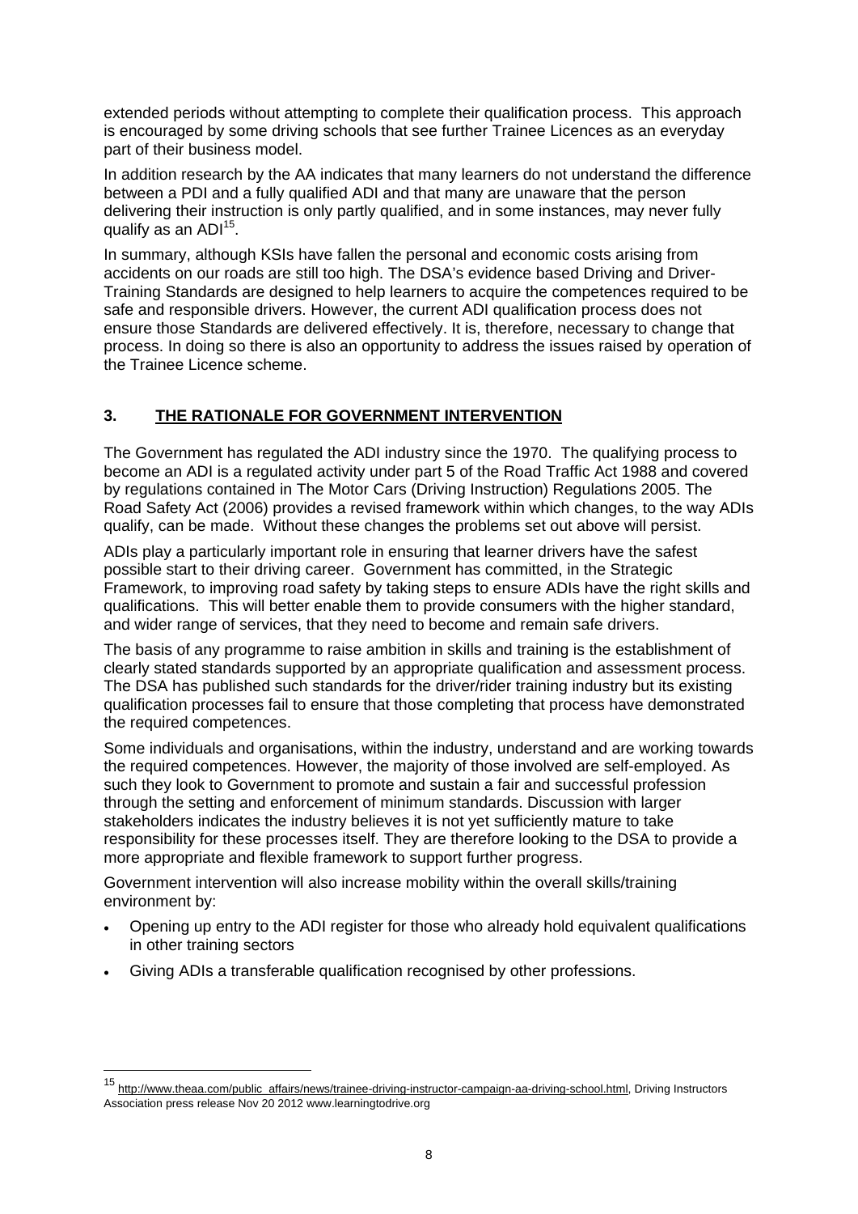extended periods without attempting to complete their qualification process. This approach is encouraged by some driving schools that see further Trainee Licences as an everyday part of their business model.

In addition research by the AA indicates that many learners do not understand the difference between a PDI and a fully qualified ADI and that many are unaware that the person delivering their instruction is only partly qualified, and in some instances, may never fully qualify as an ADI[15].

In summary, although KSIs have fallen the personal and economic costs arising from accidents on our roads are still too high. The DSA's evidence based Driving and Driver-Training Standards are designed to help learners to acquire the competences required to be safe and responsible drivers. However, the current ADI qualification process does not ensure those Standards are delivered effectively. It is, therefore, necessary to change that process. In doing so there is also an opportunity to address the issues raised by operation of the Trainee Licence scheme.

## 3. THE RATIONALE FOR GOVERNMENT INTERVENTION

The Government has regulated the ADI industry since the 1970. The qualifying process to become an ADI is a regulated activity under part 5 of the Road Traffic Act 1988 and covered by regulations contained in The Motor Cars (Driving Instruction) Regulations 2005. The Road Safety Act (2006) provides a revised framework within which changes, to the way ADIs qualify, can be made. Without these changes the problems set out above will persist.

ADIs play a particularly important role in ensuring that learner drivers have the safest possible start to their driving career. Government has committed, in the Strategic Framework, to improving road safety by taking steps to ensure ADIs have the right skills and qualifications. This will better enable them to provide consumers with the higher standard, and wider range of services, that they need to become and remain safe drivers.

The basis of any programme to raise ambition in skills and training is the establishment of clearly stated standards supported by an appropriate qualification and assessment process. The DSA has published such standards for the driver/rider training industry but its existing qualification processes fail to ensure that those completing that process have demonstrated the required competences.

Some individuals and organisations, within the industry, understand and are working towards the required competences. However, the majority of those involved are self-employed. As such they look to Government to promote and sustain a fair and successful profession through the setting and enforcement of minimum standards. Discussion with larger stakeholders indicates the industry believes it is not yet sufficiently mature to take responsibility for these processes itself. They are therefore looking to the DSA to provide a more appropriate and flexible framework to support further progress.

Government intervention will also increase mobility within the overall skills/training environment by:

- Opening up entry to the ADI register for those who already hold equivalent qualifications in other training sectors
- Giving ADIs a transferable qualification recognised by other professions.

---

[15] http://www.theaa.com/public_affairs/news/trainee-driving-instructor-campaign-aa-driving-school.html, Driving Instructors Association press release Nov 20 2012 www.learningtodrive.org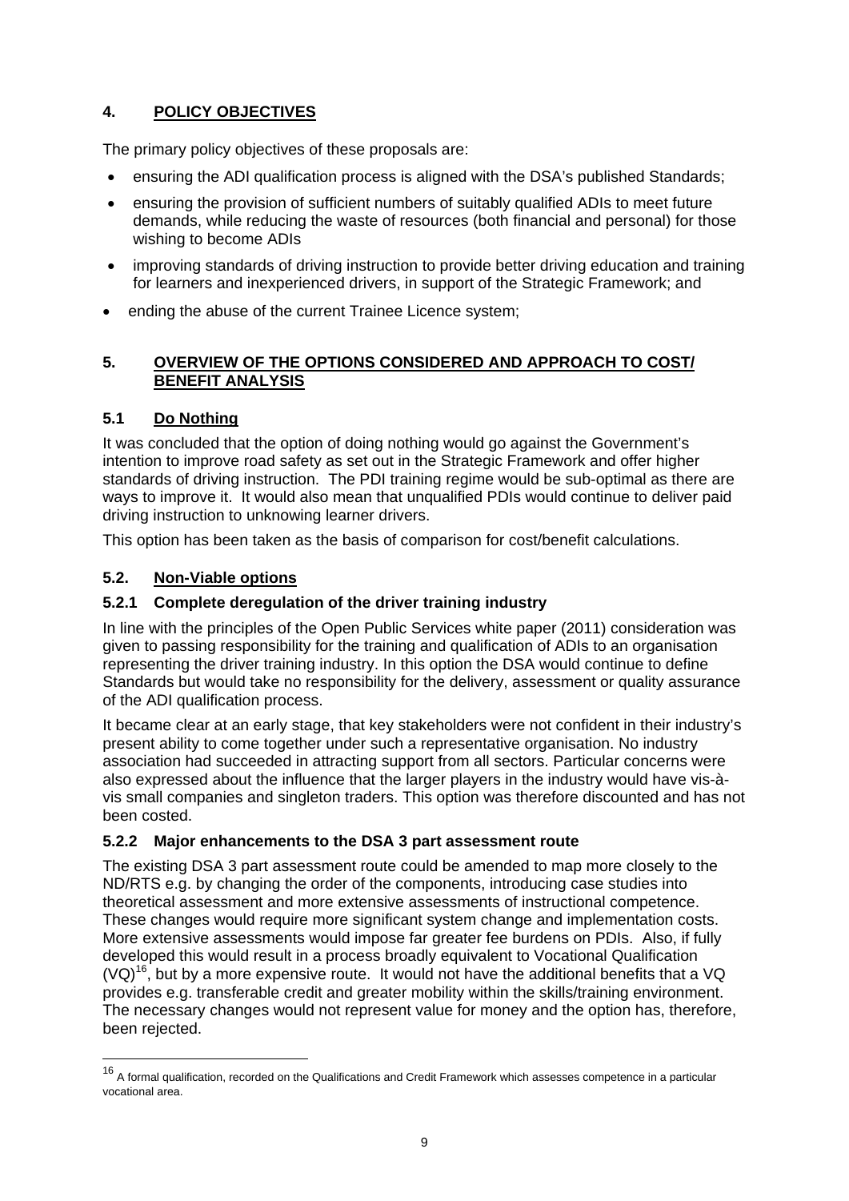## 4. POLICY OBJECTIVES

The primary policy objectives of these proposals are:

- ensuring the ADI qualification process is aligned with the DSA's published Standards;
- ensuring the provision of sufficient numbers of suitably qualified ADIs to meet future demands, while reducing the waste of resources (both financial and personal) for those wishing to become ADIs
- improving standards of driving instruction to provide better driving education and training for learners and inexperienced drivers, in support of the Strategic Framework; and
- ending the abuse of the current Trainee Licence system;

## 5. OVERVIEW OF THE OPTIONS CONSIDERED AND APPROACH TO COST/ BENEFIT ANALYSIS

### 5.1 Do Nothing

It was concluded that the option of doing nothing would go against the Government's intention to improve road safety as set out in the Strategic Framework and offer higher standards of driving instruction. The PDI training regime would be sub-optimal as there are ways to improve it. It would also mean that unqualified PDIs would continue to deliver paid driving instruction to unknowing learner drivers.

This option has been taken as the basis of comparison for cost/benefit calculations.

### 5.2. Non-Viable options

#### 5.2.1 Complete deregulation of the driver training industry

In line with the principles of the Open Public Services white paper (2011) consideration was given to passing responsibility for the training and qualification of ADIs to an organisation representing the driver training industry. In this option the DSA would continue to define Standards but would take no responsibility for the delivery, assessment or quality assurance of the ADI qualification process.

It became clear at an early stage, that key stakeholders were not confident in their industry's present ability to come together under such a representative organisation. No industry association had succeeded in attracting support from all sectors. Particular concerns were also expressed about the influence that the larger players in the industry would have vis-à-vis small companies and singleton traders. This option was therefore discounted and has not been costed.

#### 5.2.2 Major enhancements to the DSA 3 part assessment route

The existing DSA 3 part assessment route could be amended to map more closely to the ND/RTS e.g. by changing the order of the components, introducing case studies into theoretical assessment and more extensive assessments of instructional competence. These changes would require more significant system change and implementation costs. More extensive assessments would impose far greater fee burdens on PDIs. Also, if fully developed this would result in a process broadly equivalent to Vocational Qualification (VQ)[16], but by a more expensive route. It would not have the additional benefits that a VQ provides e.g. transferable credit and greater mobility within the skills/training environment. The necessary changes would not represent value for money and the option has, therefore, been rejected.

---

[16] A formal qualification, recorded on the Qualifications and Credit Framework which assesses competence in a particular vocational area.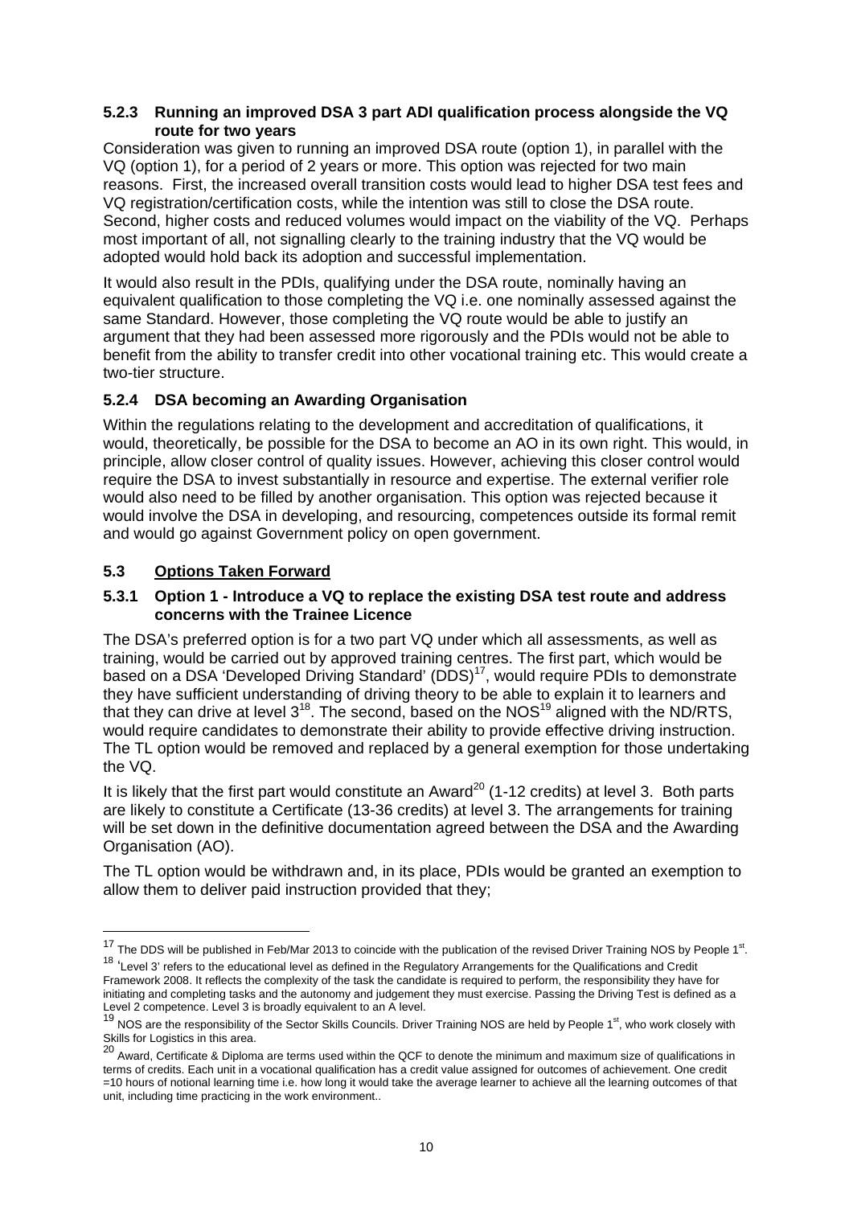#### 5.2.3 Running an improved DSA 3 part ADI qualification process alongside the VQ route for two years

Consideration was given to running an improved DSA route (option 1), in parallel with the VQ (option 1), for a period of 2 years or more. This option was rejected for two main reasons. First, the increased overall transition costs would lead to higher DSA test fees and VQ registration/certification costs, while the intention was still to close the DSA route. Second, higher costs and reduced volumes would impact on the viability of the VQ. Perhaps most important of all, not signalling clearly to the training industry that the VQ would be adopted would hold back its adoption and successful implementation.

It would also result in the PDIs, qualifying under the DSA route, nominally having an equivalent qualification to those completing the VQ i.e. one nominally assessed against the same Standard. However, those completing the VQ route would be able to justify an argument that they had been assessed more rigorously and the PDIs would not be able to benefit from the ability to transfer credit into other vocational training etc. This would create a two-tier structure.

#### 5.2.4 DSA becoming an Awarding Organisation

Within the regulations relating to the development and accreditation of qualifications, it would, theoretically, be possible for the DSA to become an AO in its own right. This would, in principle, allow closer control of quality issues. However, achieving this closer control would require the DSA to invest substantially in resource and expertise. The external verifier role would also need to be filled by another organisation. This option was rejected because it would involve the DSA in developing, and resourcing, competences outside its formal remit and would go against Government policy on open government.

### 5.3 Options Taken Forward

#### 5.3.1 Option 1 - Introduce a VQ to replace the existing DSA test route and address concerns with the Trainee Licence

The DSA's preferred option is for a two part VQ under which all assessments, as well as training, would be carried out by approved training centres. The first part, which would be based on a DSA 'Developed Driving Standard' (DDS)[17], would require PDIs to demonstrate they have sufficient understanding of driving theory to be able to explain it to learners and that they can drive at level 3[18]. The second, based on the NOS[19] aligned with the ND/RTS, would require candidates to demonstrate their ability to provide effective driving instruction. The TL option would be removed and replaced by a general exemption for those undertaking the VQ.

It is likely that the first part would constitute an Award[20] (1-12 credits) at level 3. Both parts are likely to constitute a Certificate (13-36 credits) at level 3. The arrangements for training will be set down in the definitive documentation agreed between the DSA and the Awarding Organisation (AO).

The TL option would be withdrawn and, in its place, PDIs would be granted an exemption to allow them to deliver paid instruction provided that they;

---

[17] The DDS will be published in Feb/Mar 2013 to coincide with the publication of the revised Driver Training NOS by People 1st.

[18] 'Level 3' refers to the educational level as defined in the Regulatory Arrangements for the Qualifications and Credit Framework 2008. It reflects the complexity of the task the candidate is required to perform, the responsibility they have for initiating and completing tasks and the autonomy and judgement they must exercise. Passing the Driving Test is defined as a Level 2 competence. Level 3 is broadly equivalent to an A level.

[19] NOS are the responsibility of the Sector Skills Councils. Driver Training NOS are held by People 1st, who work closely with Skills for Logistics in this area.

[20] Award, Certificate & Diploma are terms used within the QCF to denote the minimum and maximum size of qualifications in terms of credits. Each unit in a vocational qualification has a credit value assigned for outcomes of achievement. One credit =10 hours of notional learning time i.e. how long it would take the average learner to achieve all the learning outcomes of that unit, including time practicing in the work environment..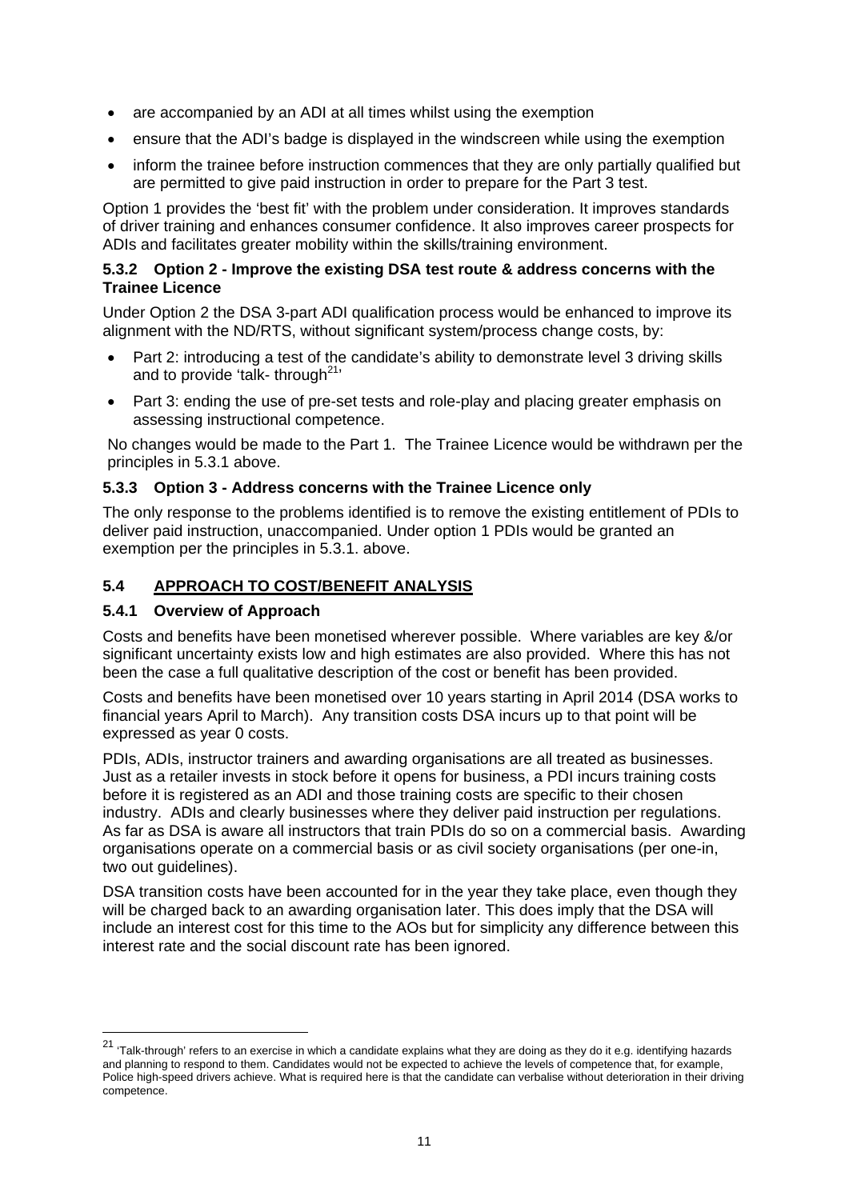- are accompanied by an ADI at all times whilst using the exemption
- ensure that the ADI's badge is displayed in the windscreen while using the exemption
- inform the trainee before instruction commences that they are only partially qualified but are permitted to give paid instruction in order to prepare for the Part 3 test.

Option 1 provides the 'best fit' with the problem under consideration. It improves standards of driver training and enhances consumer confidence. It also improves career prospects for ADIs and facilitates greater mobility within the skills/training environment.

#### 5.3.2 Option 2 - Improve the existing DSA test route & address concerns with the Trainee Licence

Under Option 2 the DSA 3-part ADI qualification process would be enhanced to improve its alignment with the ND/RTS, without significant system/process change costs, by:

- Part 2: introducing a test of the candidate's ability to demonstrate level 3 driving skills and to provide 'talk- through[21]'
- Part 3: ending the use of pre-set tests and role-play and placing greater emphasis on assessing instructional competence.

No changes would be made to the Part 1. The Trainee Licence would be withdrawn per the principles in 5.3.1 above.

#### 5.3.3 Option 3 - Address concerns with the Trainee Licence only

The only response to the problems identified is to remove the existing entitlement of PDIs to deliver paid instruction, unaccompanied. Under option 1 PDIs would be granted an exemption per the principles in 5.3.1. above.

### 5.4 APPROACH TO COST/BENEFIT ANALYSIS

#### 5.4.1 Overview of Approach

Costs and benefits have been monetised wherever possible. Where variables are key &/or significant uncertainty exists low and high estimates are also provided. Where this has not been the case a full qualitative description of the cost or benefit has been provided.

Costs and benefits have been monetised over 10 years starting in April 2014 (DSA works to financial years April to March). Any transition costs DSA incurs up to that point will be expressed as year 0 costs.

PDIs, ADIs, instructor trainers and awarding organisations are all treated as businesses. Just as a retailer invests in stock before it opens for business, a PDI incurs training costs before it is registered as an ADI and those training costs are specific to their chosen industry. ADIs and clearly businesses where they deliver paid instruction per regulations. As far as DSA is aware all instructors that train PDIs do so on a commercial basis. Awarding organisations operate on a commercial basis or as civil society organisations (per one-in, two out guidelines).

DSA transition costs have been accounted for in the year they take place, even though they will be charged back to an awarding organisation later. This does imply that the DSA will include an interest cost for this time to the AOs but for simplicity any difference between this interest rate and the social discount rate has been ignored.

---

[21] 'Talk-through' refers to an exercise in which a candidate explains what they are doing as they do it e.g. identifying hazards and planning to respond to them. Candidates would not be expected to achieve the levels of competence that, for example, Police high-speed drivers achieve. What is required here is that the candidate can verbalise without deterioration in their driving competence.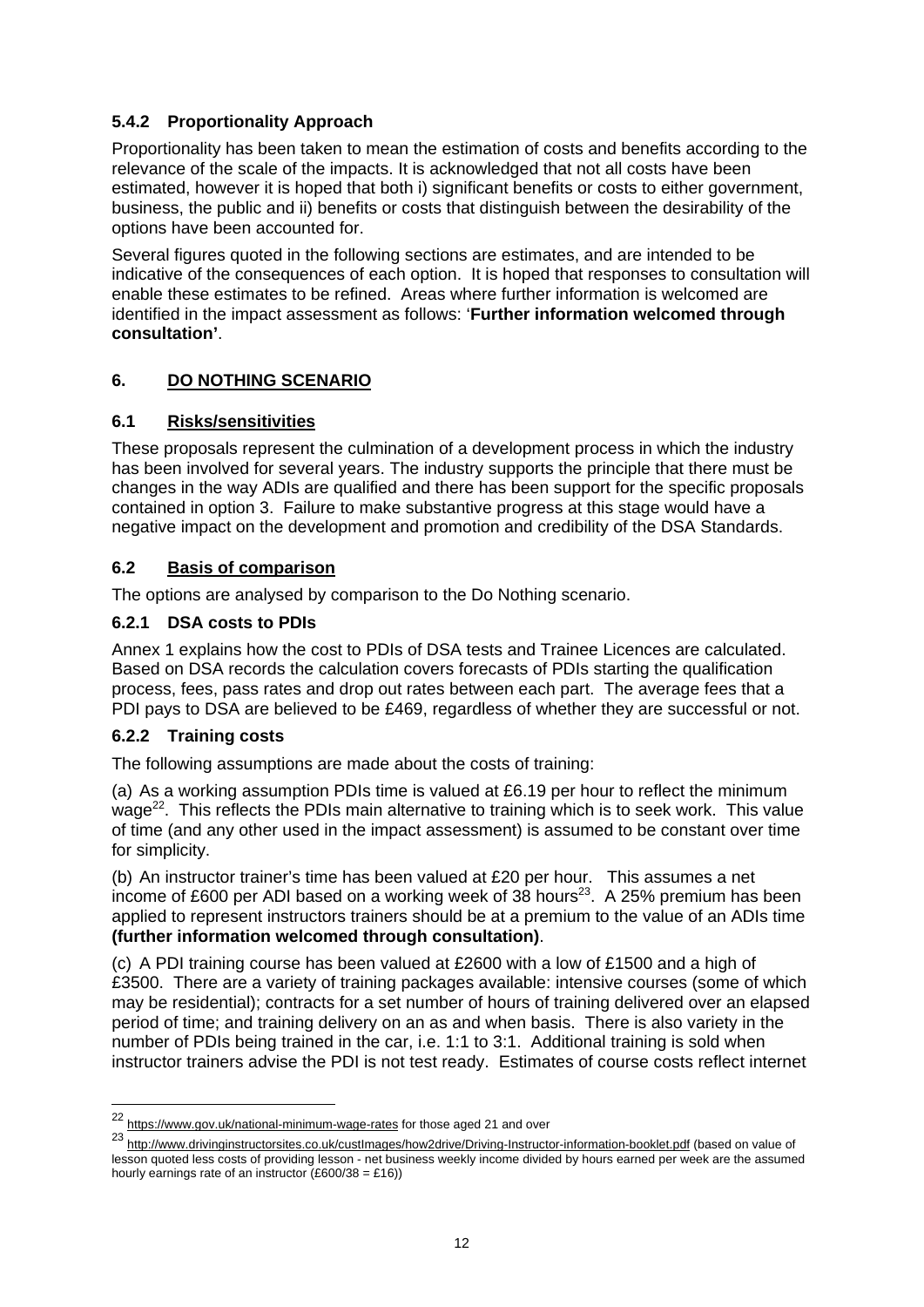### 5.4.2 Proportionality Approach

Proportionality has been taken to mean the estimation of costs and benefits according to the relevance of the scale of the impacts. It is acknowledged that not all costs have been estimated, however it is hoped that both i) significant benefits or costs to either government, business, the public and ii) benefits or costs that distinguish between the desirability of the options have been accounted for.

Several figures quoted in the following sections are estimates, and are intended to be indicative of the consequences of each option. It is hoped that responses to consultation will enable these estimates to be refined. Areas where further information is welcomed are identified in the impact assessment as follows: '**Further information welcomed through consultation'**.

## 6. DO NOTHING SCENARIO

### 6.1 Risks/sensitivities

These proposals represent the culmination of a development process in which the industry has been involved for several years. The industry supports the principle that there must be changes in the way ADIs are qualified and there has been support for the specific proposals contained in option 3. Failure to make substantive progress at this stage would have a negative impact on the development and promotion and credibility of the DSA Standards.

### 6.2 Basis of comparison

The options are analysed by comparison to the Do Nothing scenario.

#### 6.2.1 DSA costs to PDIs

Annex 1 explains how the cost to PDIs of DSA tests and Trainee Licences are calculated. Based on DSA records the calculation covers forecasts of PDIs starting the qualification process, fees, pass rates and drop out rates between each part. The average fees that a PDI pays to DSA are believed to be £469, regardless of whether they are successful or not.

#### 6.2.2 Training costs

The following assumptions are made about the costs of training:

(a) As a working assumption PDIs time is valued at £6.19 per hour to reflect the minimum wage[22]. This reflects the PDIs main alternative to training which is to seek work. This value of time (and any other used in the impact assessment) is assumed to be constant over time for simplicity.

(b) An instructor trainer's time has been valued at £20 per hour. This assumes a net income of £600 per ADI based on a working week of 38 hours[23]. A 25% premium has been applied to represent instructors trainers should be at a premium to the value of an ADIs time **(further information welcomed through consultation)**.

(c) A PDI training course has been valued at £2600 with a low of £1500 and a high of £3500. There are a variety of training packages available: intensive courses (some of which may be residential); contracts for a set number of hours of training delivered over an elapsed period of time; and training delivery on an as and when basis. There is also variety in the number of PDIs being trained in the car, i.e. 1:1 to 3:1. Additional training is sold when instructor trainers advise the PDI is not test ready. Estimates of course costs reflect internet

---

[22] https://www.gov.uk/national-minimum-wage-rates for those aged 21 and over

[23] http://www.drivinginstructorsites.co.uk/custImages/how2drive/Driving-Instructor-information-booklet.pdf (based on value of lesson quoted less costs of providing lesson - net business weekly income divided by hours earned per week are the assumed hourly earnings rate of an instructor (£600/38 = £16))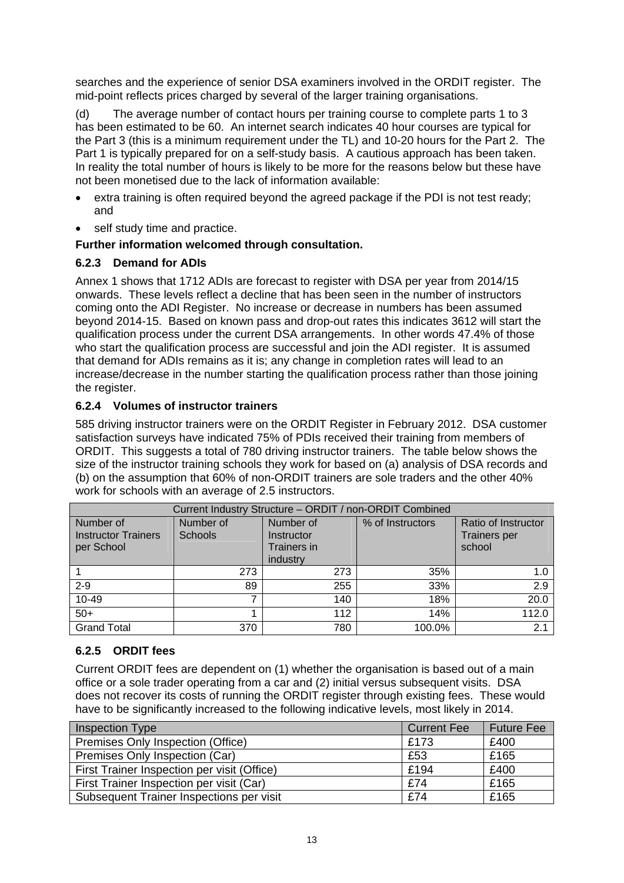searches and the experience of senior DSA examiners involved in the ORDIT register. The mid-point reflects prices charged by several of the larger training organisations.

(d) The average number of contact hours per training course to complete parts 1 to 3 has been estimated to be 60. An internet search indicates 40 hour courses are typical for the Part 3 (this is a minimum requirement under the TL) and 10-20 hours for the Part 2. The Part 1 is typically prepared for on a self-study basis. A cautious approach has been taken. In reality the total number of hours is likely to be more for the reasons below but these have not been monetised due to the lack of information available:

- extra training is often required beyond the agreed package if the PDI is not test ready; and
- self study time and practice.

**Further information welcomed through consultation.**

### 6.2.3 Demand for ADIs

Annex 1 shows that 1712 ADIs are forecast to register with DSA per year from 2014/15 onwards. These levels reflect a decline that has been seen in the number of instructors coming onto the ADI Register. No increase or decrease in numbers has been assumed beyond 2014-15. Based on known pass and drop-out rates this indicates 3612 will start the qualification process under the current DSA arrangements. In other words 47.4% of those who start the qualification process are successful and join the ADI register. It is assumed that demand for ADIs remains as it is; any change in completion rates will lead to an increase/decrease in the number starting the qualification process rather than those joining the register.

### 6.2.4 Volumes of instructor trainers

585 driving instructor trainers were on the ORDIT Register in February 2012. DSA customer satisfaction surveys have indicated 75% of PDIs received their training from members of ORDIT. This suggests a total of 780 driving instructor trainers. The table below shows the size of the instructor training schools they work for based on (a) analysis of DSA records and (b) on the assumption that 60% of non-ORDIT trainers are sole traders and the other 40% work for schools with an average of 2.5 instructors.

| Current Industry Structure – ORDIT / non-ORDIT Combined | | | | |
|---|---|---|---|---|
| Number of Instructor Trainers per School | Number of Schools | Number of Instructor Trainers in industry | % of Instructors | Ratio of Instructor Trainers per school |
| 1 | 273 | 273 | 35% | 1.0 |
| 2-9 | 89 | 255 | 33% | 2.9 |
| 10-49 | 7 | 140 | 18% | 20.0 |
| 50+ | 1 | 112 | 14% | 112.0 |
| Grand Total | 370 | 780 | 100.0% | 2.1 |

### 6.2.5 ORDIT fees

Current ORDIT fees are dependent on (1) whether the organisation is based out of a main office or a sole trader operating from a car and (2) initial versus subsequent visits. DSA does not recover its costs of running the ORDIT register through existing fees. These would have to be significantly increased to the following indicative levels, most likely in 2014.

| Inspection Type | Current Fee | Future Fee |
|---|---|---|
| Premises Only Inspection (Office) | £173 | £400 |
| Premises Only Inspection (Car) | £53 | £165 |
| First Trainer Inspection per visit (Office) | £194 | £400 |
| First Trainer Inspection per visit (Car) | £74 | £165 |
| Subsequent Trainer Inspections per visit | £74 | £165 |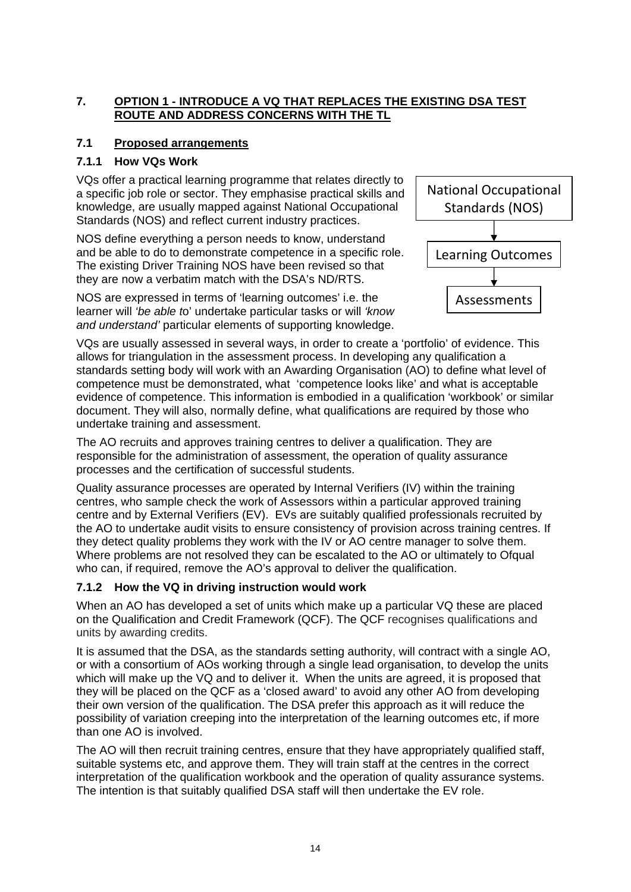## 7. OPTION 1 - INTRODUCE A VQ THAT REPLACES THE EXISTING DSA TEST ROUTE AND ADDRESS CONCERNS WITH THE TL

### 7.1 Proposed arrangements

#### 7.1.1 How VQs Work

VQs offer a practical learning programme that relates directly to a specific job role or sector. They emphasise practical skills and knowledge, are usually mapped against National Occupational Standards (NOS) and reflect current industry practices.

NOS define everything a person needs to know, understand and be able to do to demonstrate competence in a specific role. The existing Driver Training NOS have been revised so that they are now a verbatim match with the DSA's ND/RTS.

NOS are expressed in terms of 'learning outcomes' i.e. the learner will *'be able to*' undertake particular tasks or will *'know and understand'* particular elements of supporting knowledge.

National Occupational Standards (NOS)
↓
Learning Outcomes
↓
Assessments

VQs are usually assessed in several ways, in order to create a 'portfolio' of evidence. This allows for triangulation in the assessment process. In developing any qualification a standards setting body will work with an Awarding Organisation (AO) to define what level of competence must be demonstrated, what 'competence looks like' and what is acceptable evidence of competence. This information is embodied in a qualification 'workbook' or similar document. They will also, normally define, what qualifications are required by those who undertake training and assessment.

The AO recruits and approves training centres to deliver a qualification. They are responsible for the administration of assessment, the operation of quality assurance processes and the certification of successful students.

Quality assurance processes are operated by Internal Verifiers (IV) within the training centres, who sample check the work of Assessors within a particular approved training centre and by External Verifiers (EV). EVs are suitably qualified professionals recruited by the AO to undertake audit visits to ensure consistency of provision across training centres. If they detect quality problems they work with the IV or AO centre manager to solve them. Where problems are not resolved they can be escalated to the AO or ultimately to Ofqual who can, if required, remove the AO's approval to deliver the qualification.

#### 7.1.2 How the VQ in driving instruction would work

When an AO has developed a set of units which make up a particular VQ these are placed on the Qualification and Credit Framework (QCF). The QCF recognises qualifications and units by awarding credits.

It is assumed that the DSA, as the standards setting authority, will contract with a single AO, or with a consortium of AOs working through a single lead organisation, to develop the units which will make up the VQ and to deliver it. When the units are agreed, it is proposed that they will be placed on the QCF as a 'closed award' to avoid any other AO from developing their own version of the qualification. The DSA prefer this approach as it will reduce the possibility of variation creeping into the interpretation of the learning outcomes etc, if more than one AO is involved.

The AO will then recruit training centres, ensure that they have appropriately qualified staff, suitable systems etc, and approve them. They will train staff at the centres in the correct interpretation of the qualification workbook and the operation of quality assurance systems. The intention is that suitably qualified DSA staff will then undertake the EV role.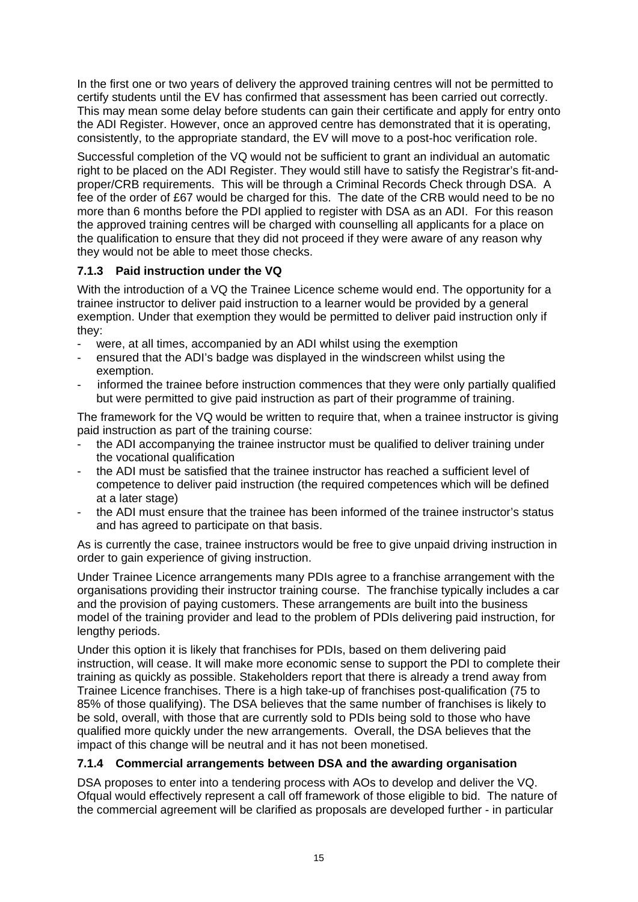In the first one or two years of delivery the approved training centres will not be permitted to certify students until the EV has confirmed that assessment has been carried out correctly. This may mean some delay before students can gain their certificate and apply for entry onto the ADI Register. However, once an approved centre has demonstrated that it is operating, consistently, to the appropriate standard, the EV will move to a post-hoc verification role.

Successful completion of the VQ would not be sufficient to grant an individual an automatic right to be placed on the ADI Register. They would still have to satisfy the Registrar's fit-and-proper/CRB requirements. This will be through a Criminal Records Check through DSA. A fee of the order of £67 would be charged for this. The date of the CRB would need to be no more than 6 months before the PDI applied to register with DSA as an ADI. For this reason the approved training centres will be charged with counselling all applicants for a place on the qualification to ensure that they did not proceed if they were aware of any reason why they would not be able to meet those checks.

### 7.1.3 Paid instruction under the VQ

With the introduction of a VQ the Trainee Licence scheme would end. The opportunity for a trainee instructor to deliver paid instruction to a learner would be provided by a general exemption. Under that exemption they would be permitted to deliver paid instruction only if they:

- were, at all times, accompanied by an ADI whilst using the exemption
- ensured that the ADI's badge was displayed in the windscreen whilst using the exemption.
- informed the trainee before instruction commences that they were only partially qualified but were permitted to give paid instruction as part of their programme of training.

The framework for the VQ would be written to require that, when a trainee instructor is giving paid instruction as part of the training course:

- the ADI accompanying the trainee instructor must be qualified to deliver training under the vocational qualification
- the ADI must be satisfied that the trainee instructor has reached a sufficient level of competence to deliver paid instruction (the required competences which will be defined at a later stage)
- the ADI must ensure that the trainee has been informed of the trainee instructor's status and has agreed to participate on that basis.

As is currently the case, trainee instructors would be free to give unpaid driving instruction in order to gain experience of giving instruction.

Under Trainee Licence arrangements many PDIs agree to a franchise arrangement with the organisations providing their instructor training course. The franchise typically includes a car and the provision of paying customers. These arrangements are built into the business model of the training provider and lead to the problem of PDIs delivering paid instruction, for lengthy periods.

Under this option it is likely that franchises for PDIs, based on them delivering paid instruction, will cease. It will make more economic sense to support the PDI to complete their training as quickly as possible. Stakeholders report that there is already a trend away from Trainee Licence franchises. There is a high take-up of franchises post-qualification (75 to 85% of those qualifying). The DSA believes that the same number of franchises is likely to be sold, overall, with those that are currently sold to PDIs being sold to those who have qualified more quickly under the new arrangements. Overall, the DSA believes that the impact of this change will be neutral and it has not been monetised.

### 7.1.4 Commercial arrangements between DSA and the awarding organisation

DSA proposes to enter into a tendering process with AOs to develop and deliver the VQ. Ofqual would effectively represent a call off framework of those eligible to bid. The nature of the commercial agreement will be clarified as proposals are developed further - in particular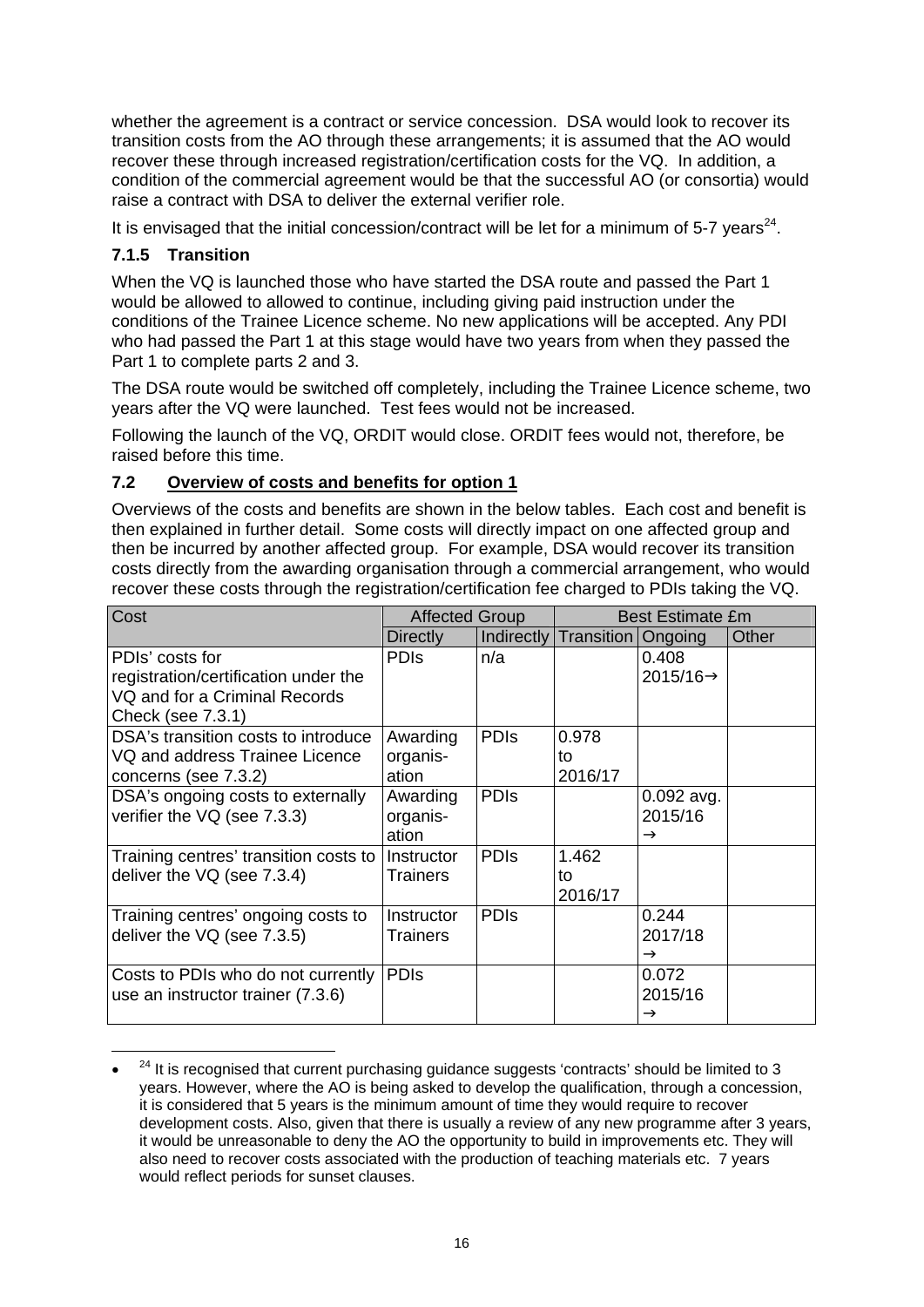whether the agreement is a contract or service concession. DSA would look to recover its transition costs from the AO through these arrangements; it is assumed that the AO would recover these through increased registration/certification costs for the VQ. In addition, a condition of the commercial agreement would be that the successful AO (or consortia) would raise a contract with DSA to deliver the external verifier role.

It is envisaged that the initial concession/contract will be let for a minimum of 5-7 years[24].

### 7.1.5 Transition

When the VQ is launched those who have started the DSA route and passed the Part 1 would be allowed to allowed to continue, including giving paid instruction under the conditions of the Trainee Licence scheme. No new applications will be accepted. Any PDI who had passed the Part 1 at this stage would have two years from when they passed the Part 1 to complete parts 2 and 3.

The DSA route would be switched off completely, including the Trainee Licence scheme, two years after the VQ were launched. Test fees would not be increased.

Following the launch of the VQ, ORDIT would close. ORDIT fees would not, therefore, be raised before this time.

### 7.2 Overview of costs and benefits for option 1

Overviews of the costs and benefits are shown in the below tables. Each cost and benefit is then explained in further detail. Some costs will directly impact on one affected group and then be incurred by another affected group. For example, DSA would recover its transition costs directly from the awarding organisation through a commercial arrangement, who would recover these costs through the registration/certification fee charged to PDIs taking the VQ.

| Cost | Affected Group | | Best Estimate £m | | |
|---|---|---|---|---|---|
| | Directly | Indirectly | Transition | Ongoing | Other |
| PDIs' costs for registration/certification under the VQ and for a Criminal Records Check (see 7.3.1) | PDIs | n/a | | 0.408 2015/16→ | |
| DSA's transition costs to introduce VQ and address Trainee Licence concerns (see 7.3.2) | Awarding organisation | PDIs | 0.978 to 2016/17 | | |
| DSA's ongoing costs to externally verifier the VQ (see 7.3.3) | Awarding organisation | PDIs | | 0.092 avg. 2015/16 → | |
| Training centres' transition costs to deliver the VQ (see 7.3.4) | Instructor Trainers | PDIs | 1.462 to 2016/17 | | |
| Training centres' ongoing costs to deliver the VQ (see 7.3.5) | Instructor Trainers | PDIs | | 0.244 2017/18 → | |
| Costs to PDIs who do not currently use an instructor trainer (7.3.6) | PDIs | | | 0.072 2015/16 → | |

[24] It is recognised that current purchasing guidance suggests 'contracts' should be limited to 3 years. However, where the AO is being asked to develop the qualification, through a concession, it is considered that 5 years is the minimum amount of time they would require to recover development costs. Also, given that there is usually a review of any new programme after 3 years, it would be unreasonable to deny the AO the opportunity to build in improvements etc. They will also need to recover costs associated with the production of teaching materials etc. 7 years would reflect periods for sunset clauses.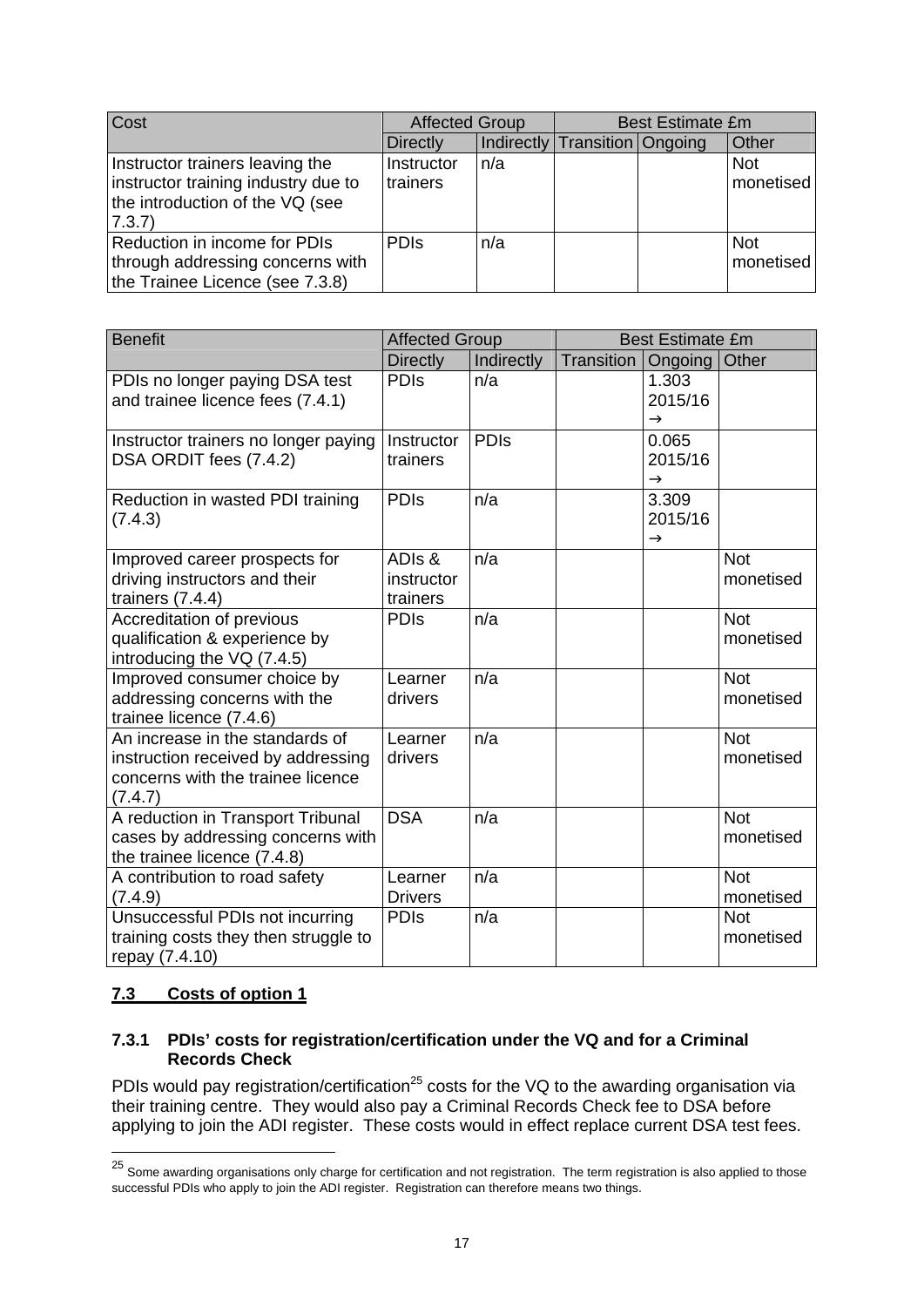| Cost | Affected Group | | Best Estimate £m | | |
|---|---|---|---|---|---|
| | Directly | Indirectly | Transition | Ongoing | Other |
| Instructor trainers leaving the instructor training industry due to the introduction of the VQ (see 7.3.7) | Instructor trainers | n/a | | | Not monetised |
| Reduction in income for PDIs through addressing concerns with the Trainee Licence (see 7.3.8) | PDIs | n/a | | | Not monetised |

| Benefit | Affected Group | | Best Estimate £m | | |
|---|---|---|---|---|---|
| | Directly | Indirectly | Transition | Ongoing | Other |
| PDIs no longer paying DSA test and trainee licence fees (7.4.1) | PDIs | n/a | | 1.303 2015/16 → | |
| Instructor trainers no longer paying DSA ORDIT fees (7.4.2) | Instructor trainers | PDIs | | 0.065 2015/16 → | |
| Reduction in wasted PDI training (7.4.3) | PDIs | n/a | | 3.309 2015/16 → | |
| Improved career prospects for driving instructors and their trainers (7.4.4) | ADIs & instructor trainers | n/a | | | Not monetised |
| Accreditation of previous qualification & experience by introducing the VQ (7.4.5) | PDIs | n/a | | | Not monetised |
| Improved consumer choice by addressing concerns with the trainee licence (7.4.6) | Learner drivers | n/a | | | Not monetised |
| An increase in the standards of instruction received by addressing concerns with the trainee licence (7.4.7) | Learner drivers | n/a | | | Not monetised |
| A reduction in Transport Tribunal cases by addressing concerns with the trainee licence (7.4.8) | DSA | n/a | | | Not monetised |
| A contribution to road safety (7.4.9) | Learner Drivers | n/a | | | Not monetised |
| Unsuccessful PDIs not incurring training costs they then struggle to repay (7.4.10) | PDIs | n/a | | | Not monetised |

## 7.3 Costs of option 1

### 7.3.1 PDIs' costs for registration/certification under the VQ and for a Criminal Records Check

PDIs would pay registration/certification[25] costs for the VQ to the awarding organisation via their training centre. They would also pay a Criminal Records Check fee to DSA before applying to join the ADI register. These costs would in effect replace current DSA test fees.

[25] Some awarding organisations only charge for certification and not registration. The term registration is also applied to those successful PDIs who apply to join the ADI register. Registration can therefore means two things.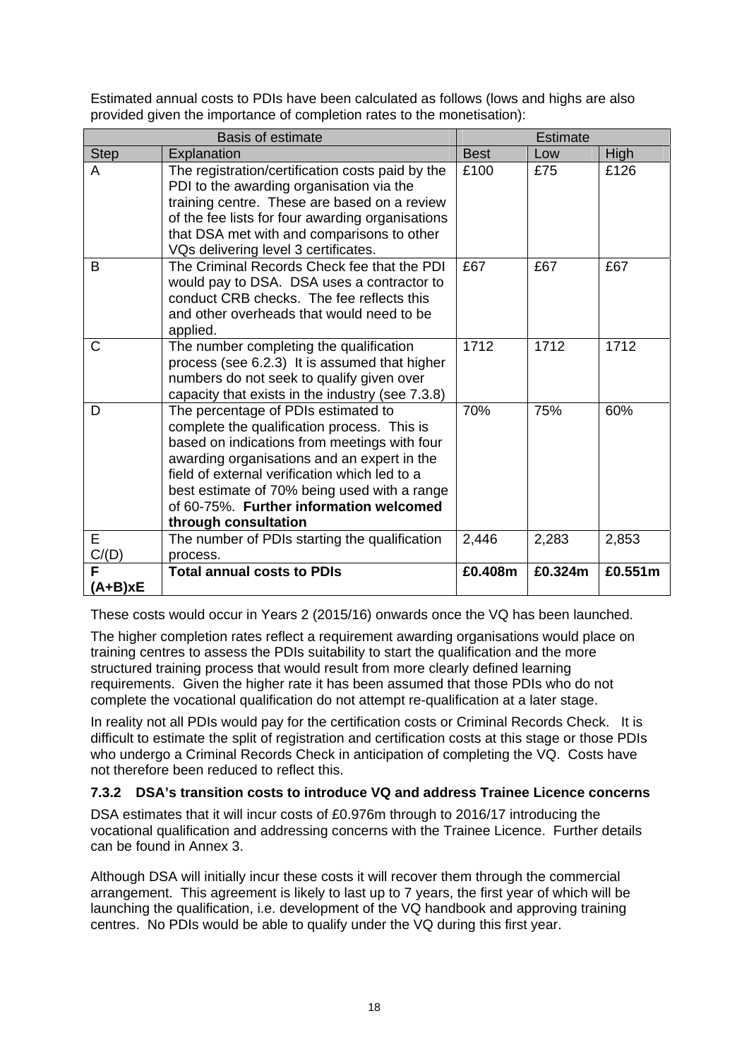Estimated annual costs to PDIs have been calculated as follows (lows and highs are also provided given the importance of completion rates to the monetisation):

| Basis of estimate | | Estimate | | |
|---|---|---|---|---|
| Step | Explanation | Best | Low | High |
| A | The registration/certification costs paid by the PDI to the awarding organisation via the training centre. These are based on a review of the fee lists for four awarding organisations that DSA met with and comparisons to other VQs delivering level 3 certificates. | £100 | £75 | £126 |
| B | The Criminal Records Check fee that the PDI would pay to DSA. DSA uses a contractor to conduct CRB checks. The fee reflects this and other overheads that would need to be applied. | £67 | £67 | £67 |
| C | The number completing the qualification process (see 6.2.3) It is assumed that higher numbers do not seek to qualify given over capacity that exists in the industry (see 7.3.8) | 1712 | 1712 | 1712 |
| D | The percentage of PDIs estimated to complete the qualification process. This is based on indications from meetings with four awarding organisations and an expert in the field of external verification which led to a best estimate of 70% being used with a range of 60-75%. **Further information welcomed through consultation** | 70% | 75% | 60% |
| E C/(D) | The number of PDIs starting the qualification process. | 2,446 | 2,283 | 2,853 |
| **F (A+B)xE** | **Total annual costs to PDIs** | **£0.408m** | **£0.324m** | **£0.551m** |

These costs would occur in Years 2 (2015/16) onwards once the VQ has been launched.

The higher completion rates reflect a requirement awarding organisations would place on training centres to assess the PDIs suitability to start the qualification and the more structured training process that would result from more clearly defined learning requirements. Given the higher rate it has been assumed that those PDIs who do not complete the vocational qualification do not attempt re-qualification at a later stage.

In reality not all PDIs would pay for the certification costs or Criminal Records Check. It is difficult to estimate the split of registration and certification costs at this stage or those PDIs who undergo a Criminal Records Check in anticipation of completing the VQ. Costs have not therefore been reduced to reflect this.

### 7.3.2 DSA's transition costs to introduce VQ and address Trainee Licence concerns

DSA estimates that it will incur costs of £0.976m through to 2016/17 introducing the vocational qualification and addressing concerns with the Trainee Licence. Further details can be found in Annex 3.

Although DSA will initially incur these costs it will recover them through the commercial arrangement. This agreement is likely to last up to 7 years, the first year of which will be launching the qualification, i.e. development of the VQ handbook and approving training centres. No PDIs would be able to qualify under the VQ during this first year.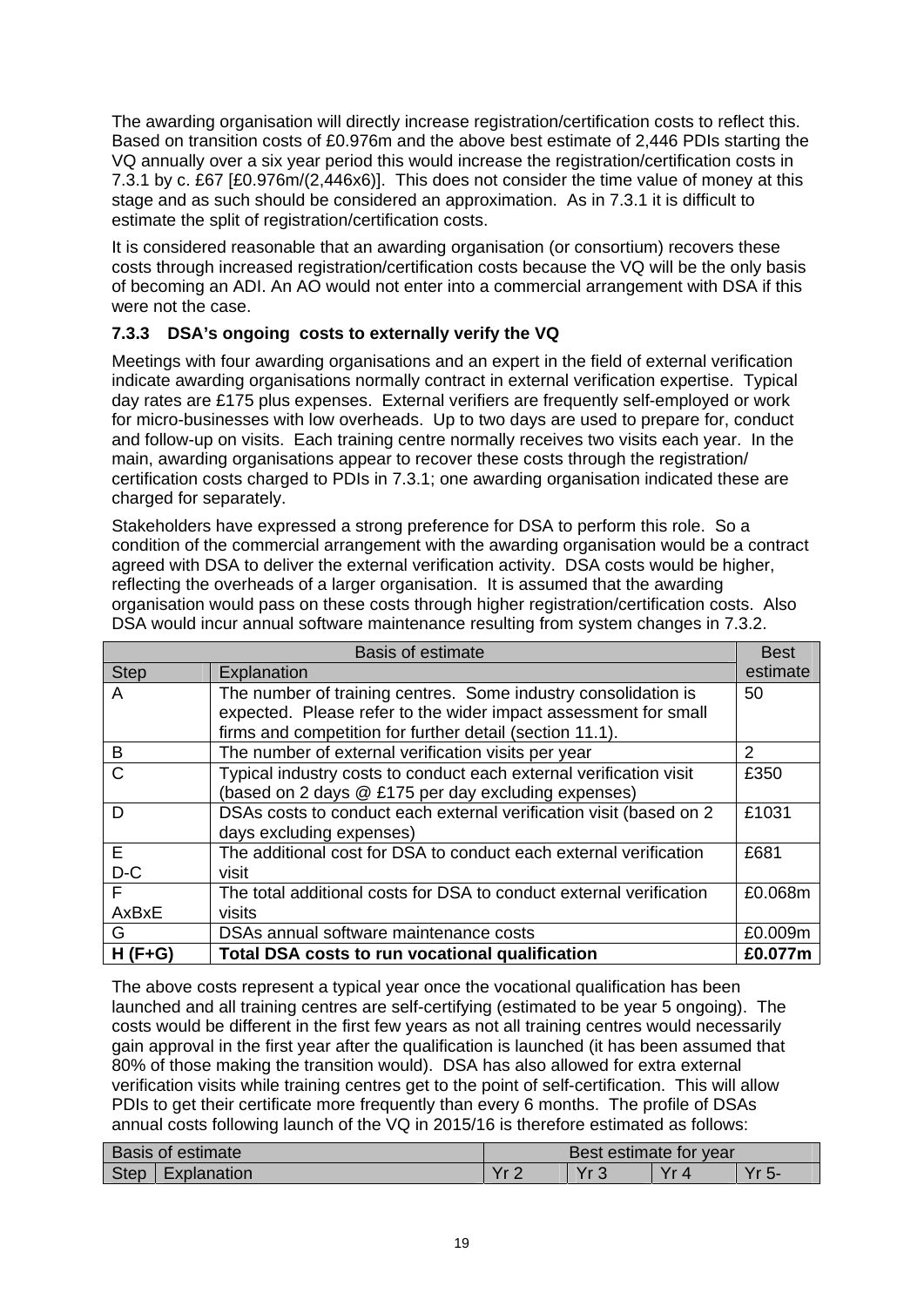The awarding organisation will directly increase registration/certification costs to reflect this. Based on transition costs of £0.976m and the above best estimate of 2,446 PDIs starting the VQ annually over a six year period this would increase the registration/certification costs in 7.3.1 by c. £67 [£0.976m/(2,446x6)]. This does not consider the time value of money at this stage and as such should be considered an approximation. As in 7.3.1 it is difficult to estimate the split of registration/certification costs.

It is considered reasonable that an awarding organisation (or consortium) recovers these costs through increased registration/certification costs because the VQ will be the only basis of becoming an ADI. An AO would not enter into a commercial arrangement with DSA if this were not the case.

### 7.3.3 DSA's ongoing costs to externally verify the VQ

Meetings with four awarding organisations and an expert in the field of external verification indicate awarding organisations normally contract in external verification expertise. Typical day rates are £175 plus expenses. External verifiers are frequently self-employed or work for micro-businesses with low overheads. Up to two days are used to prepare for, conduct and follow-up on visits. Each training centre normally receives two visits each year. In the main, awarding organisations appear to recover these costs through the registration/ certification costs charged to PDIs in 7.3.1; one awarding organisation indicated these are charged for separately.

Stakeholders have expressed a strong preference for DSA to perform this role. So a condition of the commercial arrangement with the awarding organisation would be a contract agreed with DSA to deliver the external verification activity. DSA costs would be higher, reflecting the overheads of a larger organisation. It is assumed that the awarding organisation would pass on these costs through higher registration/certification costs. Also DSA would incur annual software maintenance resulting from system changes in 7.3.2.

| Basis of estimate | | Best estimate |
|---|---|---|
| Step | Explanation | |
| A | The number of training centres. Some industry consolidation is expected. Please refer to the wider impact assessment for small firms and competition for further detail (section 11.1). | 50 |
| B | The number of external verification visits per year | 2 |
| C | Typical industry costs to conduct each external verification visit (based on 2 days @ £175 per day excluding expenses) | £350 |
| D | DSAs costs to conduct each external verification visit (based on 2 days excluding expenses) | £1031 |
| E<br>D-C | The additional cost for DSA to conduct each external verification visit | £681 |
| F<br>AxBxE | The total additional costs for DSA to conduct external verification visits | £0.068m |
| G | DSAs annual software maintenance costs | £0.009m |
| **H (F+G)** | **Total DSA costs to run vocational qualification** | **£0.077m** |

The above costs represent a typical year once the vocational qualification has been launched and all training centres are self-certifying (estimated to be year 5 ongoing). The costs would be different in the first few years as not all training centres would necessarily gain approval in the first year after the qualification is launched (it has been assumed that 80% of those making the transition would). DSA has also allowed for extra external verification visits while training centres get to the point of self-certification. This will allow PDIs to get their certificate more frequently than every 6 months. The profile of DSAs annual costs following launch of the VQ in 2015/16 is therefore estimated as follows:

| Basis of estimate | | Best estimate for year | | | |
|---|---|---|---|---|---|
| Step | Explanation | Yr 2 | Yr 3 | Yr 4 | Yr 5- |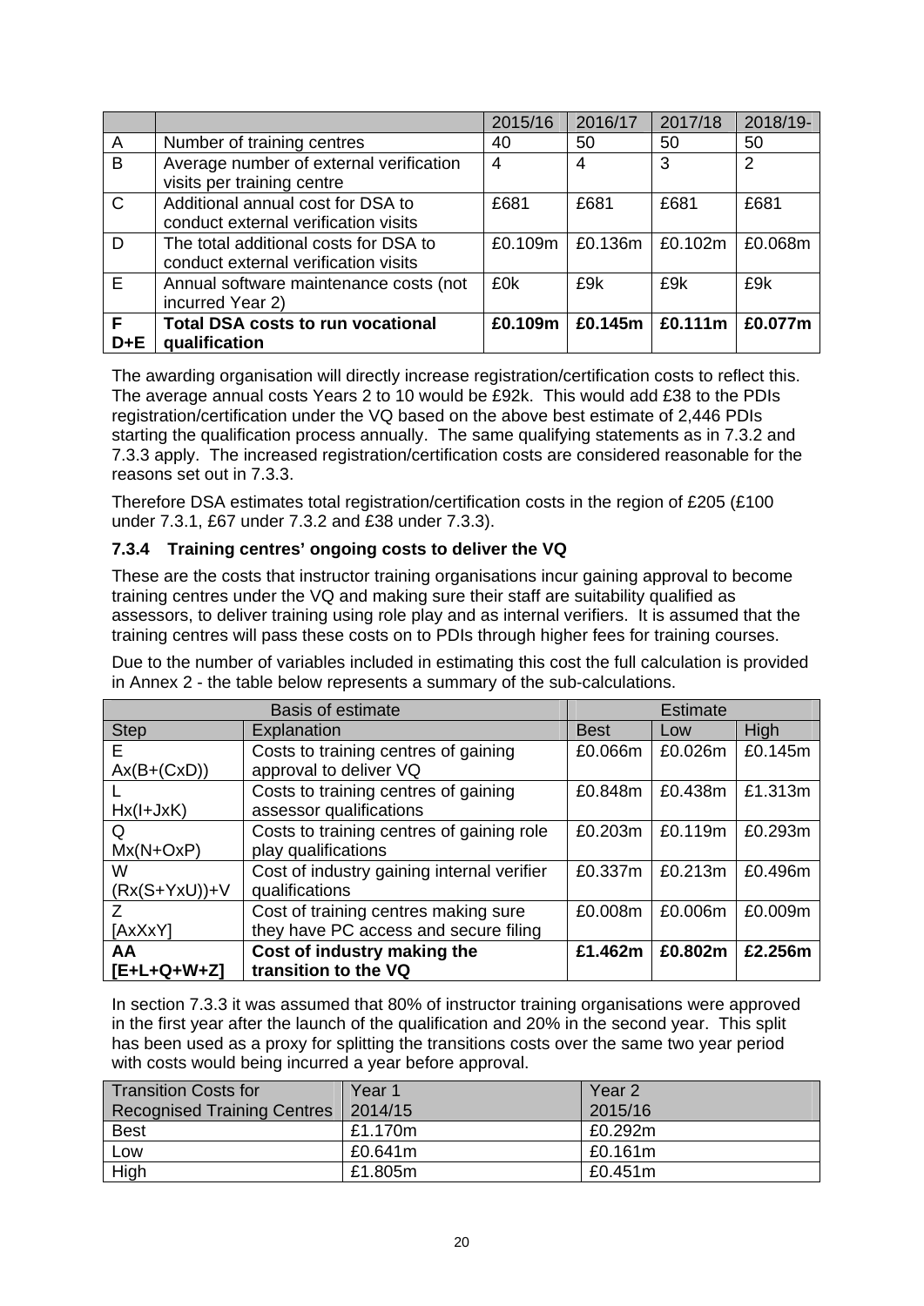| | | 2015/16 | 2016/17 | 2017/18 | 2018/19- |
|---|---|---|---|---|---|
| A | Number of training centres | 40 | 50 | 50 | 50 |
| B | Average number of external verification visits per training centre | 4 | 4 | 3 | 2 |
| C | Additional annual cost for DSA to conduct external verification visits | £681 | £681 | £681 | £681 |
| D | The total additional costs for DSA to conduct external verification visits | £0.109m | £0.136m | £0.102m | £0.068m |
| E | Annual software maintenance costs (not incurred Year 2) | £0k | £9k | £9k | £9k |
| **F D+E** | **Total DSA costs to run vocational qualification** | **£0.109m** | **£0.145m** | **£0.111m** | **£0.077m** |

The awarding organisation will directly increase registration/certification costs to reflect this. The average annual costs Years 2 to 10 would be £92k. This would add £38 to the PDIs registration/certification under the VQ based on the above best estimate of 2,446 PDIs starting the qualification process annually. The same qualifying statements as in 7.3.2 and 7.3.3 apply. The increased registration/certification costs are considered reasonable for the reasons set out in 7.3.3.

Therefore DSA estimates total registration/certification costs in the region of £205 (£100 under 7.3.1, £67 under 7.3.2 and £38 under 7.3.3).

### 7.3.4 Training centres' ongoing costs to deliver the VQ

These are the costs that instructor training organisations incur gaining approval to become training centres under the VQ and making sure their staff are suitability qualified as assessors, to deliver training using role play and as internal verifiers. It is assumed that the training centres will pass these costs on to PDIs through higher fees for training courses.

Due to the number of variables included in estimating this cost the full calculation is provided in Annex 2 - the table below represents a summary of the sub-calculations.

| Basis of estimate | | Estimate | | |
|---|---|---|---|---|
| Step | Explanation | Best | Low | High |
| E Ax(B+(CxD)) | Costs to training centres of gaining approval to deliver VQ | £0.066m | £0.026m | £0.145m |
| L Hx(I+JxK) | Costs to training centres of gaining assessor qualifications | £0.848m | £0.438m | £1.313m |
| Q Mx(N+OxP) | Costs to training centres of gaining role play qualifications | £0.203m | £0.119m | £0.293m |
| W (Rx(S+YxU))+V | Cost of industry gaining internal verifier qualifications | £0.337m | £0.213m | £0.496m |
| Z [AxXxY] | Cost of training centres making sure they have PC access and secure filing | £0.008m | £0.006m | £0.009m |
| **AA [E+L+Q+W+Z]** | **Cost of industry making the transition to the VQ** | **£1.462m** | **£0.802m** | **£2.256m** |

In section 7.3.3 it was assumed that 80% of instructor training organisations were approved in the first year after the launch of the qualification and 20% in the second year. This split has been used as a proxy for splitting the transitions costs over the same two year period with costs would being incurred a year before approval.

| Transition Costs for Recognised Training Centres | Year 1 2014/15 | Year 2 2015/16 |
|---|---|---|
| Best | £1.170m | £0.292m |
| Low | £0.641m | £0.161m |
| High | £1.805m | £0.451m |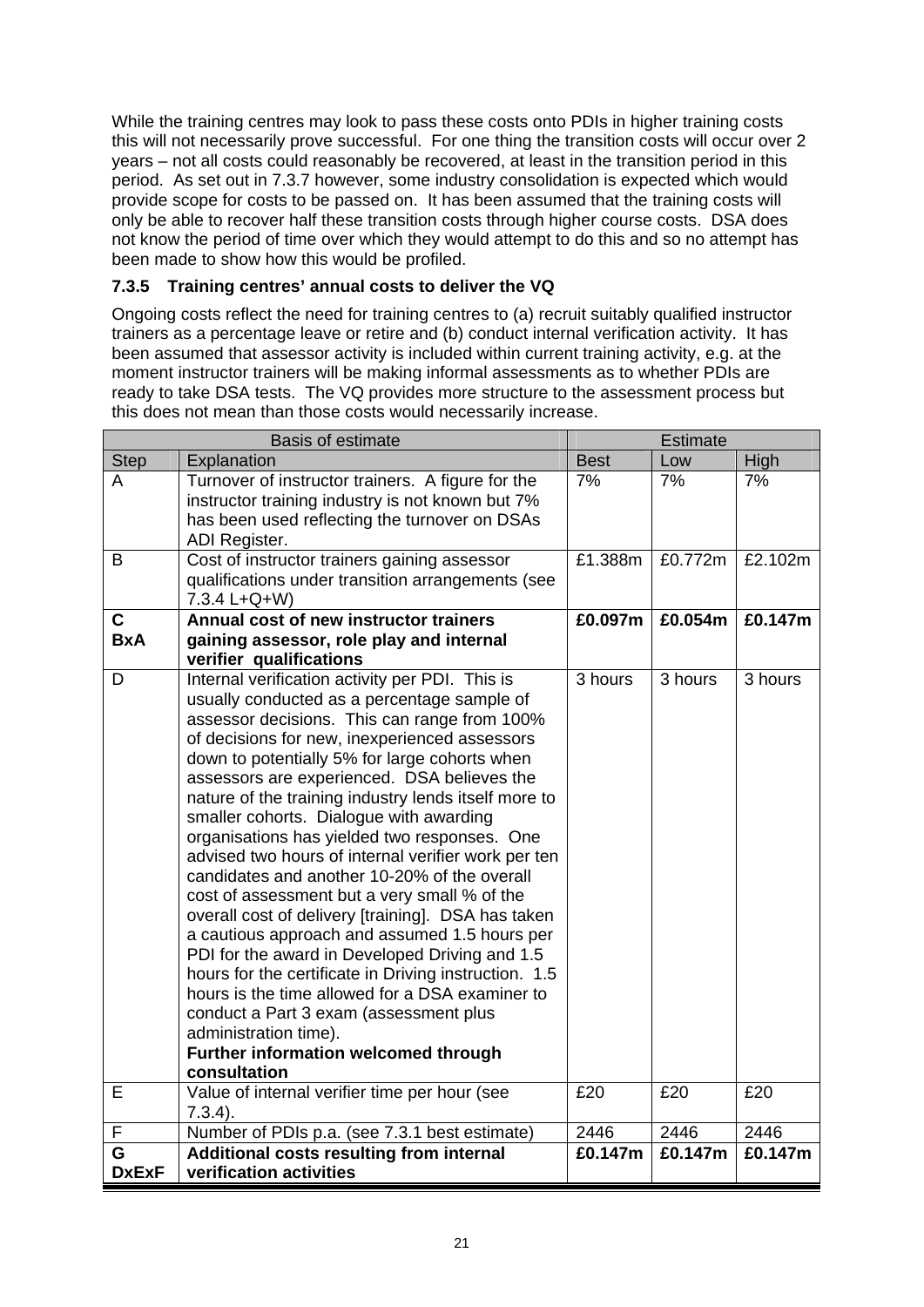While the training centres may look to pass these costs onto PDIs in higher training costs this will not necessarily prove successful. For one thing the transition costs will occur over 2 years – not all costs could reasonably be recovered, at least in the transition period in this period. As set out in 7.3.7 however, some industry consolidation is expected which would provide scope for costs to be passed on. It has been assumed that the training costs will only be able to recover half these transition costs through higher course costs. DSA does not know the period of time over which they would attempt to do this and so no attempt has been made to show how this would be profiled.

### 7.3.5 Training centres' annual costs to deliver the VQ

Ongoing costs reflect the need for training centres to (a) recruit suitably qualified instructor trainers as a percentage leave or retire and (b) conduct internal verification activity. It has been assumed that assessor activity is included within current training activity, e.g. at the moment instructor trainers will be making informal assessments as to whether PDIs are ready to take DSA tests. The VQ provides more structure to the assessment process but this does not mean than those costs would necessarily increase.

| Basis of estimate | | Estimate | | |
|---|---|---|---|---|
| Step | Explanation | Best | Low | High |
| A | Turnover of instructor trainers. A figure for the instructor training industry is not known but 7% has been used reflecting the turnover on DSAs ADI Register. | 7% | 7% | 7% |
| B | Cost of instructor trainers gaining assessor qualifications under transition arrangements (see 7.3.4 L+Q+W) | £1.388m | £0.772m | £2.102m |
| **C BxA** | **Annual cost of new instructor trainers gaining assessor, role play and internal verifier qualifications** | **£0.097m** | **£0.054m** | **£0.147m** |
| D | Internal verification activity per PDI. This is usually conducted as a percentage sample of assessor decisions. This can range from 100% of decisions for new, inexperienced assessors down to potentially 5% for large cohorts when assessors are experienced. DSA believes the nature of the training industry lends itself more to smaller cohorts. Dialogue with awarding organisations has yielded two responses. One advised two hours of internal verifier work per ten candidates and another 10-20% of the overall cost of assessment but a very small % of the overall cost of delivery [training]. DSA has taken a cautious approach and assumed 1.5 hours per PDI for the award in Developed Driving and 1.5 hours for the certificate in Driving instruction. 1.5 hours is the time allowed for a DSA examiner to conduct a Part 3 exam (assessment plus administration time). **Further information welcomed through consultation** | 3 hours | 3 hours | 3 hours |
| E | Value of internal verifier time per hour (see 7.3.4). | £20 | £20 | £20 |
| F | Number of PDIs p.a. (see 7.3.1 best estimate) | 2446 | 2446 | 2446 |
| **G DxExF** | **Additional costs resulting from internal verification activities** | **£0.147m** | **£0.147m** | **£0.147m** |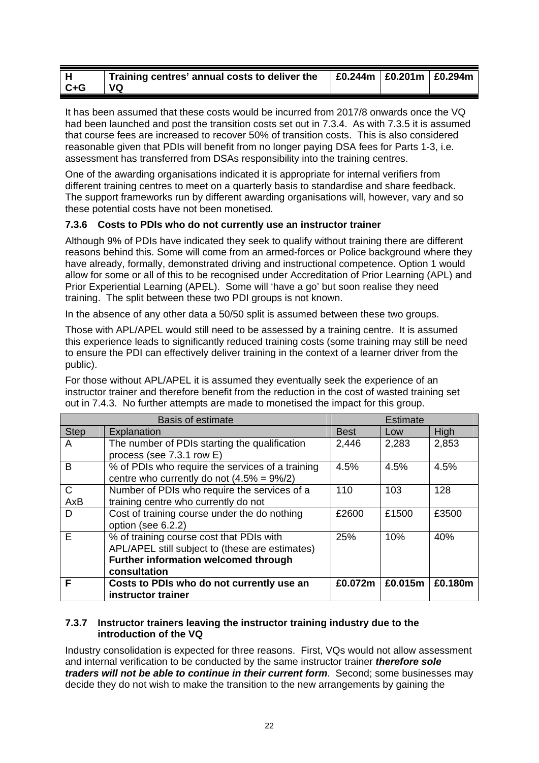| H<br>C+G | **Training centres' annual costs to deliver the VQ** | **£0.244m** | **£0.201m** | **£0.294m** |
|---|---|---|---|---|

It has been assumed that these costs would be incurred from 2017/8 onwards once the VQ had been launched and post the transition costs set out in 7.3.4. As with 7.3.5 it is assumed that course fees are increased to recover 50% of transition costs. This is also considered reasonable given that PDIs will benefit from no longer paying DSA fees for Parts 1-3, i.e. assessment has transferred from DSAs responsibility into the training centres.

One of the awarding organisations indicated it is appropriate for internal verifiers from different training centres to meet on a quarterly basis to standardise and share feedback. The support frameworks run by different awarding organisations will, however, vary and so these potential costs have not been monetised.

### 7.3.6 Costs to PDIs who do not currently use an instructor trainer

Although 9% of PDIs have indicated they seek to qualify without training there are different reasons behind this. Some will come from an armed-forces or Police background where they have already, formally, demonstrated driving and instructional competence. Option 1 would allow for some or all of this to be recognised under Accreditation of Prior Learning (APL) and Prior Experiential Learning (APEL). Some will 'have a go' but soon realise they need training. The split between these two PDI groups is not known.

In the absence of any other data a 50/50 split is assumed between these two groups.

Those with APL/APEL would still need to be assessed by a training centre. It is assumed this experience leads to significantly reduced training costs (some training may still be need to ensure the PDI can effectively deliver training in the context of a learner driver from the public).

For those without APL/APEL it is assumed they eventually seek the experience of an instructor trainer and therefore benefit from the reduction in the cost of wasted training set out in 7.4.3. No further attempts are made to monetised the impact for this group.

| Basis of estimate | | Estimate | | |
|---|---|---|---|---|
| Step | Explanation | Best | Low | High |
| A | The number of PDIs starting the qualification process (see 7.3.1 row E) | 2,446 | 2,283 | 2,853 |
| B | % of PDIs who require the services of a training centre who currently do not (4.5% = 9%/2) | 4.5% | 4.5% | 4.5% |
| C<br>AxB | Number of PDIs who require the services of a training centre who currently do not | 110 | 103 | 128 |
| D | Cost of training course under the do nothing option (see 6.2.2) | £2600 | £1500 | £3500 |
| E | % of training course cost that PDIs with APL/APEL still subject to (these are estimates) **Further information welcomed through consultation** | 25% | 10% | 40% |
| **F** | **Costs to PDIs who do not currently use an instructor trainer** | **£0.072m** | **£0.015m** | **£0.180m** |

### 7.3.7 Instructor trainers leaving the instructor training industry due to the introduction of the VQ

Industry consolidation is expected for three reasons. First, VQs would not allow assessment and internal verification to be conducted by the same instructor trainer ***therefore sole traders will not be able to continue in their current form***. Second; some businesses may decide they do not wish to make the transition to the new arrangements by gaining the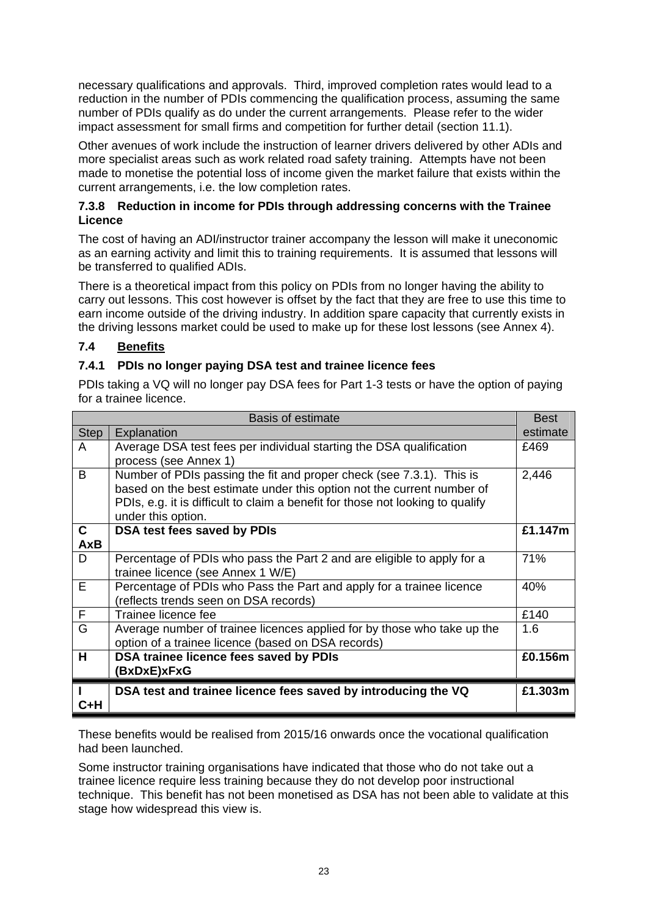necessary qualifications and approvals. Third, improved completion rates would lead to a reduction in the number of PDIs commencing the qualification process, assuming the same number of PDIs qualify as do under the current arrangements. Please refer to the wider impact assessment for small firms and competition for further detail (section 11.1).

Other avenues of work include the instruction of learner drivers delivered by other ADIs and more specialist areas such as work related road safety training. Attempts have not been made to monetise the potential loss of income given the market failure that exists within the current arrangements, i.e. the low completion rates.

#### 7.3.8 Reduction in income for PDIs through addressing concerns with the Trainee Licence

The cost of having an ADI/instructor trainer accompany the lesson will make it uneconomic as an earning activity and limit this to training requirements. It is assumed that lessons will be transferred to qualified ADIs.

There is a theoretical impact from this policy on PDIs from no longer having the ability to carry out lessons. This cost however is offset by the fact that they are free to use this time to earn income outside of the driving industry. In addition spare capacity that currently exists in the driving lessons market could be used to make up for these lost lessons (see Annex 4).

### 7.4 Benefits

#### 7.4.1 PDIs no longer paying DSA test and trainee licence fees

PDIs taking a VQ will no longer pay DSA fees for Part 1-3 tests or have the option of paying for a trainee licence.

| Basis of estimate | | Best estimate |
|---|---|---|
| Step | Explanation | |
| A | Average DSA test fees per individual starting the DSA qualification process (see Annex 1) | £469 |
| B | Number of PDIs passing the fit and proper check (see 7.3.1). This is based on the best estimate under this option not the current number of PDIs, e.g. it is difficult to claim a benefit for those not looking to qualify under this option. | 2,446 |
| **C AxB** | **DSA test fees saved by PDIs** | **£1.147m** |
| D | Percentage of PDIs who pass the Part 2 and are eligible to apply for a trainee licence (see Annex 1 W/E) | 71% |
| E | Percentage of PDIs who Pass the Part and apply for a trainee licence (reflects trends seen on DSA records) | 40% |
| F | Trainee licence fee | £140 |
| G | Average number of trainee licences applied for by those who take up the option of a trainee licence (based on DSA records) | 1.6 |
| **H** | **DSA trainee licence fees saved by PDIs (BxDxE)xFxG** | **£0.156m** |
| **I C+H** | **DSA test and trainee licence fees saved by introducing the VQ** | **£1.303m** |

These benefits would be realised from 2015/16 onwards once the vocational qualification had been launched.

Some instructor training organisations have indicated that those who do not take out a trainee licence require less training because they do not develop poor instructional technique. This benefit has not been monetised as DSA has not been able to validate at this stage how widespread this view is.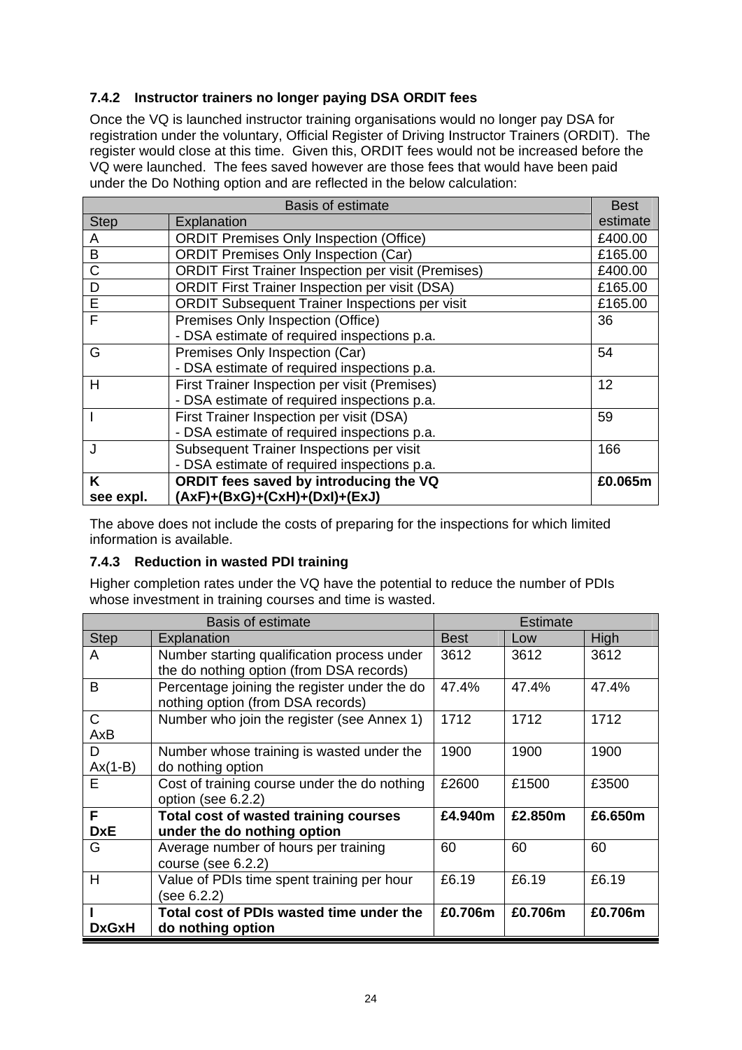### 7.4.2 Instructor trainers no longer paying DSA ORDIT fees

Once the VQ is launched instructor training organisations would no longer pay DSA for registration under the voluntary, Official Register of Driving Instructor Trainers (ORDIT). The register would close at this time. Given this, ORDIT fees would not be increased before the VQ were launched. The fees saved however are those fees that would have been paid under the Do Nothing option and are reflected in the below calculation:

| Basis of estimate | | Best estimate |
|---|---|---|
| Step | Explanation | |
| A | ORDIT Premises Only Inspection (Office) | £400.00 |
| B | ORDIT Premises Only Inspection (Car) | £165.00 |
| C | ORDIT First Trainer Inspection per visit (Premises) | £400.00 |
| D | ORDIT First Trainer Inspection per visit (DSA) | £165.00 |
| E | ORDIT Subsequent Trainer Inspections per visit | £165.00 |
| F | Premises Only Inspection (Office)<br>- DSA estimate of required inspections p.a. | 36 |
| G | Premises Only Inspection (Car)<br>- DSA estimate of required inspections p.a. | 54 |
| H | First Trainer Inspection per visit (Premises)<br>- DSA estimate of required inspections p.a. | 12 |
| I | First Trainer Inspection per visit (DSA)<br>- DSA estimate of required inspections p.a. | 59 |
| J | Subsequent Trainer Inspections per visit<br>- DSA estimate of required inspections p.a. | 166 |
| **K**<br>**see expl.** | **ORDIT fees saved by introducing the VQ**<br>**(AxF)+(BxG)+(CxH)+(DxI)+(ExJ)** | **£0.065m** |

The above does not include the costs of preparing for the inspections for which limited information is available.

### 7.4.3 Reduction in wasted PDI training

Higher completion rates under the VQ have the potential to reduce the number of PDIs whose investment in training courses and time is wasted.

| Basis of estimate | | Estimate | | |
|---|---|---|---|---|
| Step | Explanation | Best | Low | High |
| A | Number starting qualification process under the do nothing option (from DSA records) | 3612 | 3612 | 3612 |
| B | Percentage joining the register under the do nothing option (from DSA records) | 47.4% | 47.4% | 47.4% |
| C<br>AxB | Number who join the register (see Annex 1) | 1712 | 1712 | 1712 |
| D<br>Ax(1-B) | Number whose training is wasted under the do nothing option | 1900 | 1900 | 1900 |
| E | Cost of training course under the do nothing option (see 6.2.2) | £2600 | £1500 | £3500 |
| **F**<br>**DxE** | **Total cost of wasted training courses under the do nothing option** | **£4.940m** | **£2.850m** | **£6.650m** |
| G | Average number of hours per training course (see 6.2.2) | 60 | 60 | 60 |
| H | Value of PDIs time spent training per hour (see 6.2.2) | £6.19 | £6.19 | £6.19 |
| **I**<br>**DxGxH** | **Total cost of PDIs wasted time under the do nothing option** | **£0.706m** | **£0.706m** | **£0.706m** |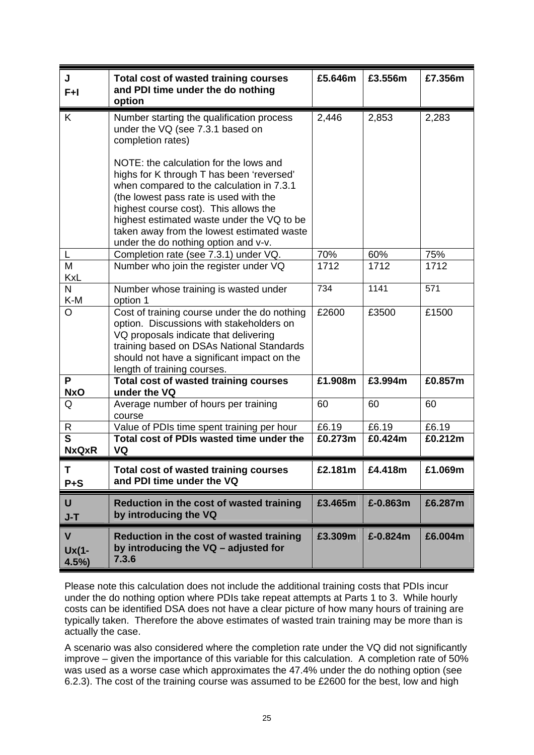| | | | | |
|---|---|---|---|---|
| **J**<br>**F+I** | **Total cost of wasted training courses and PDI time under the do nothing option** | **£5.646m** | **£3.556m** | **£7.356m** |
| K | Number starting the qualification process under the VQ (see 7.3.1 based on completion rates)<br><br>NOTE: the calculation for the lows and highs for K through T has been 'reversed' when compared to the calculation in 7.3.1 (the lowest pass rate is used with the highest course cost). This allows the highest estimated waste under the VQ to be taken away from the lowest estimated waste under the do nothing option and v-v. | 2,446 | 2,853 | 2,283 |
| L | Completion rate (see 7.3.1) under VQ. | 70% | 60% | 75% |
| M<br>KxL | Number who join the register under VQ | 1712 | 1712 | 1712 |
| N<br>K-M | Number whose training is wasted under option 1 | 734 | 1141 | 571 |
| O | Cost of training course under the do nothing option. Discussions with stakeholders on VQ proposals indicate that delivering training based on DSAs National Standards should not have a significant impact on the length of training courses. | £2600 | £3500 | £1500 |
| **P**<br>**NxO** | **Total cost of wasted training courses under the VQ** | **£1.908m** | **£3.994m** | **£0.857m** |
| Q | Average number of hours per training course | 60 | 60 | 60 |
| R | Value of PDIs time spent training per hour | £6.19 | £6.19 | £6.19 |
| **S**<br>**NxQxR** | **Total cost of PDIs wasted time under the VQ** | **£0.273m** | **£0.424m** | **£0.212m** |
| **T**<br>**P+S** | **Total cost of wasted training courses and PDI time under the VQ** | **£2.181m** | **£4.418m** | **£1.069m** |
| **U**<br>**J-T** | **Reduction in the cost of wasted training by introducing the VQ** | **£3.465m** | **£-0.863m** | **£6.287m** |
| **V**<br>**Ux(1-4.5%)** | **Reduction in the cost of wasted training by introducing the VQ – adjusted for 7.3.6** | **£3.309m** | **£-0.824m** | **£6.004m** |

Please note this calculation does not include the additional training costs that PDIs incur under the do nothing option where PDIs take repeat attempts at Parts 1 to 3. While hourly costs can be identified DSA does not have a clear picture of how many hours of training are typically taken. Therefore the above estimates of wasted train training may be more than is actually the case.

A scenario was also considered where the completion rate under the VQ did not significantly improve – given the importance of this variable for this calculation. A completion rate of 50% was used as a worse case which approximates the 47.4% under the do nothing option (see 6.2.3). The cost of the training course was assumed to be £2600 for the best, low and high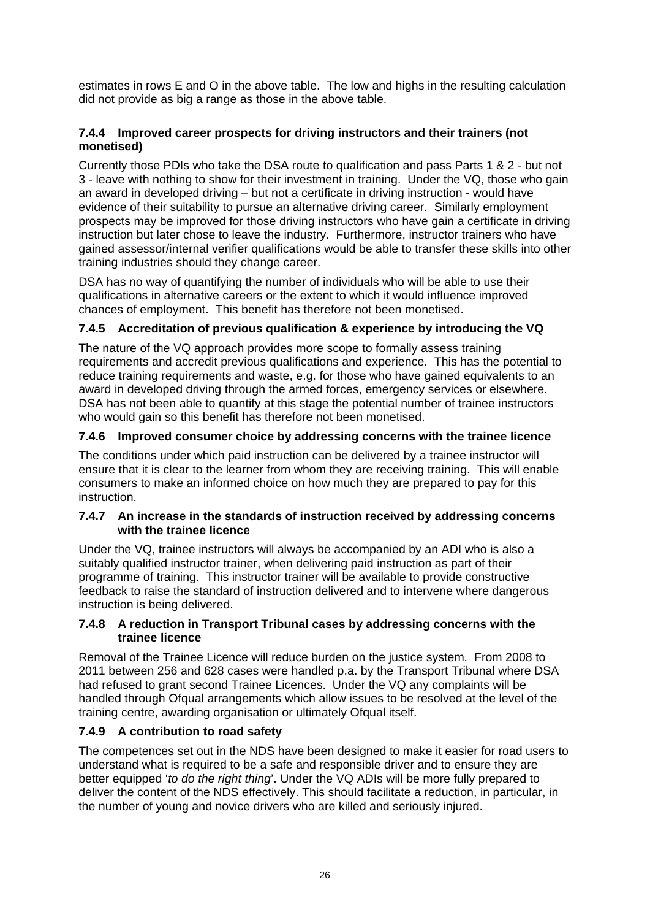estimates in rows E and O in the above table. The low and highs in the resulting calculation did not provide as big a range as those in the above table.

### 7.4.4 Improved career prospects for driving instructors and their trainers (not monetised)

Currently those PDIs who take the DSA route to qualification and pass Parts 1 & 2 - but not 3 - leave with nothing to show for their investment in training. Under the VQ, those who gain an award in developed driving – but not a certificate in driving instruction - would have evidence of their suitability to pursue an alternative driving career. Similarly employment prospects may be improved for those driving instructors who have gain a certificate in driving instruction but later chose to leave the industry. Furthermore, instructor trainers who have gained assessor/internal verifier qualifications would be able to transfer these skills into other training industries should they change career.

DSA has no way of quantifying the number of individuals who will be able to use their qualifications in alternative careers or the extent to which it would influence improved chances of employment. This benefit has therefore not been monetised.

### 7.4.5 Accreditation of previous qualification & experience by introducing the VQ

The nature of the VQ approach provides more scope to formally assess training requirements and accredit previous qualifications and experience. This has the potential to reduce training requirements and waste, e.g. for those who have gained equivalents to an award in developed driving through the armed forces, emergency services or elsewhere. DSA has not been able to quantify at this stage the potential number of trainee instructors who would gain so this benefit has therefore not been monetised.

### 7.4.6 Improved consumer choice by addressing concerns with the trainee licence

The conditions under which paid instruction can be delivered by a trainee instructor will ensure that it is clear to the learner from whom they are receiving training. This will enable consumers to make an informed choice on how much they are prepared to pay for this instruction.

### 7.4.7 An increase in the standards of instruction received by addressing concerns with the trainee licence

Under the VQ, trainee instructors will always be accompanied by an ADI who is also a suitably qualified instructor trainer, when delivering paid instruction as part of their programme of training. This instructor trainer will be available to provide constructive feedback to raise the standard of instruction delivered and to intervene where dangerous instruction is being delivered.

### 7.4.8 A reduction in Transport Tribunal cases by addressing concerns with the trainee licence

Removal of the Trainee Licence will reduce burden on the justice system. From 2008 to 2011 between 256 and 628 cases were handled p.a. by the Transport Tribunal where DSA had refused to grant second Trainee Licences. Under the VQ any complaints will be handled through Ofqual arrangements which allow issues to be resolved at the level of the training centre, awarding organisation or ultimately Ofqual itself.

### 7.4.9 A contribution to road safety

The competences set out in the NDS have been designed to make it easier for road users to understand what is required to be a safe and responsible driver and to ensure they are better equipped '*to do the right thing*'. Under the VQ ADIs will be more fully prepared to deliver the content of the NDS effectively. This should facilitate a reduction, in particular, in the number of young and novice drivers who are killed and seriously injured.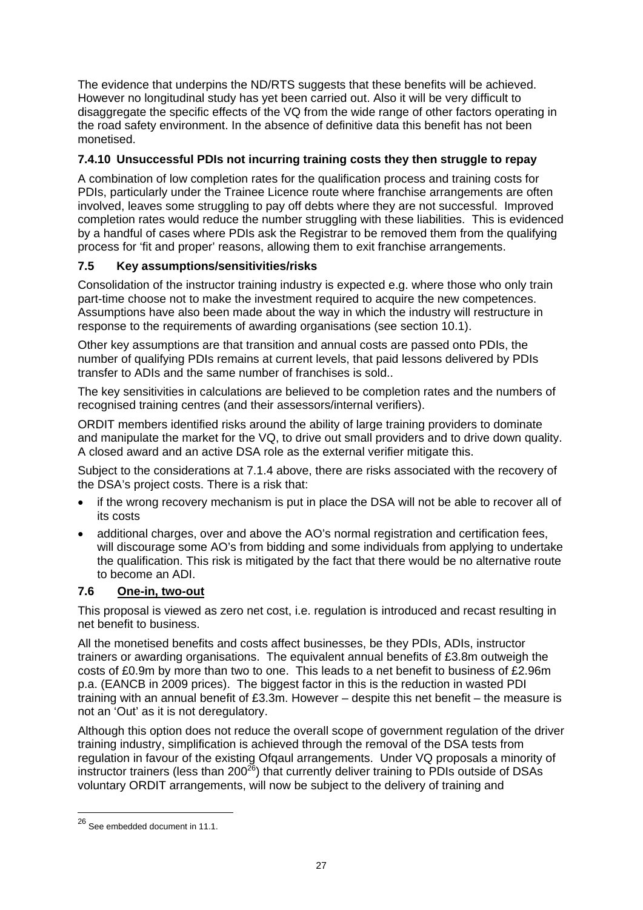The evidence that underpins the ND/RTS suggests that these benefits will be achieved. However no longitudinal study has yet been carried out. Also it will be very difficult to disaggregate the specific effects of the VQ from the wide range of other factors operating in the road safety environment. In the absence of definitive data this benefit has not been monetised.

### 7.4.10 Unsuccessful PDIs not incurring training costs they then struggle to repay

A combination of low completion rates for the qualification process and training costs for PDIs, particularly under the Trainee Licence route where franchise arrangements are often involved, leaves some struggling to pay off debts where they are not successful. Improved completion rates would reduce the number struggling with these liabilities. This is evidenced by a handful of cases where PDIs ask the Registrar to be removed them from the qualifying process for 'fit and proper' reasons, allowing them to exit franchise arrangements.

## 7.5 Key assumptions/sensitivities/risks

Consolidation of the instructor training industry is expected e.g. where those who only train part-time choose not to make the investment required to acquire the new competences. Assumptions have also been made about the way in which the industry will restructure in response to the requirements of awarding organisations (see section 10.1).

Other key assumptions are that transition and annual costs are passed onto PDIs, the number of qualifying PDIs remains at current levels, that paid lessons delivered by PDIs transfer to ADIs and the same number of franchises is sold..

The key sensitivities in calculations are believed to be completion rates and the numbers of recognised training centres (and their assessors/internal verifiers).

ORDIT members identified risks around the ability of large training providers to dominate and manipulate the market for the VQ, to drive out small providers and to drive down quality. A closed award and an active DSA role as the external verifier mitigate this.

Subject to the considerations at 7.1.4 above, there are risks associated with the recovery of the DSA's project costs. There is a risk that:

- if the wrong recovery mechanism is put in place the DSA will not be able to recover all of its costs
- additional charges, over and above the AO's normal registration and certification fees, will discourage some AO's from bidding and some individuals from applying to undertake the qualification. This risk is mitigated by the fact that there would be no alternative route to become an ADI.

## 7.6 One-in, two-out

This proposal is viewed as zero net cost, i.e. regulation is introduced and recast resulting in net benefit to business.

All the monetised benefits and costs affect businesses, be they PDIs, ADIs, instructor trainers or awarding organisations. The equivalent annual benefits of £3.8m outweigh the costs of £0.9m by more than two to one. This leads to a net benefit to business of £2.96m p.a. (EANCB in 2009 prices). The biggest factor in this is the reduction in wasted PDI training with an annual benefit of £3.3m. However – despite this net benefit – the measure is not an 'Out' as it is not deregulatory.

Although this option does not reduce the overall scope of government regulation of the driver training industry, simplification is achieved through the removal of the DSA tests from regulation in favour of the existing Ofqaul arrangements. Under VQ proposals a minority of instructor trainers (less than 200[26]) that currently deliver training to PDIs outside of DSAs voluntary ORDIT arrangements, will now be subject to the delivery of training and

[26] See embedded document in 11.1.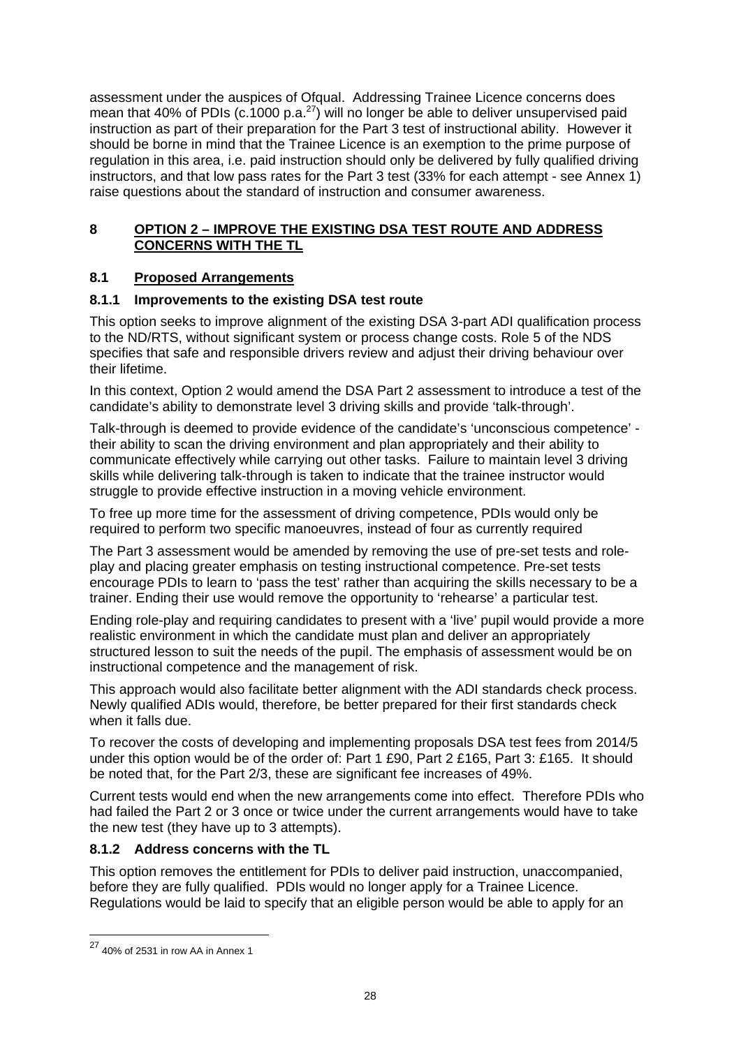assessment under the auspices of Ofqual. Addressing Trainee Licence concerns does mean that 40% of PDIs (c.1000 p.a.[27]) will no longer be able to deliver unsupervised paid instruction as part of their preparation for the Part 3 test of instructional ability. However it should be borne in mind that the Trainee Licence is an exemption to the prime purpose of regulation in this area, i.e. paid instruction should only be delivered by fully qualified driving instructors, and that low pass rates for the Part 3 test (33% for each attempt - see Annex 1) raise questions about the standard of instruction and consumer awareness.

## 8 OPTION 2 – IMPROVE THE EXISTING DSA TEST ROUTE AND ADDRESS CONCERNS WITH THE TL

### 8.1 Proposed Arrangements

#### 8.1.1 Improvements to the existing DSA test route

This option seeks to improve alignment of the existing DSA 3-part ADI qualification process to the ND/RTS, without significant system or process change costs. Role 5 of the NDS specifies that safe and responsible drivers review and adjust their driving behaviour over their lifetime.

In this context, Option 2 would amend the DSA Part 2 assessment to introduce a test of the candidate's ability to demonstrate level 3 driving skills and provide 'talk-through'.

Talk-through is deemed to provide evidence of the candidate's 'unconscious competence' - their ability to scan the driving environment and plan appropriately and their ability to communicate effectively while carrying out other tasks. Failure to maintain level 3 driving skills while delivering talk-through is taken to indicate that the trainee instructor would struggle to provide effective instruction in a moving vehicle environment.

To free up more time for the assessment of driving competence, PDIs would only be required to perform two specific manoeuvres, instead of four as currently required

The Part 3 assessment would be amended by removing the use of pre-set tests and role-play and placing greater emphasis on testing instructional competence. Pre-set tests encourage PDIs to learn to 'pass the test' rather than acquiring the skills necessary to be a trainer. Ending their use would remove the opportunity to 'rehearse' a particular test.

Ending role-play and requiring candidates to present with a 'live' pupil would provide a more realistic environment in which the candidate must plan and deliver an appropriately structured lesson to suit the needs of the pupil. The emphasis of assessment would be on instructional competence and the management of risk.

This approach would also facilitate better alignment with the ADI standards check process. Newly qualified ADIs would, therefore, be better prepared for their first standards check when it falls due.

To recover the costs of developing and implementing proposals DSA test fees from 2014/5 under this option would be of the order of: Part 1 £90, Part 2 £165, Part 3: £165. It should be noted that, for the Part 2/3, these are significant fee increases of 49%.

Current tests would end when the new arrangements come into effect. Therefore PDIs who had failed the Part 2 or 3 once or twice under the current arrangements would have to take the new test (they have up to 3 attempts).

#### 8.1.2 Address concerns with the TL

This option removes the entitlement for PDIs to deliver paid instruction, unaccompanied, before they are fully qualified. PDIs would no longer apply for a Trainee Licence. Regulations would be laid to specify that an eligible person would be able to apply for an

---

[27] 40% of 2531 in row AA in Annex 1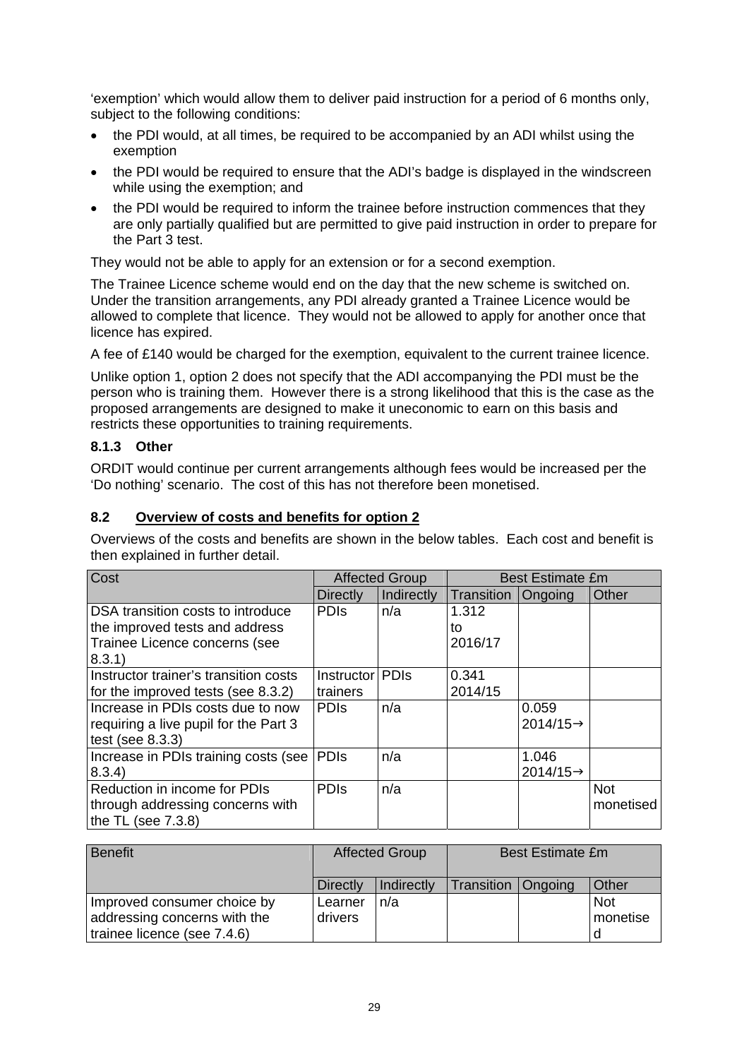'exemption' which would allow them to deliver paid instruction for a period of 6 months only, subject to the following conditions:

- the PDI would, at all times, be required to be accompanied by an ADI whilst using the exemption
- the PDI would be required to ensure that the ADI's badge is displayed in the windscreen while using the exemption; and
- the PDI would be required to inform the trainee before instruction commences that they are only partially qualified but are permitted to give paid instruction in order to prepare for the Part 3 test.

They would not be able to apply for an extension or for a second exemption.

The Trainee Licence scheme would end on the day that the new scheme is switched on. Under the transition arrangements, any PDI already granted a Trainee Licence would be allowed to complete that licence. They would not be allowed to apply for another once that licence has expired.

A fee of £140 would be charged for the exemption, equivalent to the current trainee licence.

Unlike option 1, option 2 does not specify that the ADI accompanying the PDI must be the person who is training them. However there is a strong likelihood that this is the case as the proposed arrangements are designed to make it uneconomic to earn on this basis and restricts these opportunities to training requirements.

### 8.1.3 Other

ORDIT would continue per current arrangements although fees would be increased per the 'Do nothing' scenario. The cost of this has not therefore been monetised.

## 8.2 Overview of costs and benefits for option 2

Overviews of the costs and benefits are shown in the below tables. Each cost and benefit is then explained in further detail.

| Cost | Affected Group | | Best Estimate £m | | |
|---|---|---|---|---|---|
| | Directly | Indirectly | Transition | Ongoing | Other |
| DSA transition costs to introduce the improved tests and address Trainee Licence concerns (see 8.3.1) | PDIs | n/a | 1.312 to 2016/17 | | |
| Instructor trainer's transition costs for the improved tests (see 8.3.2) | Instructor trainers | PDIs | 0.341 2014/15 | | |
| Increase in PDIs costs due to now requiring a live pupil for the Part 3 test (see 8.3.3) | PDIs | n/a | | 0.059 2014/15→ | |
| Increase in PDIs training costs (see 8.3.4) | PDIs | n/a | | 1.046 2014/15→ | |
| Reduction in income for PDIs through addressing concerns with the TL (see 7.3.8) | PDIs | n/a | | | Not monetised |

| Benefit | Affected Group | | Best Estimate £m | | |
|---|---|---|---|---|---|
| | Directly | Indirectly | Transition | Ongoing | Other |
| Improved consumer choice by addressing concerns with the trainee licence (see 7.4.6) | Learner drivers | n/a | | | Not monetised |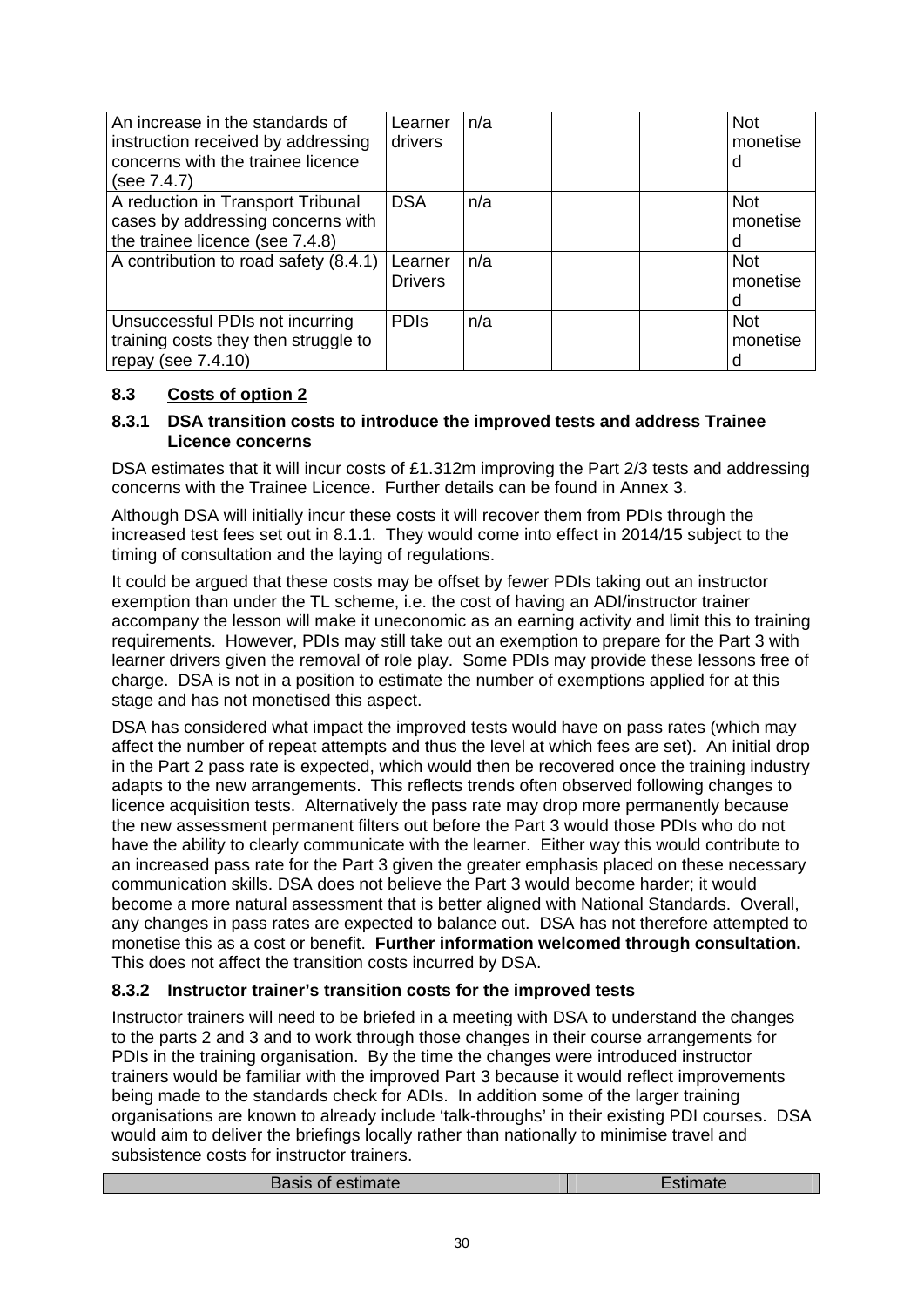| | | | | | |
|---|---|---|---|---|---|
| An increase in the standards of instruction received by addressing concerns with the trainee licence (see 7.4.7) | Learner drivers | n/a | | | Not monetised |
| A reduction in Transport Tribunal cases by addressing concerns with the trainee licence (see 7.4.8) | DSA | n/a | | | Not monetised |
| A contribution to road safety (8.4.1) | Learner Drivers | n/a | | | Not monetised |
| Unsuccessful PDIs not incurring training costs they then struggle to repay (see 7.4.10) | PDIs | n/a | | | Not monetised |

## 8.3 Costs of option 2

### 8.3.1 DSA transition costs to introduce the improved tests and address Trainee Licence concerns

DSA estimates that it will incur costs of £1.312m improving the Part 2/3 tests and addressing concerns with the Trainee Licence. Further details can be found in Annex 3.

Although DSA will initially incur these costs it will recover them from PDIs through the increased test fees set out in 8.1.1. They would come into effect in 2014/15 subject to the timing of consultation and the laying of regulations.

It could be argued that these costs may be offset by fewer PDIs taking out an instructor exemption than under the TL scheme, i.e. the cost of having an ADI/instructor trainer accompany the lesson will make it uneconomic as an earning activity and limit this to training requirements. However, PDIs may still take out an exemption to prepare for the Part 3 with learner drivers given the removal of role play. Some PDIs may provide these lessons free of charge. DSA is not in a position to estimate the number of exemptions applied for at this stage and has not monetised this aspect.

DSA has considered what impact the improved tests would have on pass rates (which may affect the number of repeat attempts and thus the level at which fees are set). An initial drop in the Part 2 pass rate is expected, which would then be recovered once the training industry adapts to the new arrangements. This reflects trends often observed following changes to licence acquisition tests. Alternatively the pass rate may drop more permanently because the new assessment permanent filters out before the Part 3 would those PDIs who do not have the ability to clearly communicate with the learner. Either way this would contribute to an increased pass rate for the Part 3 given the greater emphasis placed on these necessary communication skills. DSA does not believe the Part 3 would become harder; it would become a more natural assessment that is better aligned with National Standards. Overall, any changes in pass rates are expected to balance out. DSA has not therefore attempted to monetise this as a cost or benefit. **Further information welcomed through consultation.** This does not affect the transition costs incurred by DSA.

### 8.3.2 Instructor trainer's transition costs for the improved tests

Instructor trainers will need to be briefed in a meeting with DSA to understand the changes to the parts 2 and 3 and to work through those changes in their course arrangements for PDIs in the training organisation. By the time the changes were introduced instructor trainers would be familiar with the improved Part 3 because it would reflect improvements being made to the standards check for ADIs. In addition some of the larger training organisations are known to already include 'talk-throughs' in their existing PDI courses. DSA would aim to deliver the briefings locally rather than nationally to minimise travel and subsistence costs for instructor trainers.

| Basis of estimate | Estimate |
|---|---|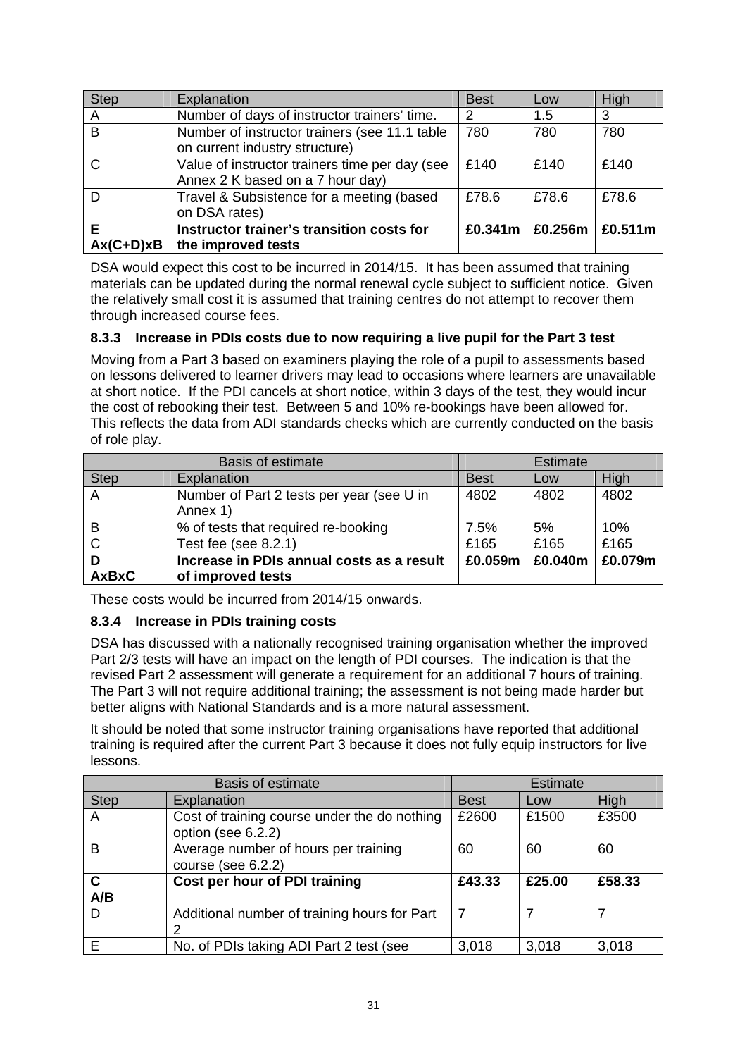| Step | Explanation | Best | Low | High |
|---|---|---|---|---|
| A | Number of days of instructor trainers' time. | 2 | 1.5 | 3 |
| B | Number of instructor trainers (see 11.1 table on current industry structure) | 780 | 780 | 780 |
| C | Value of instructor trainers time per day (see Annex 2 K based on a 7 hour day) | £140 | £140 | £140 |
| D | Travel & Subsistence for a meeting (based on DSA rates) | £78.6 | £78.6 | £78.6 |
| **E Ax(C+D)xB** | **Instructor trainer's transition costs for the improved tests** | **£0.341m** | **£0.256m** | **£0.511m** |

DSA would expect this cost to be incurred in 2014/15. It has been assumed that training materials can be updated during the normal renewal cycle subject to sufficient notice. Given the relatively small cost it is assumed that training centres do not attempt to recover them through increased course fees.

### 8.3.3 Increase in PDIs costs due to now requiring a live pupil for the Part 3 test

Moving from a Part 3 based on examiners playing the role of a pupil to assessments based on lessons delivered to learner drivers may lead to occasions where learners are unavailable at short notice. If the PDI cancels at short notice, within 3 days of the test, they would incur the cost of rebooking their test. Between 5 and 10% re-bookings have been allowed for. This reflects the data from ADI standards checks which are currently conducted on the basis of role play.

| Basis of estimate | | Estimate | | |
|---|---|---|---|---|
| Step | Explanation | Best | Low | High |
| A | Number of Part 2 tests per year (see U in Annex 1) | 4802 | 4802 | 4802 |
| B | % of tests that required re-booking | 7.5% | 5% | 10% |
| C | Test fee (see 8.2.1) | £165 | £165 | £165 |
| **D AxBxC** | **Increase in PDIs annual costs as a result of improved tests** | **£0.059m** | **£0.040m** | **£0.079m** |

These costs would be incurred from 2014/15 onwards.

### 8.3.4 Increase in PDIs training costs

DSA has discussed with a nationally recognised training organisation whether the improved Part 2/3 tests will have an impact on the length of PDI courses. The indication is that the revised Part 2 assessment will generate a requirement for an additional 7 hours of training. The Part 3 will not require additional training; the assessment is not being made harder but better aligns with National Standards and is a more natural assessment.

It should be noted that some instructor training organisations have reported that additional training is required after the current Part 3 because it does not fully equip instructors for live lessons.

| Basis of estimate | | Estimate | | |
|---|---|---|---|---|
| Step | Explanation | Best | Low | High |
| A | Cost of training course under the do nothing option (see 6.2.2) | £2600 | £1500 | £3500 |
| B | Average number of hours per training course (see 6.2.2) | 60 | 60 | 60 |
| **C A/B** | **Cost per hour of PDI training** | **£43.33** | **£25.00** | **£58.33** |
| D | Additional number of training hours for Part 2 | 7 | 7 | 7 |
| E | No. of PDIs taking ADI Part 2 test (see | 3,018 | 3,018 | 3,018 |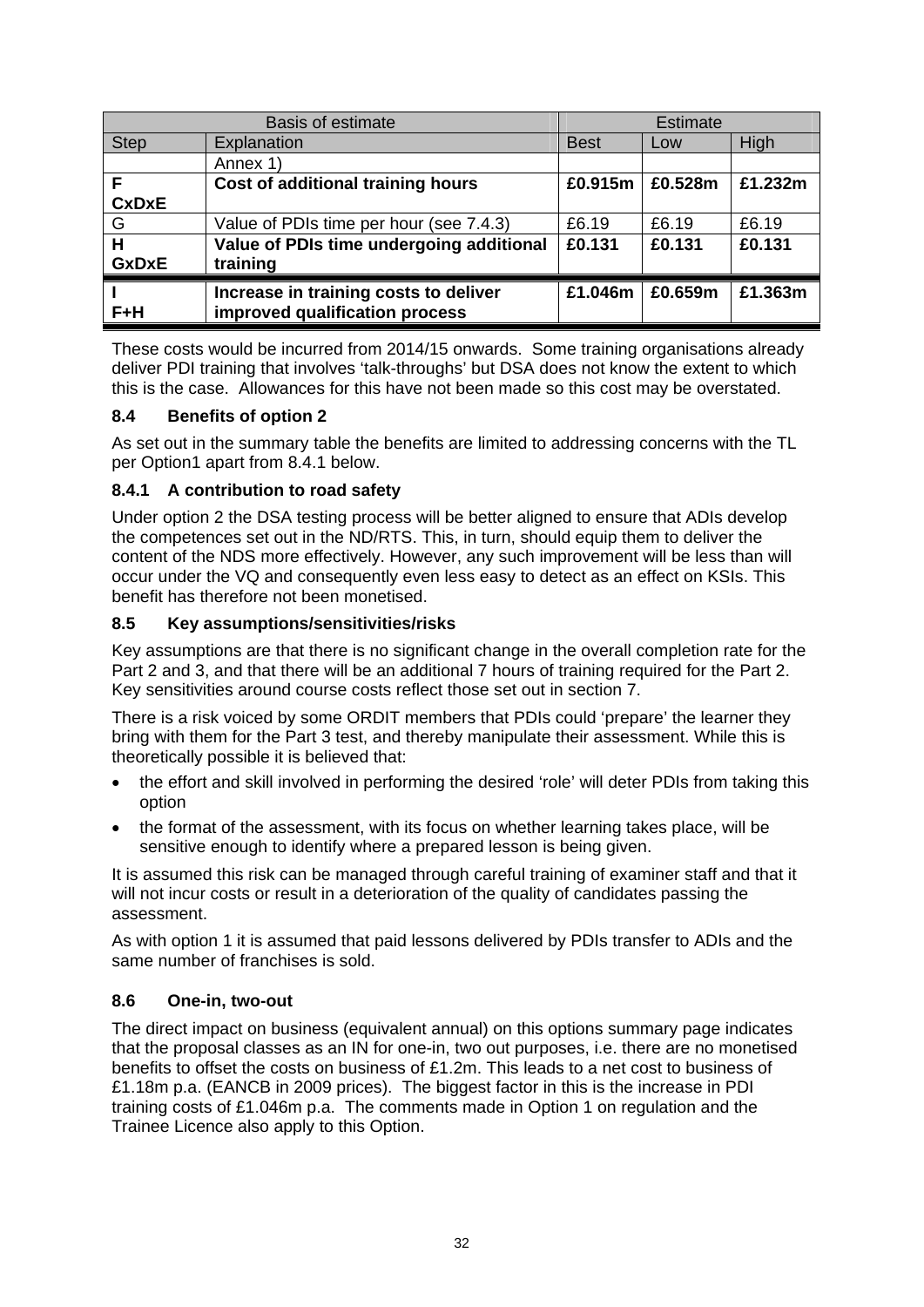| Basis of estimate | | Estimate | | |
|---|---|---|---|---|
| Step | Explanation | Best | Low | High |
| | Annex 1) | | | |
| **F CxDxE** | **Cost of additional training hours** | **£0.915m** | **£0.528m** | **£1.232m** |
| G | Value of PDIs time per hour (see 7.4.3) | £6.19 | £6.19 | £6.19 |
| **H GxDxE** | **Value of PDIs time undergoing additional training** | **£0.131** | **£0.131** | **£0.131** |
| **I F+H** | **Increase in training costs to deliver improved qualification process** | **£1.046m** | **£0.659m** | **£1.363m** |

These costs would be incurred from 2014/15 onwards. Some training organisations already deliver PDI training that involves 'talk-throughs' but DSA does not know the extent to which this is the case. Allowances for this have not been made so this cost may be overstated.

### 8.4 Benefits of option 2

As set out in the summary table the benefits are limited to addressing concerns with the TL per Option1 apart from 8.4.1 below.

#### 8.4.1 A contribution to road safety

Under option 2 the DSA testing process will be better aligned to ensure that ADIs develop the competences set out in the ND/RTS. This, in turn, should equip them to deliver the content of the NDS more effectively. However, any such improvement will be less than will occur under the VQ and consequently even less easy to detect as an effect on KSIs. This benefit has therefore not been monetised.

### 8.5 Key assumptions/sensitivities/risks

Key assumptions are that there is no significant change in the overall completion rate for the Part 2 and 3, and that there will be an additional 7 hours of training required for the Part 2. Key sensitivities around course costs reflect those set out in section 7.

There is a risk voiced by some ORDIT members that PDIs could 'prepare' the learner they bring with them for the Part 3 test, and thereby manipulate their assessment. While this is theoretically possible it is believed that:

- the effort and skill involved in performing the desired 'role' will deter PDIs from taking this option
- the format of the assessment, with its focus on whether learning takes place, will be sensitive enough to identify where a prepared lesson is being given.

It is assumed this risk can be managed through careful training of examiner staff and that it will not incur costs or result in a deterioration of the quality of candidates passing the assessment.

As with option 1 it is assumed that paid lessons delivered by PDIs transfer to ADIs and the same number of franchises is sold.

### 8.6 One-in, two-out

The direct impact on business (equivalent annual) on this options summary page indicates that the proposal classes as an IN for one-in, two out purposes, i.e. there are no monetised benefits to offset the costs on business of £1.2m. This leads to a net cost to business of £1.18m p.a. (EANCB in 2009 prices). The biggest factor in this is the increase in PDI training costs of £1.046m p.a. The comments made in Option 1 on regulation and the Trainee Licence also apply to this Option.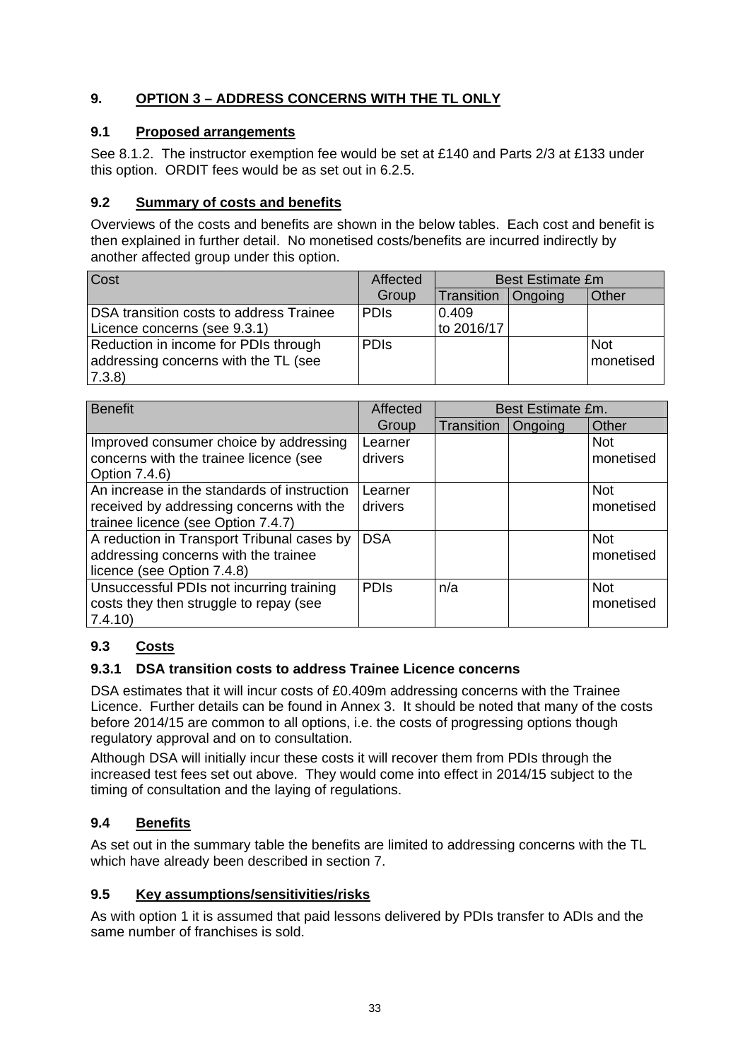## 9. OPTION 3 – ADDRESS CONCERNS WITH THE TL ONLY

### 9.1 Proposed arrangements

See 8.1.2. The instructor exemption fee would be set at £140 and Parts 2/3 at £133 under this option. ORDIT fees would be as set out in 6.2.5.

### 9.2 Summary of costs and benefits

Overviews of the costs and benefits are shown in the below tables. Each cost and benefit is then explained in further detail. No monetised costs/benefits are incurred indirectly by another affected group under this option.

| Cost | Affected Group | Best Estimate £m | | |
|---|---|---|---|---|
| | | Transition | Ongoing | Other |
| DSA transition costs to address Trainee Licence concerns (see 9.3.1) | PDIs | 0.409 to 2016/17 | | |
| Reduction in income for PDIs through addressing concerns with the TL (see 7.3.8) | PDIs | | | Not monetised |

| Benefit | Affected Group | Best Estimate £m. | | |
|---|---|---|---|---|
| | | Transition | Ongoing | Other |
| Improved consumer choice by addressing concerns with the trainee licence (see Option 7.4.6) | Learner drivers | | | Not monetised |
| An increase in the standards of instruction received by addressing concerns with the trainee licence (see Option 7.4.7) | Learner drivers | | | Not monetised |
| A reduction in Transport Tribunal cases by addressing concerns with the trainee licence (see Option 7.4.8) | DSA | | | Not monetised |
| Unsuccessful PDIs not incurring training costs they then struggle to repay (see 7.4.10) | PDIs | n/a | | Not monetised |

### 9.3 Costs

#### 9.3.1 DSA transition costs to address Trainee Licence concerns

DSA estimates that it will incur costs of £0.409m addressing concerns with the Trainee Licence. Further details can be found in Annex 3. It should be noted that many of the costs before 2014/15 are common to all options, i.e. the costs of progressing options though regulatory approval and on to consultation.

Although DSA will initially incur these costs it will recover them from PDIs through the increased test fees set out above. They would come into effect in 2014/15 subject to the timing of consultation and the laying of regulations.

### 9.4 Benefits

As set out in the summary table the benefits are limited to addressing concerns with the TL which have already been described in section 7.

### 9.5 Key assumptions/sensitivities/risks

As with option 1 it is assumed that paid lessons delivered by PDIs transfer to ADIs and the same number of franchises is sold.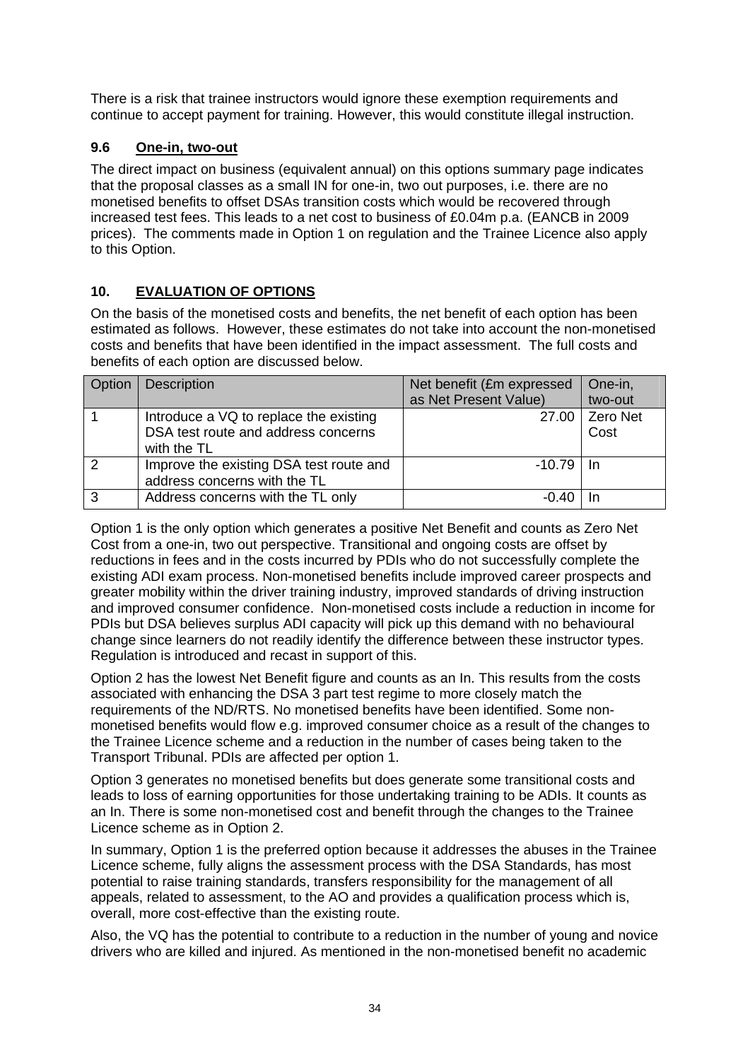There is a risk that trainee instructors would ignore these exemption requirements and continue to accept payment for training. However, this would constitute illegal instruction.

### 9.6 One-in, two-out

The direct impact on business (equivalent annual) on this options summary page indicates that the proposal classes as a small IN for one-in, two out purposes, i.e. there are no monetised benefits to offset DSAs transition costs which would be recovered through increased test fees. This leads to a net cost to business of £0.04m p.a. (EANCB in 2009 prices). The comments made in Option 1 on regulation and the Trainee Licence also apply to this Option.

## 10. EVALUATION OF OPTIONS

On the basis of the monetised costs and benefits, the net benefit of each option has been estimated as follows. However, these estimates do not take into account the non-monetised costs and benefits that have been identified in the impact assessment. The full costs and benefits of each option are discussed below.

| Option | Description | Net benefit (£m expressed as Net Present Value) | One-in, two-out |
|---|---|---|---|
| 1 | Introduce a VQ to replace the existing DSA test route and address concerns with the TL | 27.00 | Zero Net Cost |
| 2 | Improve the existing DSA test route and address concerns with the TL | -10.79 | In |
| 3 | Address concerns with the TL only | -0.40 | In |

Option 1 is the only option which generates a positive Net Benefit and counts as Zero Net Cost from a one-in, two out perspective. Transitional and ongoing costs are offset by reductions in fees and in the costs incurred by PDIs who do not successfully complete the existing ADI exam process. Non-monetised benefits include improved career prospects and greater mobility within the driver training industry, improved standards of driving instruction and improved consumer confidence. Non-monetised costs include a reduction in income for PDIs but DSA believes surplus ADI capacity will pick up this demand with no behavioural change since learners do not readily identify the difference between these instructor types. Regulation is introduced and recast in support of this.

Option 2 has the lowest Net Benefit figure and counts as an In. This results from the costs associated with enhancing the DSA 3 part test regime to more closely match the requirements of the ND/RTS. No monetised benefits have been identified. Some non-monetised benefits would flow e.g. improved consumer choice as a result of the changes to the Trainee Licence scheme and a reduction in the number of cases being taken to the Transport Tribunal. PDIs are affected per option 1.

Option 3 generates no monetised benefits but does generate some transitional costs and leads to loss of earning opportunities for those undertaking training to be ADIs. It counts as an In. There is some non-monetised cost and benefit through the changes to the Trainee Licence scheme as in Option 2.

In summary, Option 1 is the preferred option because it addresses the abuses in the Trainee Licence scheme, fully aligns the assessment process with the DSA Standards, has most potential to raise training standards, transfers responsibility for the management of all appeals, related to assessment, to the AO and provides a qualification process which is, overall, more cost-effective than the existing route.

Also, the VQ has the potential to contribute to a reduction in the number of young and novice drivers who are killed and injured. As mentioned in the non-monetised benefit no academic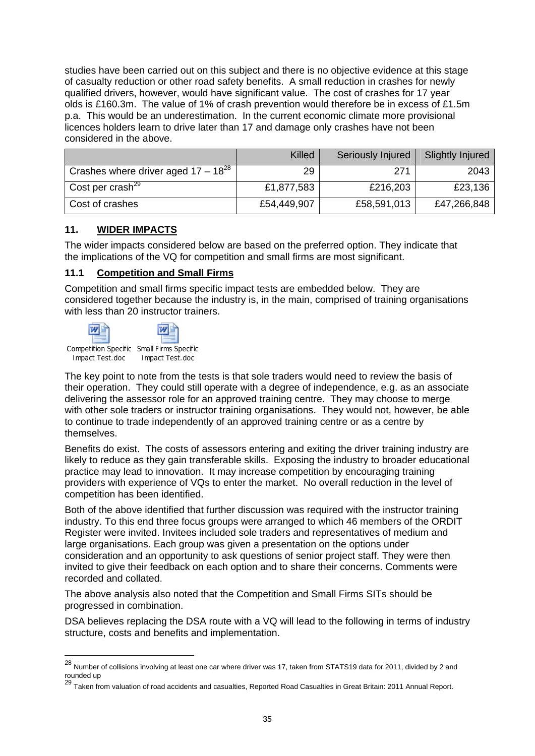studies have been carried out on this subject and there is no objective evidence at this stage of casualty reduction or other road safety benefits. A small reduction in crashes for newly qualified drivers, however, would have significant value. The cost of crashes for 17 year olds is £160.3m. The value of 1% of crash prevention would therefore be in excess of £1.5m p.a. This would be an underestimation. In the current economic climate more provisional licences holders learn to drive later than 17 and damage only crashes have not been considered in the above.

| | Killed | Seriously Injured | Slightly Injured |
|---|---|---|---|
| Crashes where driver aged 17 – 18[28] | 29 | 271 | 2043 |
| Cost per crash[29] | £1,877,583 | £216,203 | £23,136 |
| Cost of crashes | £54,449,907 | £58,591,013 | £47,266,848 |

## 11. WIDER IMPACTS

The wider impacts considered below are based on the preferred option. They indicate that the implications of the VQ for competition and small firms are most significant.

### 11.1 Competition and Small Firms

Competition and small firms specific impact tests are embedded below. They are considered together because the industry is, in the main, comprised of training organisations with less than 20 instructor trainers.

Competition Specific Impact Test.doc    Small Firms Specific Impact Test.doc

The key point to note from the tests is that sole traders would need to review the basis of their operation. They could still operate with a degree of independence, e.g. as an associate delivering the assessor role for an approved training centre. They may choose to merge with other sole traders or instructor training organisations. They would not, however, be able to continue to trade independently of an approved training centre or as a centre by themselves.

Benefits do exist. The costs of assessors entering and exiting the driver training industry are likely to reduce as they gain transferable skills. Exposing the industry to broader educational practice may lead to innovation. It may increase competition by encouraging training providers with experience of VQs to enter the market. No overall reduction in the level of competition has been identified.

Both of the above identified that further discussion was required with the instructor training industry. To this end three focus groups were arranged to which 46 members of the ORDIT Register were invited. Invitees included sole traders and representatives of medium and large organisations. Each group was given a presentation on the options under consideration and an opportunity to ask questions of senior project staff. They were then invited to give their feedback on each option and to share their concerns. Comments were recorded and collated.

The above analysis also noted that the Competition and Small Firms SITs should be progressed in combination.

DSA believes replacing the DSA route with a VQ will lead to the following in terms of industry structure, costs and benefits and implementation.

---

[28] Number of collisions involving at least one car where driver was 17, taken from STATS19 data for 2011, divided by 2 and rounded up

[29] Taken from valuation of road accidents and casualties, Reported Road Casualties in Great Britain: 2011 Annual Report.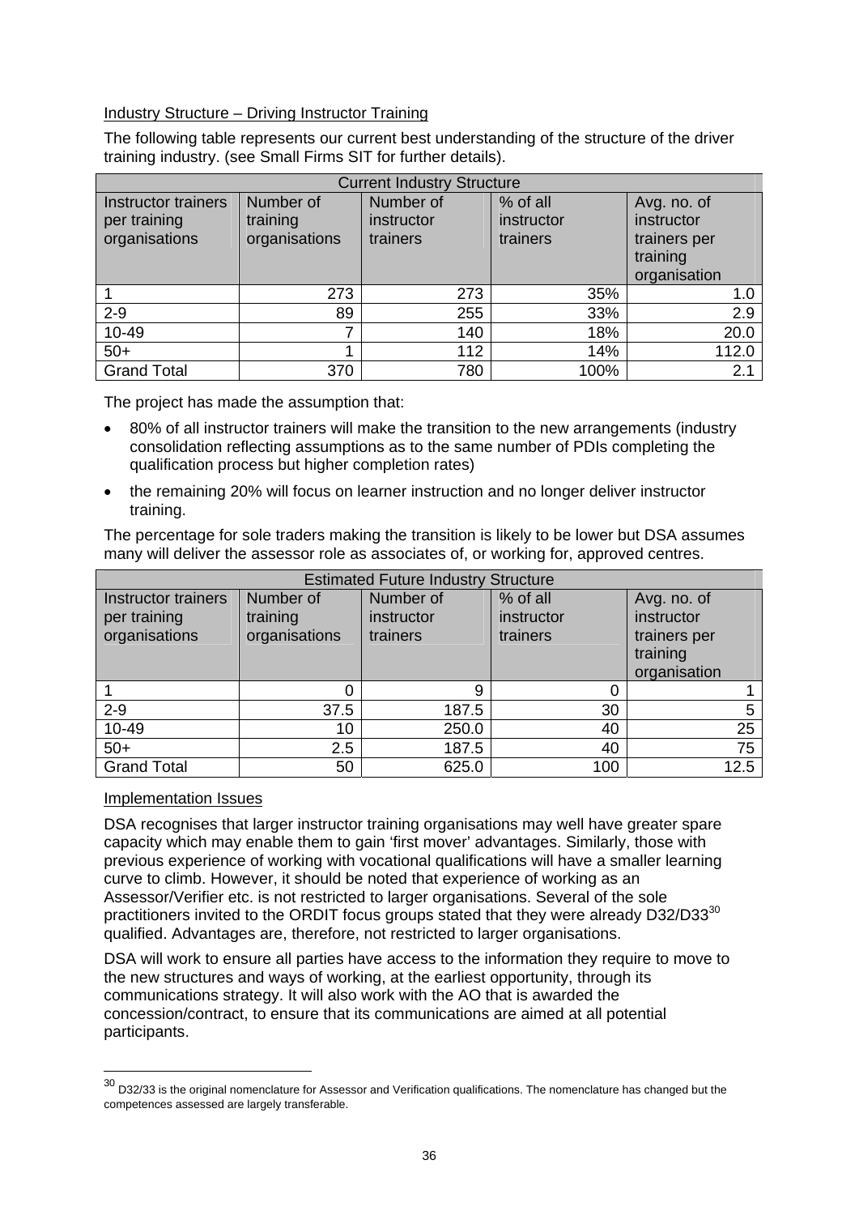Industry Structure – Driving Instructor Training

The following table represents our current best understanding of the structure of the driver training industry. (see Small Firms SIT for further details).

| Current Industry Structure | | | | |
|---|---|---|---|---|
| Instructor trainers per training organisations | Number of training organisations | Number of instructor trainers | % of all instructor trainers | Avg. no. of instructor trainers per training organisation |
| 1 | 273 | 273 | 35% | 1.0 |
| 2-9 | 89 | 255 | 33% | 2.9 |
| 10-49 | 7 | 140 | 18% | 20.0 |
| 50+ | 1 | 112 | 14% | 112.0 |
| Grand Total | 370 | 780 | 100% | 2.1 |

The project has made the assumption that:

- 80% of all instructor trainers will make the transition to the new arrangements (industry consolidation reflecting assumptions as to the same number of PDIs completing the qualification process but higher completion rates)
- the remaining 20% will focus on learner instruction and no longer deliver instructor training.

The percentage for sole traders making the transition is likely to be lower but DSA assumes many will deliver the assessor role as associates of, or working for, approved centres.

| Estimated Future Industry Structure | | | | |
|---|---|---|---|---|
| Instructor trainers per training organisations | Number of training organisations | Number of instructor trainers | % of all instructor trainers | Avg. no. of instructor trainers per training organisation |
| 1 | 0 | 9 | 0 | 1 |
| 2-9 | 37.5 | 187.5 | 30 | 5 |
| 10-49 | 10 | 250.0 | 40 | 25 |
| 50+ | 2.5 | 187.5 | 40 | 75 |
| Grand Total | 50 | 625.0 | 100 | 12.5 |

Implementation Issues

DSA recognises that larger instructor training organisations may well have greater spare capacity which may enable them to gain 'first mover' advantages. Similarly, those with previous experience of working with vocational qualifications will have a smaller learning curve to climb. However, it should be noted that experience of working as an Assessor/Verifier etc. is not restricted to larger organisations. Several of the sole practitioners invited to the ORDIT focus groups stated that they were already D32/D33[30] qualified. Advantages are, therefore, not restricted to larger organisations.

DSA will work to ensure all parties have access to the information they require to move to the new structures and ways of working, at the earliest opportunity, through its communications strategy. It will also work with the AO that is awarded the concession/contract, to ensure that its communications are aimed at all potential participants.

[30] D32/33 is the original nomenclature for Assessor and Verification qualifications. The nomenclature has changed but the competences assessed are largely transferable.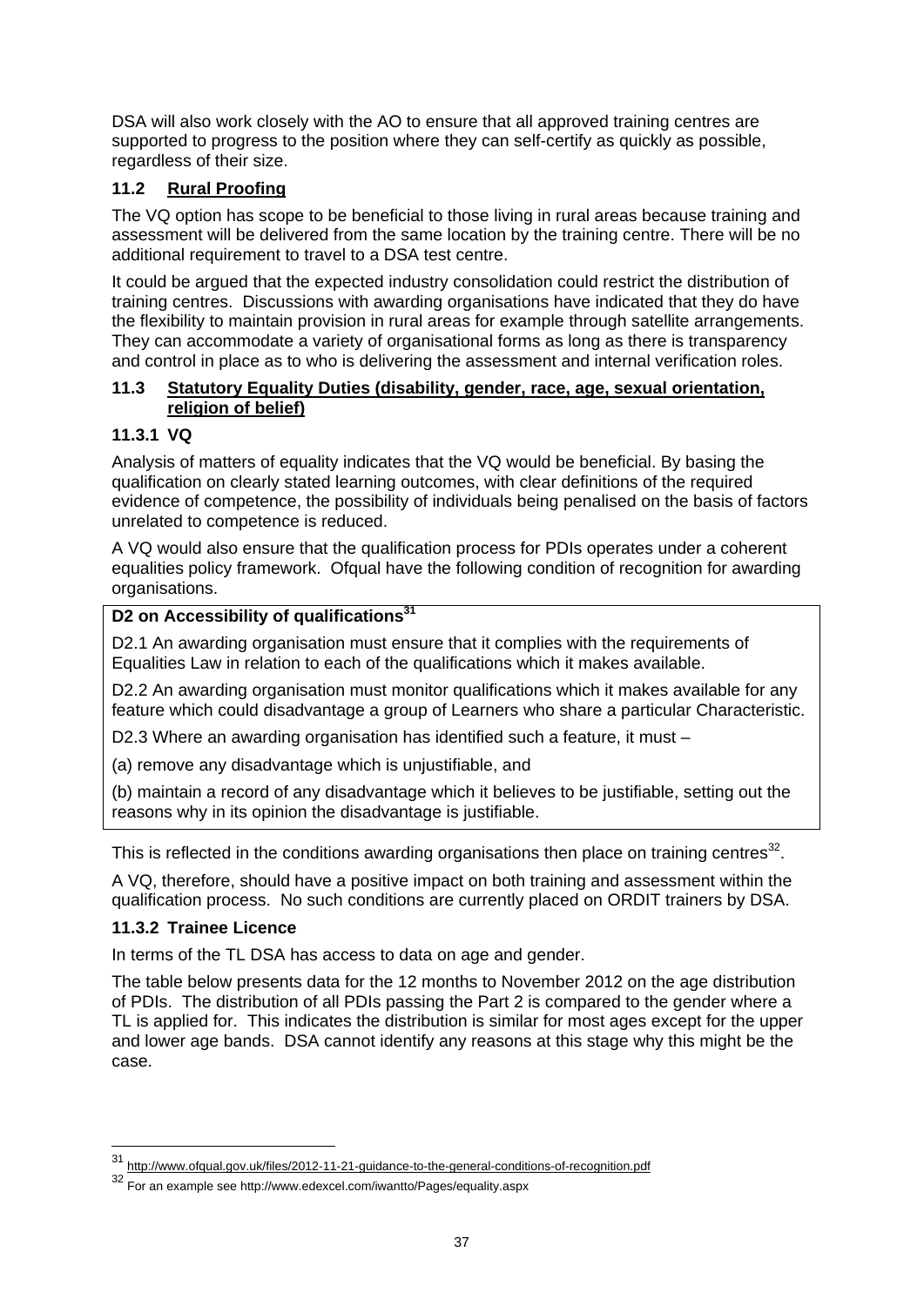DSA will also work closely with the AO to ensure that all approved training centres are supported to progress to the position where they can self-certify as quickly as possible, regardless of their size.

### 11.2 Rural Proofing

The VQ option has scope to be beneficial to those living in rural areas because training and assessment will be delivered from the same location by the training centre. There will be no additional requirement to travel to a DSA test centre.

It could be argued that the expected industry consolidation could restrict the distribution of training centres. Discussions with awarding organisations have indicated that they do have the flexibility to maintain provision in rural areas for example through satellite arrangements. They can accommodate a variety of organisational forms as long as there is transparency and control in place as to who is delivering the assessment and internal verification roles.

### 11.3 Statutory Equality Duties (disability, gender, race, age, sexual orientation, religion of belief)

#### 11.3.1 VQ

Analysis of matters of equality indicates that the VQ would be beneficial. By basing the qualification on clearly stated learning outcomes, with clear definitions of the required evidence of competence, the possibility of individuals being penalised on the basis of factors unrelated to competence is reduced.

A VQ would also ensure that the qualification process for PDIs operates under a coherent equalities policy framework. Ofqual have the following condition of recognition for awarding organisations.

> **D2 on Accessibility of qualifications[31]**
>
> D2.1 An awarding organisation must ensure that it complies with the requirements of Equalities Law in relation to each of the qualifications which it makes available.
>
> D2.2 An awarding organisation must monitor qualifications which it makes available for any feature which could disadvantage a group of Learners who share a particular Characteristic.
>
> D2.3 Where an awarding organisation has identified such a feature, it must –
>
> (a) remove any disadvantage which is unjustifiable, and
>
> (b) maintain a record of any disadvantage which it believes to be justifiable, setting out the reasons why in its opinion the disadvantage is justifiable.

This is reflected in the conditions awarding organisations then place on training centres[32].

A VQ, therefore, should have a positive impact on both training and assessment within the qualification process. No such conditions are currently placed on ORDIT trainers by DSA.

#### 11.3.2 Trainee Licence

In terms of the TL DSA has access to data on age and gender.

The table below presents data for the 12 months to November 2012 on the age distribution of PDIs. The distribution of all PDIs passing the Part 2 is compared to the gender where a TL is applied for. This indicates the distribution is similar for most ages except for the upper and lower age bands. DSA cannot identify any reasons at this stage why this might be the case.

---

[31] http://www.ofqual.gov.uk/files/2012-11-21-guidance-to-the-general-conditions-of-recognition.pdf

[32] For an example see http://www.edexcel.com/iwantto/Pages/equality.aspx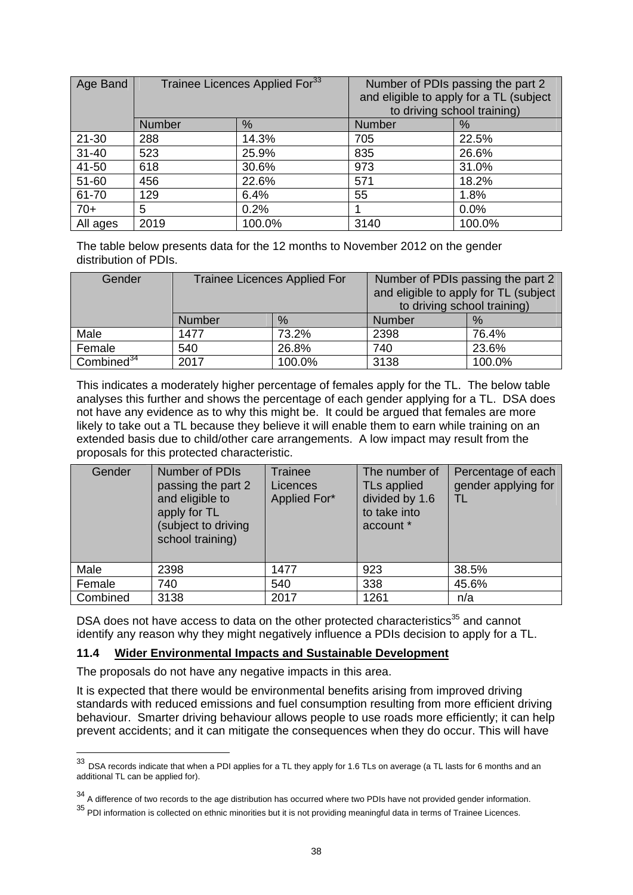| Age Band | Trainee Licences Applied For[33] | | Number of PDIs passing the part 2 and eligible to apply for a TL (subject to driving school training) | |
|---|---|---|---|---|
| | Number | % | Number | % |
| 21-30 | 288 | 14.3% | 705 | 22.5% |
| 31-40 | 523 | 25.9% | 835 | 26.6% |
| 41-50 | 618 | 30.6% | 973 | 31.0% |
| 51-60 | 456 | 22.6% | 571 | 18.2% |
| 61-70 | 129 | 6.4% | 55 | 1.8% |
| 70+ | 5 | 0.2% | 1 | 0.0% |
| All ages | 2019 | 100.0% | 3140 | 100.0% |

The table below presents data for the 12 months to November 2012 on the gender distribution of PDIs.

| Gender | Trainee Licences Applied For | | Number of PDIs passing the part 2 and eligible to apply for TL (subject to driving school training) | |
|---|---|---|---|---|
| | Number | % | Number | % |
| Male | 1477 | 73.2% | 2398 | 76.4% |
| Female | 540 | 26.8% | 740 | 23.6% |
| Combined[34] | 2017 | 100.0% | 3138 | 100.0% |

This indicates a moderately higher percentage of females apply for the TL. The below table analyses this further and shows the percentage of each gender applying for a TL. DSA does not have any evidence as to why this might be. It could be argued that females are more likely to take out a TL because they believe it will enable them to earn while training on an extended basis due to child/other care arrangements. A low impact may result from the proposals for this protected characteristic.

| Gender | Number of PDIs passing the part 2 and eligible to apply for TL (subject to driving school training) | Trainee Licences Applied For* | The number of TLs applied divided by 1.6 to take into account * | Percentage of each gender applying for TL |
|---|---|---|---|---|
| Male | 2398 | 1477 | 923 | 38.5% |
| Female | 740 | 540 | 338 | 45.6% |
| Combined | 3138 | 2017 | 1261 | n/a |

DSA does not have access to data on the other protected characteristics[35] and cannot identify any reason why they might negatively influence a PDIs decision to apply for a TL.

### 11.4 Wider Environmental Impacts and Sustainable Development

The proposals do not have any negative impacts in this area.

It is expected that there would be environmental benefits arising from improved driving standards with reduced emissions and fuel consumption resulting from more efficient driving behaviour. Smarter driving behaviour allows people to use roads more efficiently; it can help prevent accidents; and it can mitigate the consequences when they do occur. This will have

---

[33] DSA records indicate that when a PDI applies for a TL they apply for 1.6 TLs on average (a TL lasts for 6 months and an additional TL can be applied for).

[34] A difference of two records to the age distribution has occurred where two PDIs have not provided gender information.

[35] PDI information is collected on ethnic minorities but it is not providing meaningful data in terms of Trainee Licences.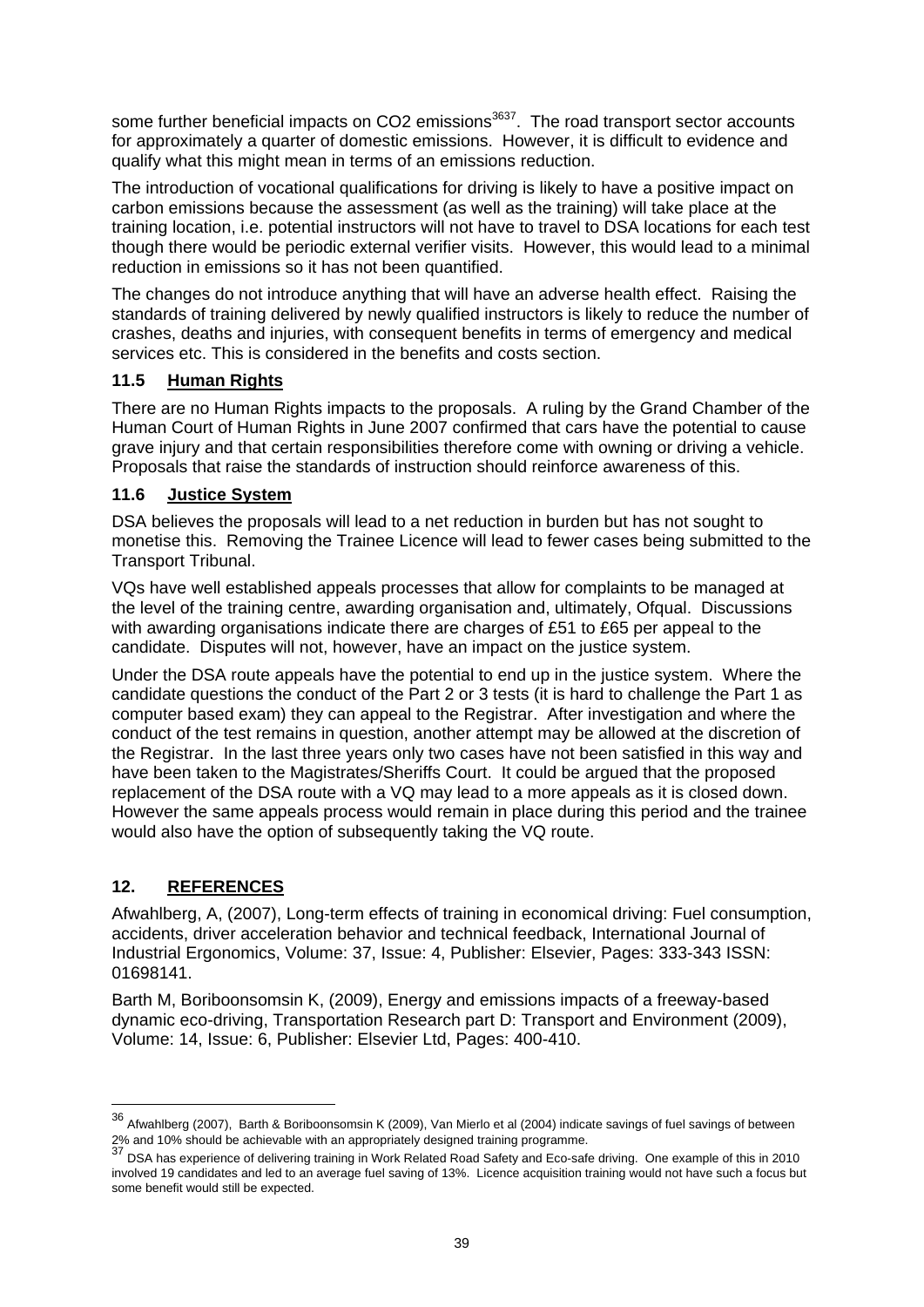some further beneficial impacts on $CO_2$ emissions[36][37]. The road transport sector accounts for approximately a quarter of domestic emissions. However, it is difficult to evidence and qualify what this might mean in terms of an emissions reduction.

The introduction of vocational qualifications for driving is likely to have a positive impact on carbon emissions because the assessment (as well as the training) will take place at the training location, i.e. potential instructors will not have to travel to DSA locations for each test though there would be periodic external verifier visits. However, this would lead to a minimal reduction in emissions so it has not been quantified.

The changes do not introduce anything that will have an adverse health effect. Raising the standards of training delivered by newly qualified instructors is likely to reduce the number of crashes, deaths and injuries, with consequent benefits in terms of emergency and medical services etc. This is considered in the benefits and costs section.

### 11.5 Human Rights

There are no Human Rights impacts to the proposals. A ruling by the Grand Chamber of the Human Court of Human Rights in June 2007 confirmed that cars have the potential to cause grave injury and that certain responsibilities therefore come with owning or driving a vehicle. Proposals that raise the standards of instruction should reinforce awareness of this.

### 11.6 Justice System

DSA believes the proposals will lead to a net reduction in burden but has not sought to monetise this. Removing the Trainee Licence will lead to fewer cases being submitted to the Transport Tribunal.

VQs have well established appeals processes that allow for complaints to be managed at the level of the training centre, awarding organisation and, ultimately, Ofqual. Discussions with awarding organisations indicate there are charges of £51 to £65 per appeal to the candidate. Disputes will not, however, have an impact on the justice system.

Under the DSA route appeals have the potential to end up in the justice system. Where the candidate questions the conduct of the Part 2 or 3 tests (it is hard to challenge the Part 1 as computer based exam) they can appeal to the Registrar. After investigation and where the conduct of the test remains in question, another attempt may be allowed at the discretion of the Registrar. In the last three years only two cases have not been satisfied in this way and have been taken to the Magistrates/Sheriffs Court. It could be argued that the proposed replacement of the DSA route with a VQ may lead to a more appeals as it is closed down. However the same appeals process would remain in place during this period and the trainee would also have the option of subsequently taking the VQ route.

## 12. REFERENCES

Afwahlberg, A, (2007), Long-term effects of training in economical driving: Fuel consumption, accidents, driver acceleration behavior and technical feedback, International Journal of Industrial Ergonomics, Volume: 37, Issue: 4, Publisher: Elsevier, Pages: 333-343 ISSN: 01698141.

Barth M, Boriboonsomsin K, (2009), Energy and emissions impacts of a freeway-based dynamic eco-driving, Transportation Research part D: Transport and Environment (2009), Volume: 14, Issue: 6, Publisher: Elsevier Ltd, Pages: 400-410.

---

[36] Afwahlberg (2007), Barth & Boriboonsomsin K (2009), Van Mierlo et al (2004) indicate savings of fuel savings of between 2% and 10% should be achievable with an appropriately designed training programme.

[37] DSA has experience of delivering training in Work Related Road Safety and Eco-safe driving. One example of this in 2010 involved 19 candidates and led to an average fuel saving of 13%. Licence acquisition training would not have such a focus but some benefit would still be expected.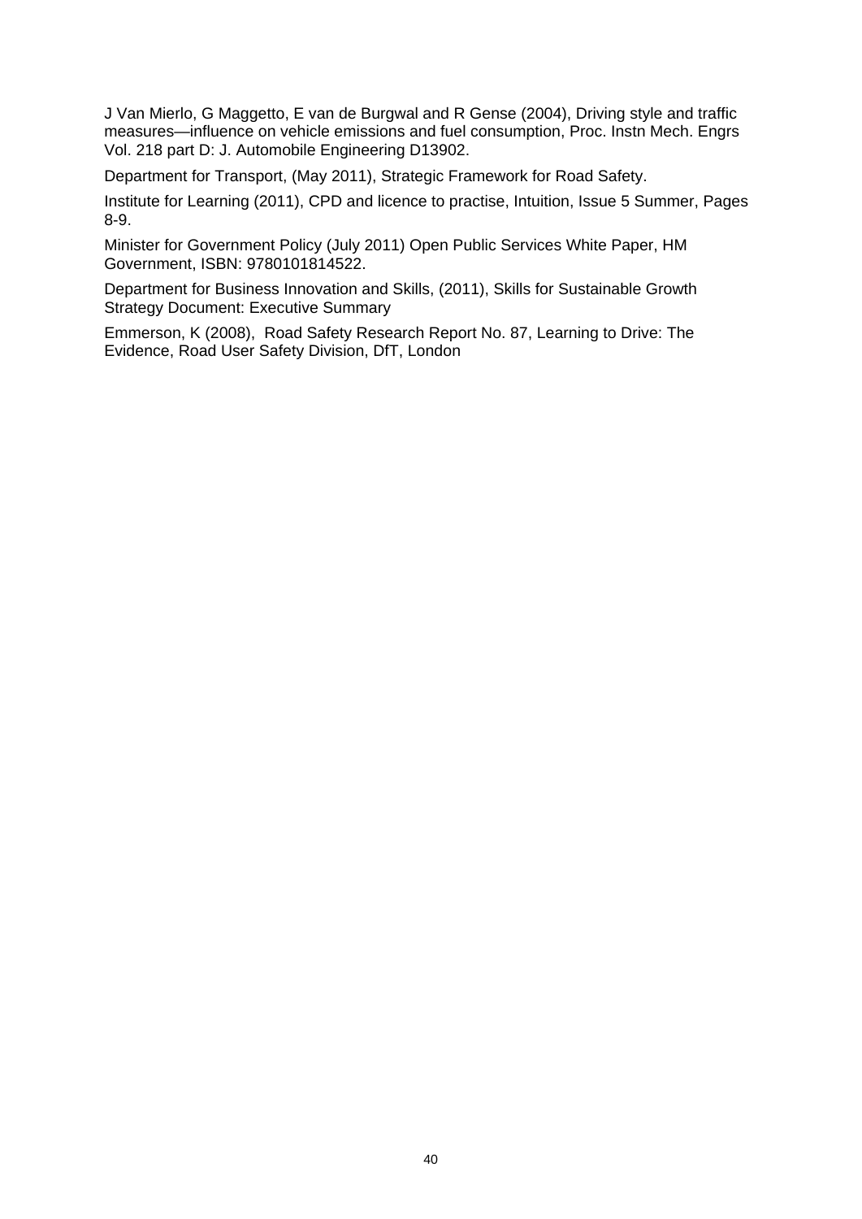J Van Mierlo, G Maggetto, E van de Burgwal and R Gense (2004), Driving style and traffic measures—influence on vehicle emissions and fuel consumption, Proc. Instn Mech. Engrs Vol. 218 part D: J. Automobile Engineering D13902.

Department for Transport, (May 2011), Strategic Framework for Road Safety.

Institute for Learning (2011), CPD and licence to practise, Intuition, Issue 5 Summer, Pages 8-9.

Minister for Government Policy (July 2011) Open Public Services White Paper, HM Government, ISBN: 9780101814522.

Department for Business Innovation and Skills, (2011), Skills for Sustainable Growth Strategy Document: Executive Summary

Emmerson, K (2008), Road Safety Research Report No. 87, Learning to Drive: The Evidence, Road User Safety Division, DfT, London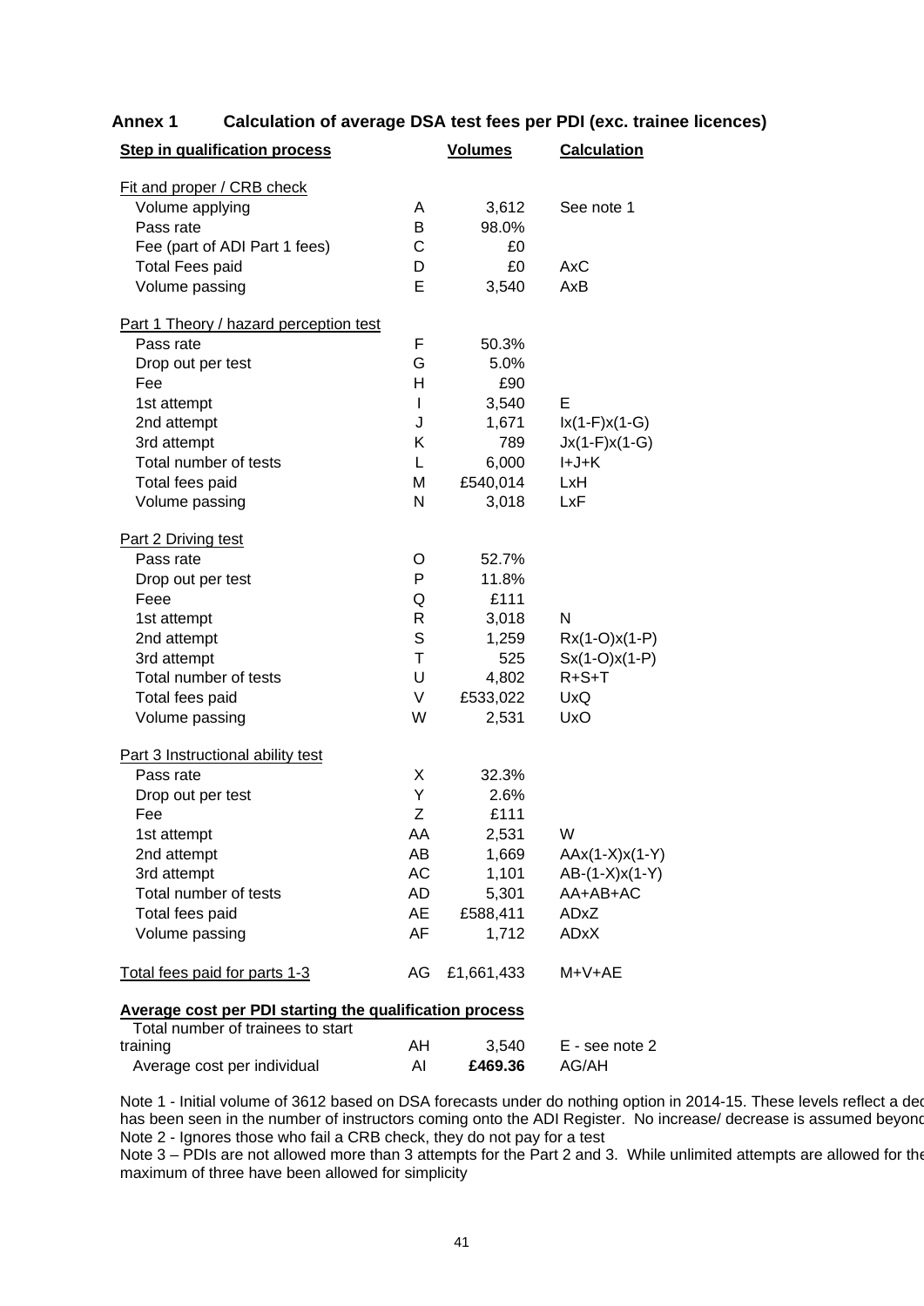## Annex 1 Calculation of average DSA test fees per PDI (exc. trainee licences)

| Step in qualification process | | Volumes | Calculation |
|---|---|---|---|
| Fit and proper / CRB check | | | |
| Volume applying | A | 3,612 | See note 1 |
| Pass rate | B | 98.0% | |
| Fee (part of ADI Part 1 fees) | C | £0 | |
| Total Fees paid | D | £0 | AxC |
| Volume passing | E | 3,540 | AxB |
| Part 1 Theory / hazard perception test | | | |
| Pass rate | F | 50.3% | |
| Drop out per test | G | 5.0% | |
| Fee | H | £90 | |
| 1st attempt | I | 3,540 | E |
| 2nd attempt | J | 1,671 | Ix(1-F)x(1-G) |
| 3rd attempt | K | 789 | Jx(1-F)x(1-G) |
| Total number of tests | L | 6,000 | I+J+K |
| Total fees paid | M | £540,014 | LxH |
| Volume passing | N | 3,018 | LxF |
| Part 2 Driving test | | | |
| Pass rate | O | 52.7% | |
| Drop out per test | P | 11.8% | |
| Feee | Q | £111 | |
| 1st attempt | R | 3,018 | N |
| 2nd attempt | S | 1,259 | Rx(1-O)x(1-P) |
| 3rd attempt | T | 525 | Sx(1-O)x(1-P) |
| Total number of tests | U | 4,802 | R+S+T |
| Total fees paid | V | £533,022 | UxQ |
| Volume passing | W | 2,531 | UxO |
| Part 3 Instructional ability test | | | |
| Pass rate | X | 32.3% | |
| Drop out per test | Y | 2.6% | |
| Fee | Z | £111 | |
| 1st attempt | AA | 2,531 | W |
| 2nd attempt | AB | 1,669 | AAx(1-X)x(1-Y) |
| 3rd attempt | AC | 1,101 | AB-(1-X)x(1-Y) |
| Total number of tests | AD | 5,301 | AA+AB+AC |
| Total fees paid | AE | £588,411 | ADxZ |
| Volume passing | AF | 1,712 | ADxX |
| Total fees paid for parts 1-3 | AG | £1,661,433 | M+V+AE |
| **Average cost per PDI starting the qualification process** | | | |
| Total number of trainees to start training | AH | 3,540 | E - see note 2 |
| Average cost per individual | AI | **£469.36** | AG/AH |

Note 1 - Initial volume of 3612 based on DSA forecasts under do nothing option in 2014-15. These levels reflect a dec has been seen in the number of instructors coming onto the ADI Register. No increase/ decrease is assumed beyond
Note 2 - Ignores those who fail a CRB check, they do not pay for a test
Note 3 – PDIs are not allowed more than 3 attempts for the Part 2 and 3. While unlimited attempts are allowed for the maximum of three have been allowed for simplicity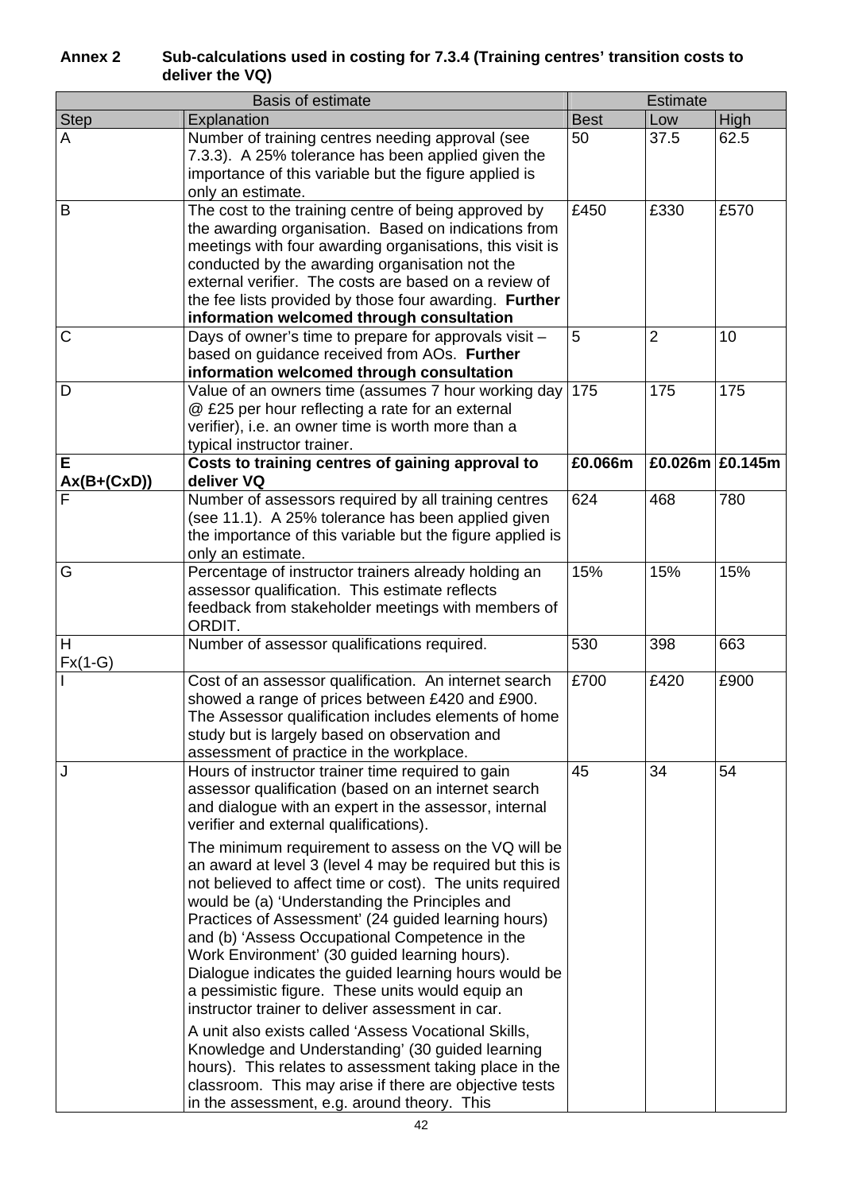**Annex 2 Sub-calculations used in costing for 7.3.4 (Training centres' transition costs to deliver the VQ)**

| Basis of estimate | | Estimate | | |
|---|---|---|---|---|
| Step | Explanation | Best | Low | High |
| A | Number of training centres needing approval (see 7.3.3). A 25% tolerance has been applied given the importance of this variable but the figure applied is only an estimate. | 50 | 37.5 | 62.5 |
| B | The cost to the training centre of being approved by the awarding organisation. Based on indications from meetings with four awarding organisations, this visit is conducted by the awarding organisation not the external verifier. The costs are based on a review of the fee lists provided by those four awarding. **Further information welcomed through consultation** | £450 | £330 | £570 |
| C | Days of owner's time to prepare for approvals visit – based on guidance received from AOs. **Further information welcomed through consultation** | 5 | 2 | 10 |
| D | Value of an owners time (assumes 7 hour working day @ £25 per hour reflecting a rate for an external verifier), i.e. an owner time is worth more than a typical instructor trainer. | 175 | 175 | 175 |
| **E Ax(B+(CxD))** | **Costs to training centres of gaining approval to deliver VQ** | **£0.066m** | **£0.026m** | **£0.145m** |
| F | Number of assessors required by all training centres (see 11.1). A 25% tolerance has been applied given the importance of this variable but the figure applied is only an estimate. | 624 | 468 | 780 |
| G | Percentage of instructor trainers already holding an assessor qualification. This estimate reflects feedback from stakeholder meetings with members of ORDIT. | 15% | 15% | 15% |
| H Fx(1-G) | Number of assessor qualifications required. | 530 | 398 | 663 |
| I | Cost of an assessor qualification. An internet search showed a range of prices between £420 and £900. The Assessor qualification includes elements of home study but is largely based on observation and assessment of practice in the workplace. | £700 | £420 | £900 |
| J | Hours of instructor trainer time required to gain assessor qualification (based on an internet search and dialogue with an expert in the assessor, internal verifier and external qualifications).<br><br>The minimum requirement to assess on the VQ will be an award at level 3 (level 4 may be required but this is not believed to affect time or cost). The units required would be (a) 'Understanding the Principles and Practices of Assessment' (24 guided learning hours) and (b) 'Assess Occupational Competence in the Work Environment' (30 guided learning hours). Dialogue indicates the guided learning hours would be a pessimistic figure. These units would equip an instructor trainer to deliver assessment in car.<br><br>A unit also exists called 'Assess Vocational Skills, Knowledge and Understanding' (30 guided learning hours). This relates to assessment taking place in the classroom. This may arise if there are objective tests in the assessment, e.g. around theory. This | 45 | 34 | 54 |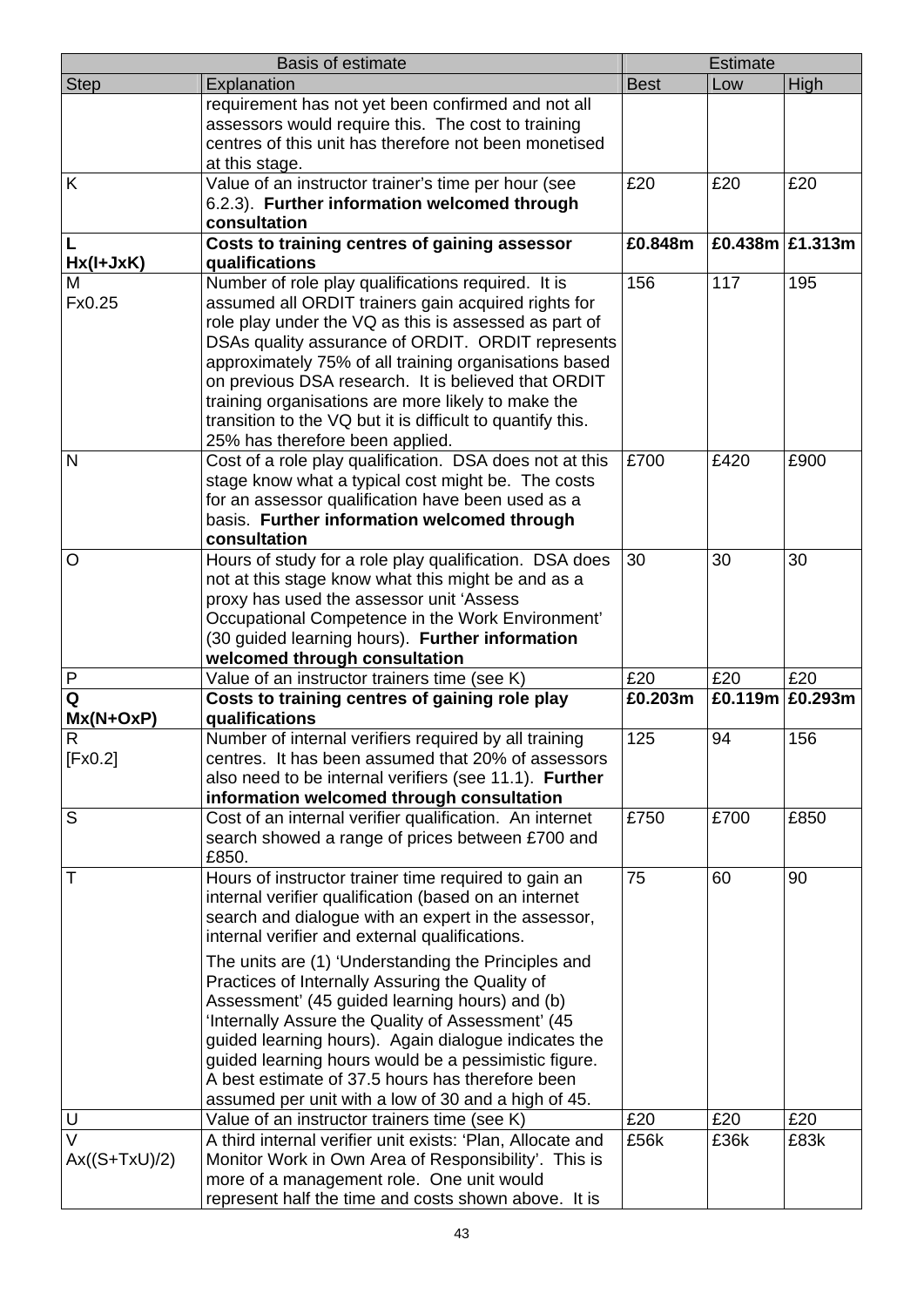| Basis of estimate | | Estimate | | |
|---|---|---|---|---|
| Step | Explanation | Best | Low | High |
| | requirement has not yet been confirmed and not all assessors would require this. The cost to training centres of this unit has therefore not been monetised at this stage. | | | |
| K | Value of an instructor trainer's time per hour (see 6.2.3). **Further information welcomed through consultation** | £20 | £20 | £20 |
| **L Hx(I+JxK)** | **Costs to training centres of gaining assessor qualifications** | **£0.848m** | **£0.438m** | **£1.313m** |
| M Fx0.25 | Number of role play qualifications required. It is assumed all ORDIT trainers gain acquired rights for role play under the VQ as this is assessed as part of DSAs quality assurance of ORDIT. ORDIT represents approximately 75% of all training organisations based on previous DSA research. It is believed that ORDIT training organisations are more likely to make the transition to the VQ but it is difficult to quantify this. 25% has therefore been applied. | 156 | 117 | 195 |
| N | Cost of a role play qualification. DSA does not at this stage know what a typical cost might be. The costs for an assessor qualification have been used as a basis. **Further information welcomed through consultation** | £700 | £420 | £900 |
| O | Hours of study for a role play qualification. DSA does not at this stage know what this might be and as a proxy has used the assessor unit 'Assess Occupational Competence in the Work Environment' (30 guided learning hours). **Further information welcomed through consultation** | 30 | 30 | 30 |
| P | Value of an instructor trainers time (see K) | £20 | £20 | £20 |
| **Q Mx(N+OxP)** | **Costs to training centres of gaining role play qualifications** | **£0.203m** | **£0.119m** | **£0.293m** |
| R [Fx0.2] | Number of internal verifiers required by all training centres. It has been assumed that 20% of assessors also need to be internal verifiers (see 11.1). **Further information welcomed through consultation** | 125 | 94 | 156 |
| S | Cost of an internal verifier qualification. An internet search showed a range of prices between £700 and £850. | £750 | £700 | £850 |
| T | Hours of instructor trainer time required to gain an internal verifier qualification (based on an internet search and dialogue with an expert in the assessor, internal verifier and external qualifications. The units are (1) 'Understanding the Principles and Practices of Internally Assuring the Quality of Assessment' (45 guided learning hours) and (b) 'Internally Assure the Quality of Assessment' (45 guided learning hours). Again dialogue indicates the guided learning hours would be a pessimistic figure. A best estimate of 37.5 hours has therefore been assumed per unit with a low of 30 and a high of 45. | 75 | 60 | 90 |
| U | Value of an instructor trainers time (see K) | £20 | £20 | £20 |
| V Ax((S+TxU)/2) | A third internal verifier unit exists: 'Plan, Allocate and Monitor Work in Own Area of Responsibility'. This is more of a management role. One unit would represent half the time and costs shown above. It is | £56k | £36k | £83k |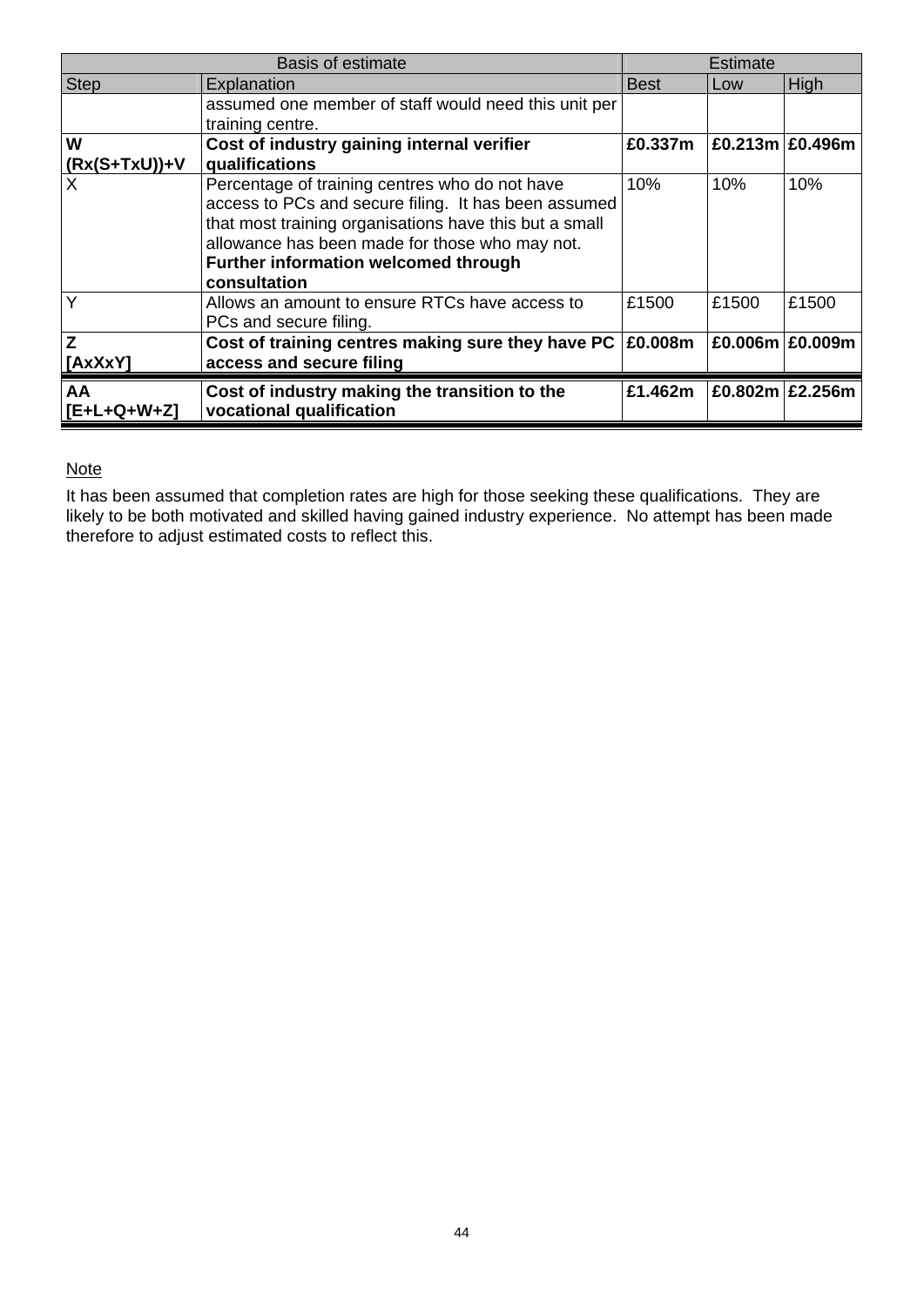| Basis of estimate | | Estimate | | |
|---|---|---|---|---|
| Step | Explanation | Best | Low | High |
| | assumed one member of staff would need this unit per training centre. | | | |
| **W (Rx(S+TxU))+V** | **Cost of industry gaining internal verifier qualifications** | **£0.337m** | **£0.213m** | **£0.496m** |
| X | Percentage of training centres who do not have access to PCs and secure filing. It has been assumed that most training organisations have this but a small allowance has been made for those who may not. **Further information welcomed through consultation** | 10% | 10% | 10% |
| Y | Allows an amount to ensure RTCs have access to PCs and secure filing. | £1500 | £1500 | £1500 |
| **Z [AxXxY]** | **Cost of training centres making sure they have PC access and secure filing** | **£0.008m** | **£0.006m** | **£0.009m** |
| **AA [E+L+Q+W+Z]** | **Cost of industry making the transition to the vocational qualification** | **£1.462m** | **£0.802m** | **£2.256m** |

Note

It has been assumed that completion rates are high for those seeking these qualifications. They are likely to be both motivated and skilled having gained industry experience. No attempt has been made therefore to adjust estimated costs to reflect this.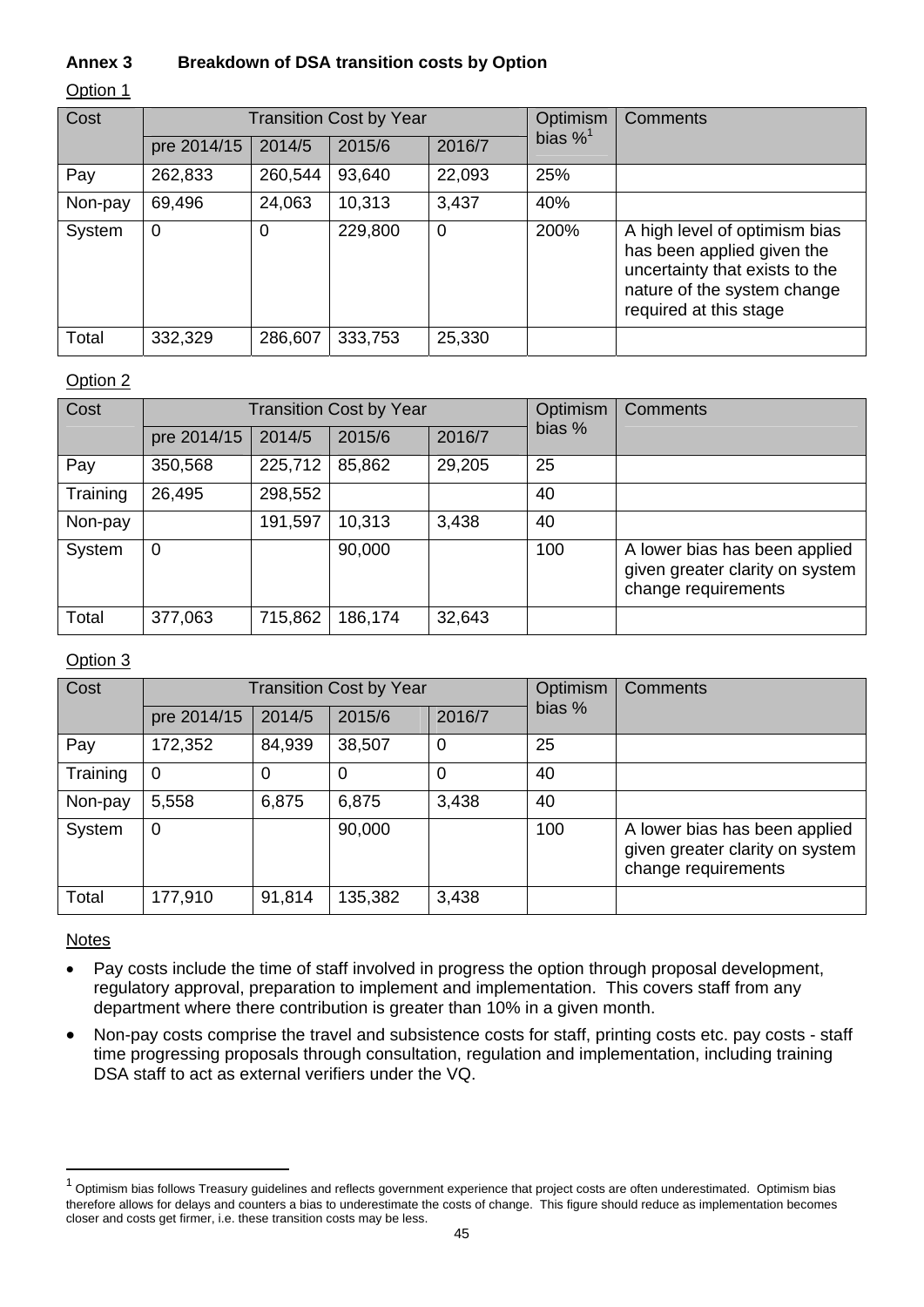**Annex 3 Breakdown of DSA transition costs by Option**

Option 1

| Cost | Transition Cost by Year | | | | Optimism bias %[1] | Comments |
|---|---|---|---|---|---|---|
| | pre 2014/15 | 2014/5 | 2015/6 | 2016/7 | | |
| Pay | 262,833 | 260,544 | 93,640 | 22,093 | 25% | |
| Non-pay | 69,496 | 24,063 | 10,313 | 3,437 | 40% | |
| System | 0 | 0 | 229,800 | 0 | 200% | A high level of optimism bias has been applied given the uncertainty that exists to the nature of the system change required at this stage |
| Total | 332,329 | 286,607 | 333,753 | 25,330 | | |

Option 2

| Cost | Transition Cost by Year | | | | Optimism bias % | Comments |
|---|---|---|---|---|---|---|
| | pre 2014/15 | 2014/5 | 2015/6 | 2016/7 | | |
| Pay | 350,568 | 225,712 | 85,862 | 29,205 | 25 | |
| Training | 26,495 | 298,552 | | | 40 | |
| Non-pay | | 191,597 | 10,313 | 3,438 | 40 | |
| System | 0 | | 90,000 | | 100 | A lower bias has been applied given greater clarity on system change requirements |
| Total | 377,063 | 715,862 | 186,174 | 32,643 | | |

Option 3

| Cost | Transition Cost by Year | | | | Optimism bias % | Comments |
|---|---|---|---|---|---|---|
| | pre 2014/15 | 2014/5 | 2015/6 | 2016/7 | | |
| Pay | 172,352 | 84,939 | 38,507 | 0 | 25 | |
| Training | 0 | 0 | 0 | 0 | 40 | |
| Non-pay | 5,558 | 6,875 | 6,875 | 3,438 | 40 | |
| System | 0 | | 90,000 | | 100 | A lower bias has been applied given greater clarity on system change requirements |
| Total | 177,910 | 91,814 | 135,382 | 3,438 | | |

Notes

- Pay costs include the time of staff involved in progress the option through proposal development, regulatory approval, preparation to implement and implementation. This covers staff from any department where there contribution is greater than 10% in a given month.
- Non-pay costs comprise the travel and subsistence costs for staff, printing costs etc. pay costs - staff time progressing proposals through consultation, regulation and implementation, including training DSA staff to act as external verifiers under the VQ.

[1] Optimism bias follows Treasury guidelines and reflects government experience that project costs are often underestimated. Optimism bias therefore allows for delays and counters a bias to underestimate the costs of change. This figure should reduce as implementation becomes closer and costs get firmer, i.e. these transition costs may be less.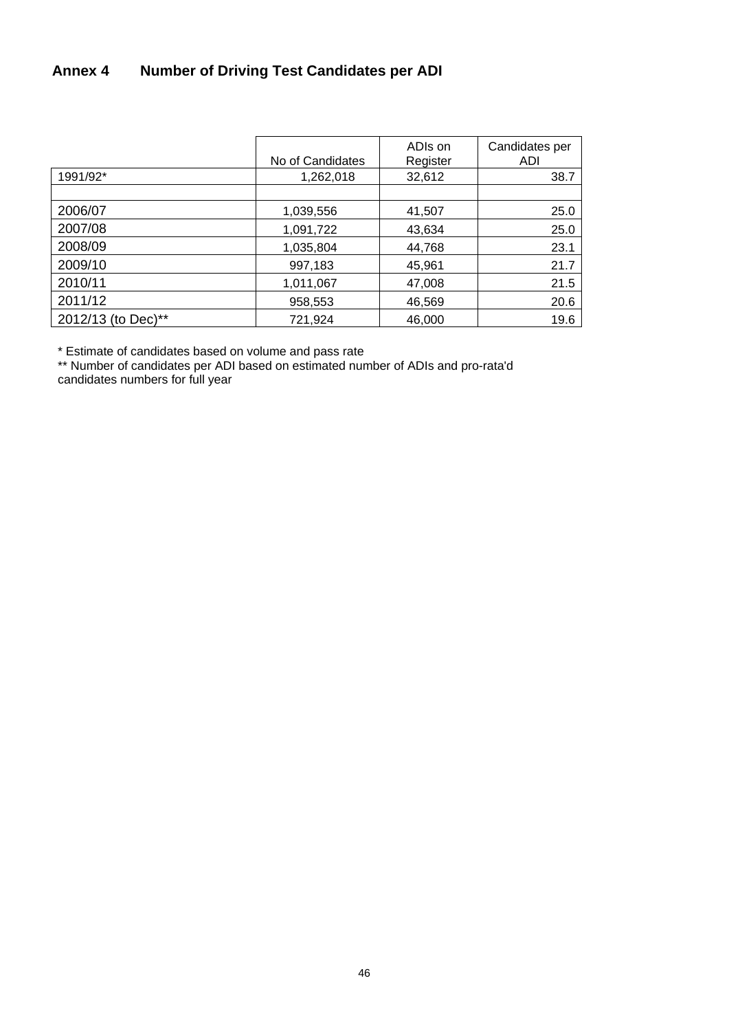## Annex 4 Number of Driving Test Candidates per ADI

| | No of Candidates | ADIs on Register | Candidates per ADI |
|---|---|---|---|
| 1991/92* | 1,262,018 | 32,612 | 38.7 |
| | | | |
| 2006/07 | 1,039,556 | 41,507 | 25.0 |
| 2007/08 | 1,091,722 | 43,634 | 25.0 |
| 2008/09 | 1,035,804 | 44,768 | 23.1 |
| 2009/10 | 997,183 | 45,961 | 21.7 |
| 2010/11 | 1,011,067 | 47,008 | 21.5 |
| 2011/12 | 958,553 | 46,569 | 20.6 |
| 2012/13 (to Dec)** | 721,924 | 46,000 | 19.6 |

* Estimate of candidates based on volume and pass rate

** Number of candidates per ADI based on estimated number of ADIs and pro-rata'd candidates numbers for full year